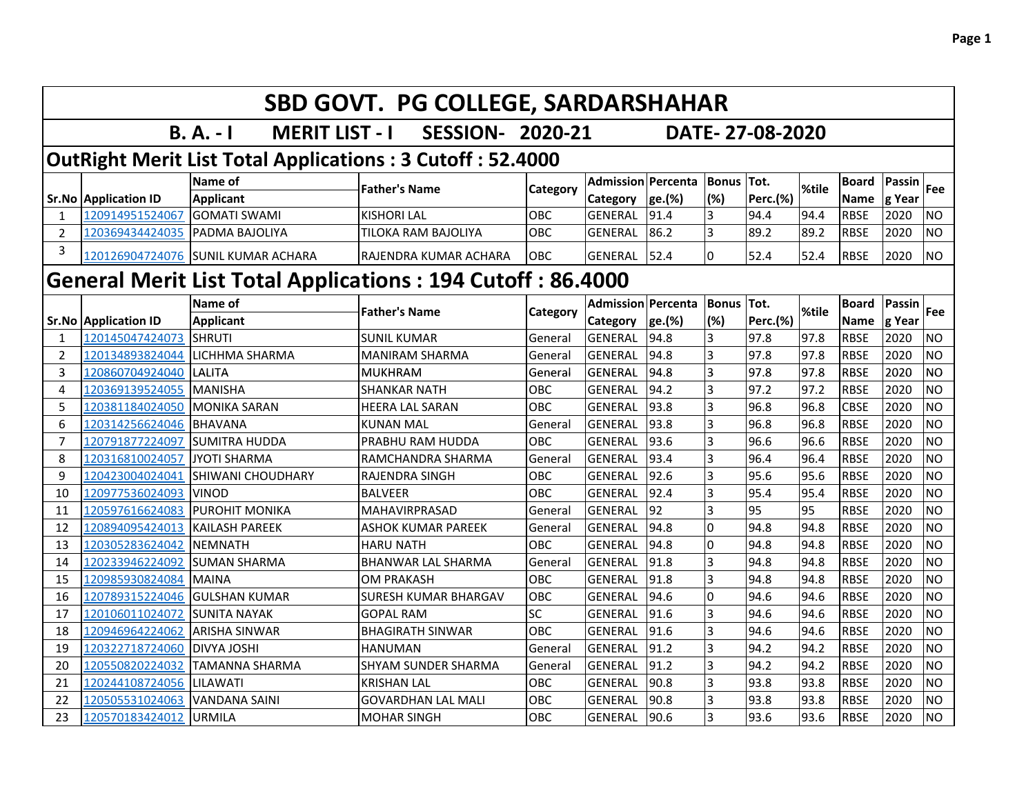# SBD GOVT. PG COLLEGE, SARDARSHAHAR

## B. A. - I MERIT LIST - I SESSION- 2020-21 DATE- 27-08-2020

### OutRight Merit List Total Applications : 3 Cutoff : 52.4000

| Sr.No | Application ID | Name of Applicant | Father's Name | Category | Admission Category | Percentage.(%) | Bonus (%) | Tot. Perc.(%) | %tile | Board Name | Passing Year | Fee |
|---|---|---|---|---|---|---|---|---|---|---|---|---|
| 1 | 120914951524067 | GOMATI SWAMI | KISHORI LAL | OBC | GENERAL | 91.4 | 3 | 94.4 | 94.4 | RBSE | 2020 | NO |
| 2 | 120369434424035 | PADMA BAJOLIYA | TILOKA RAM BAJOLIYA | OBC | GENERAL | 86.2 | 3 | 89.2 | 89.2 | RBSE | 2020 | NO |
| 3 | 120126904724076 | SUNIL KUMAR ACHARA | RAJENDRA KUMAR ACHARA | OBC | GENERAL | 52.4 | 0 | 52.4 | 52.4 | RBSE | 2020 | NO |

### General Merit List Total Applications : 194 Cutoff : 86.4000

| Sr.No | Application ID | Name of Applicant | Father's Name | Category | Admission Category | Percentage.(%) | Bonus (%) | Tot. Perc.(%) | %tile | Board Name | Passing Year | Fee |
|---|---|---|---|---|---|---|---|---|---|---|---|---|
| 1 | 120145047424073 | SHRUTI | SUNIL KUMAR | General | GENERAL | 94.8 | 3 | 97.8 | 97.8 | RBSE | 2020 | NO |
| 2 | 120134893824044 | LICHHMA SHARMA | MANIRAM SHARMA | General | GENERAL | 94.8 | 3 | 97.8 | 97.8 | RBSE | 2020 | NO |
| 3 | 120860704924040 | LALITA | MUKHRAM | General | GENERAL | 94.8 | 3 | 97.8 | 97.8 | RBSE | 2020 | NO |
| 4 | 120369139524055 | MANISHA | SHANKAR NATH | OBC | GENERAL | 94.2 | 3 | 97.2 | 97.2 | RBSE | 2020 | NO |
| 5 | 120381184024050 | MONIKA SARAN | HEERA LAL SARAN | OBC | GENERAL | 93.8 | 3 | 96.8 | 96.8 | CBSE | 2020 | NO |
| 6 | 120314256624046 | BHAVANA | KUNAN MAL | General | GENERAL | 93.8 | 3 | 96.8 | 96.8 | RBSE | 2020 | NO |
| 7 | 120791877224097 | SUMITRA HUDDA | PRABHU RAM HUDDA | OBC | GENERAL | 93.6 | 3 | 96.6 | 96.6 | RBSE | 2020 | NO |
| 8 | 120316810024057 | JYOTI SHARMA | RAMCHANDRA SHARMA | General | GENERAL | 93.4 | 3 | 96.4 | 96.4 | RBSE | 2020 | NO |
| 9 | 120423004024041 | SHIWANI CHOUDHARY | RAJENDRA SINGH | OBC | GENERAL | 92.6 | 3 | 95.6 | 95.6 | RBSE | 2020 | NO |
| 10 | 120977536024093 | VINOD | BALVEER | OBC | GENERAL | 92.4 | 3 | 95.4 | 95.4 | RBSE | 2020 | NO |
| 11 | 120597616624083 | PUROHIT MONIKA | MAHAVIRPRASAD | General | GENERAL | 92 | 3 | 95 | 95 | RBSE | 2020 | NO |
| 12 | 120894095424013 | KAILASH PAREEK | ASHOK KUMAR PAREEK | General | GENERAL | 94.8 | 0 | 94.8 | 94.8 | RBSE | 2020 | NO |
| 13 | 120305283624042 | NEMNATH | HARU NATH | OBC | GENERAL | 94.8 | 0 | 94.8 | 94.8 | RBSE | 2020 | NO |
| 14 | 120233946224092 | SUMAN SHARMA | BHANWAR LAL SHARMA | General | GENERAL | 91.8 | 3 | 94.8 | 94.8 | RBSE | 2020 | NO |
| 15 | 120985930824084 | MAINA | OM PRAKASH | OBC | GENERAL | 91.8 | 3 | 94.8 | 94.8 | RBSE | 2020 | NO |
| 16 | 120789315224046 | GULSHAN KUMAR | SURESH KUMAR BHARGAV | OBC | GENERAL | 94.6 | 0 | 94.6 | 94.6 | RBSE | 2020 | NO |
| 17 | 120106011024072 | SUNITA NAYAK | GOPAL RAM | SC | GENERAL | 91.6 | 3 | 94.6 | 94.6 | RBSE | 2020 | NO |
| 18 | 120946964224062 | ARISHA SINWAR | BHAGIRATH SINWAR | OBC | GENERAL | 91.6 | 3 | 94.6 | 94.6 | RBSE | 2020 | NO |
| 19 | 120322718724060 | DIVYA JOSHI | HANUMAN | General | GENERAL | 91.2 | 3 | 94.2 | 94.2 | RBSE | 2020 | NO |
| 20 | 120550820224032 | TAMANNA SHARMA | SHYAM SUNDER SHARMA | General | GENERAL | 91.2 | 3 | 94.2 | 94.2 | RBSE | 2020 | NO |
| 21 | 120244108724056 | LILAWATI | KRISHAN LAL | OBC | GENERAL | 90.8 | 3 | 93.8 | 93.8 | RBSE | 2020 | NO |
| 22 | 120505531024063 | VANDANA SAINI | GOVARDHAN LAL MALI | OBC | GENERAL | 90.8 | 3 | 93.8 | 93.8 | RBSE | 2020 | NO |
| 23 | 120570183424012 | URMILA | MOHAR SINGH | OBC | GENERAL | 90.6 | 3 | 93.6 | 93.6 | RBSE | 2020 | NO |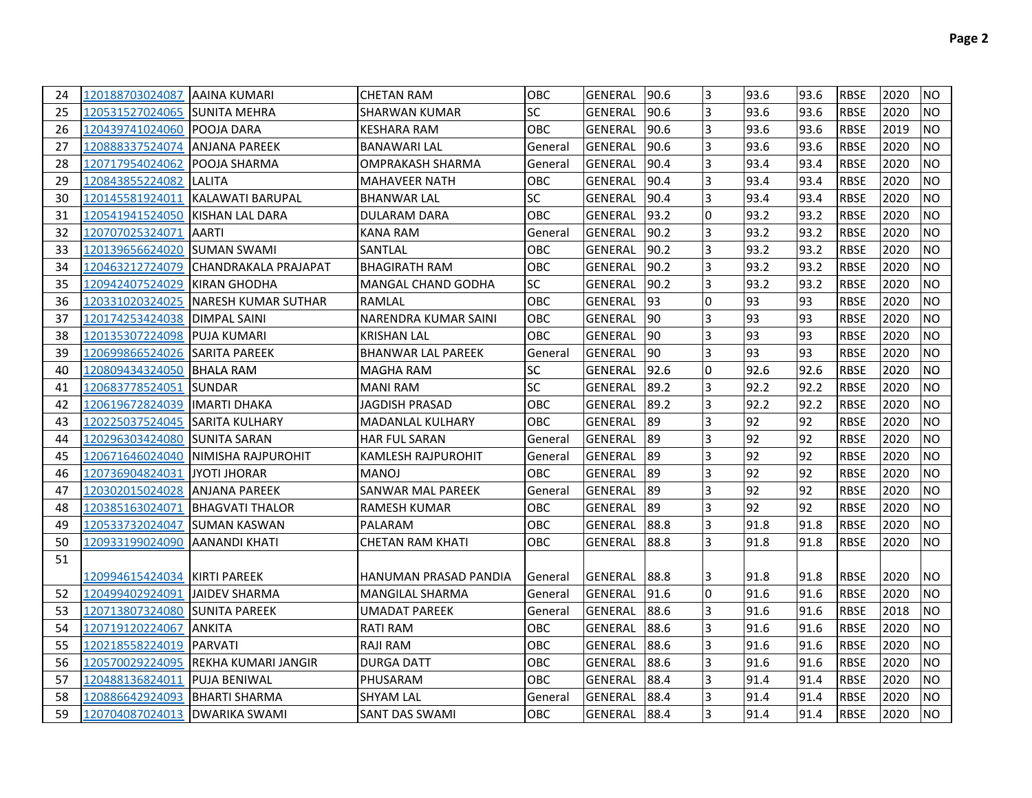| | | | | | | | | | | | | |
|---|---|---|---|---|---|---|---|---|---|---|---|---|
| 24 | 120188703024087 | AAINA KUMARI | CHETAN RAM | OBC | GENERAL | 90.6 | 3 | 93.6 | 93.6 | RBSE | 2020 | NO |
| 25 | 120531527024065 | SUNITA MEHRA | SHARWAN KUMAR | SC | GENERAL | 90.6 | 3 | 93.6 | 93.6 | RBSE | 2020 | NO |
| 26 | 120439741024060 | POOJA DARA | KESHARA RAM | OBC | GENERAL | 90.6 | 3 | 93.6 | 93.6 | RBSE | 2019 | NO |
| 27 | 120888337524074 | ANJANA PAREEK | BANAWARI LAL | General | GENERAL | 90.6 | 3 | 93.6 | 93.6 | RBSE | 2020 | NO |
| 28 | 120717954024062 | POOJA SHARMA | OMPRAKASH SHARMA | General | GENERAL | 90.4 | 3 | 93.4 | 93.4 | RBSE | 2020 | NO |
| 29 | 120843855224082 | LALITA | MAHAVEER NATH | OBC | GENERAL | 90.4 | 3 | 93.4 | 93.4 | RBSE | 2020 | NO |
| 30 | 120145581924011 | KALAWATI BARUPAL | BHANWAR LAL | SC | GENERAL | 90.4 | 3 | 93.4 | 93.4 | RBSE | 2020 | NO |
| 31 | 120541941524050 | KISHAN LAL DARA | DULARAM DARA | OBC | GENERAL | 93.2 | 0 | 93.2 | 93.2 | RBSE | 2020 | NO |
| 32 | 120707025324071 | AARTI | KANA RAM | General | GENERAL | 90.2 | 3 | 93.2 | 93.2 | RBSE | 2020 | NO |
| 33 | 120139656624020 | SUMAN SWAMI | SANTLAL | OBC | GENERAL | 90.2 | 3 | 93.2 | 93.2 | RBSE | 2020 | NO |
| 34 | 120463212724079 | CHANDRAKALA PRAJAPAT | BHAGIRATH RAM | OBC | GENERAL | 90.2 | 3 | 93.2 | 93.2 | RBSE | 2020 | NO |
| 35 | 120942407524029 | KIRAN GHODHA | MANGAL CHAND GODHA | SC | GENERAL | 90.2 | 3 | 93.2 | 93.2 | RBSE | 2020 | NO |
| 36 | 120331020324025 | NARESH KUMAR SUTHAR | RAMLAL | OBC | GENERAL | 93 | 0 | 93 | 93 | RBSE | 2020 | NO |
| 37 | 120174253424038 | DIMPAL SAINI | NARENDRA KUMAR SAINI | OBC | GENERAL | 90 | 3 | 93 | 93 | RBSE | 2020 | NO |
| 38 | 120135307224098 | PUJA KUMARI | KRISHAN LAL | OBC | GENERAL | 90 | 3 | 93 | 93 | RBSE | 2020 | NO |
| 39 | 120699866524026 | SARITA PAREEK | BHANWAR LAL PAREEK | General | GENERAL | 90 | 3 | 93 | 93 | RBSE | 2020 | NO |
| 40 | 120809434324050 | BHALA RAM | MAGHA RAM | SC | GENERAL | 92.6 | 0 | 92.6 | 92.6 | RBSE | 2020 | NO |
| 41 | 120683778524051 | SUNDAR | MANI RAM | SC | GENERAL | 89.2 | 3 | 92.2 | 92.2 | RBSE | 2020 | NO |
| 42 | 120619672824039 | IMARTI DHAKA | JAGDISH PRASAD | OBC | GENERAL | 89.2 | 3 | 92.2 | 92.2 | RBSE | 2020 | NO |
| 43 | 120225037524045 | SARITA KULHARY | MADANLAL KULHARY | OBC | GENERAL | 89 | 3 | 92 | 92 | RBSE | 2020 | NO |
| 44 | 120296303424080 | SUNITA SARAN | HAR FUL SARAN | General | GENERAL | 89 | 3 | 92 | 92 | RBSE | 2020 | NO |
| 45 | 120671646024040 | NIMISHA RAJPUROHIT | KAMLESH RAJPUROHIT | General | GENERAL | 89 | 3 | 92 | 92 | RBSE | 2020 | NO |
| 46 | 120736904824031 | JYOTI JHORAR | MANOJ | OBC | GENERAL | 89 | 3 | 92 | 92 | RBSE | 2020 | NO |
| 47 | 120302015024028 | ANJANA PAREEK | SANWAR MAL PAREEK | General | GENERAL | 89 | 3 | 92 | 92 | RBSE | 2020 | NO |
| 48 | 120385163024071 | BHAGVATI THALOR | RAMESH KUMAR | OBC | GENERAL | 89 | 3 | 92 | 92 | RBSE | 2020 | NO |
| 49 | 120533732024047 | SUMAN KASWAN | PALARAM | OBC | GENERAL | 88.8 | 3 | 91.8 | 91.8 | RBSE | 2020 | NO |
| 50 | 120933199024090 | AANANDI KHATI | CHETAN RAM KHATI | OBC | GENERAL | 88.8 | 3 | 91.8 | 91.8 | RBSE | 2020 | NO |
| 51 | 120994615424034 | KIRTI PAREEK | HANUMAN PRASAD PANDIA | General | GENERAL | 88.8 | 3 | 91.8 | 91.8 | RBSE | 2020 | NO |
| 52 | 120499402924091 | JAIDEV SHARMA | MANGILAL SHARMA | General | GENERAL | 91.6 | 0 | 91.6 | 91.6 | RBSE | 2020 | NO |
| 53 | 120713807324080 | SUNITA PAREEK | UMADAT PAREEK | General | GENERAL | 88.6 | 3 | 91.6 | 91.6 | RBSE | 2018 | NO |
| 54 | 120719120224067 | ANKITA | RATI RAM | OBC | GENERAL | 88.6 | 3 | 91.6 | 91.6 | RBSE | 2020 | NO |
| 55 | 120218558224019 | PARVATI | RAJI RAM | OBC | GENERAL | 88.6 | 3 | 91.6 | 91.6 | RBSE | 2020 | NO |
| 56 | 120570029224095 | REKHA KUMARI JANGIR | DURGA DATT | OBC | GENERAL | 88.6 | 3 | 91.6 | 91.6 | RBSE | 2020 | NO |
| 57 | 120488136824011 | PUJA BENIWAL | PHUSARAM | OBC | GENERAL | 88.4 | 3 | 91.4 | 91.4 | RBSE | 2020 | NO |
| 58 | 120886642924093 | BHARTI SHARMA | SHYAM LAL | General | GENERAL | 88.4 | 3 | 91.4 | 91.4 | RBSE | 2020 | NO |
| 59 | 120704087024013 | DWARIKA SWAMI | SANT DAS SWAMI | OBC | GENERAL | 88.4 | 3 | 91.4 | 91.4 | RBSE | 2020 | NO |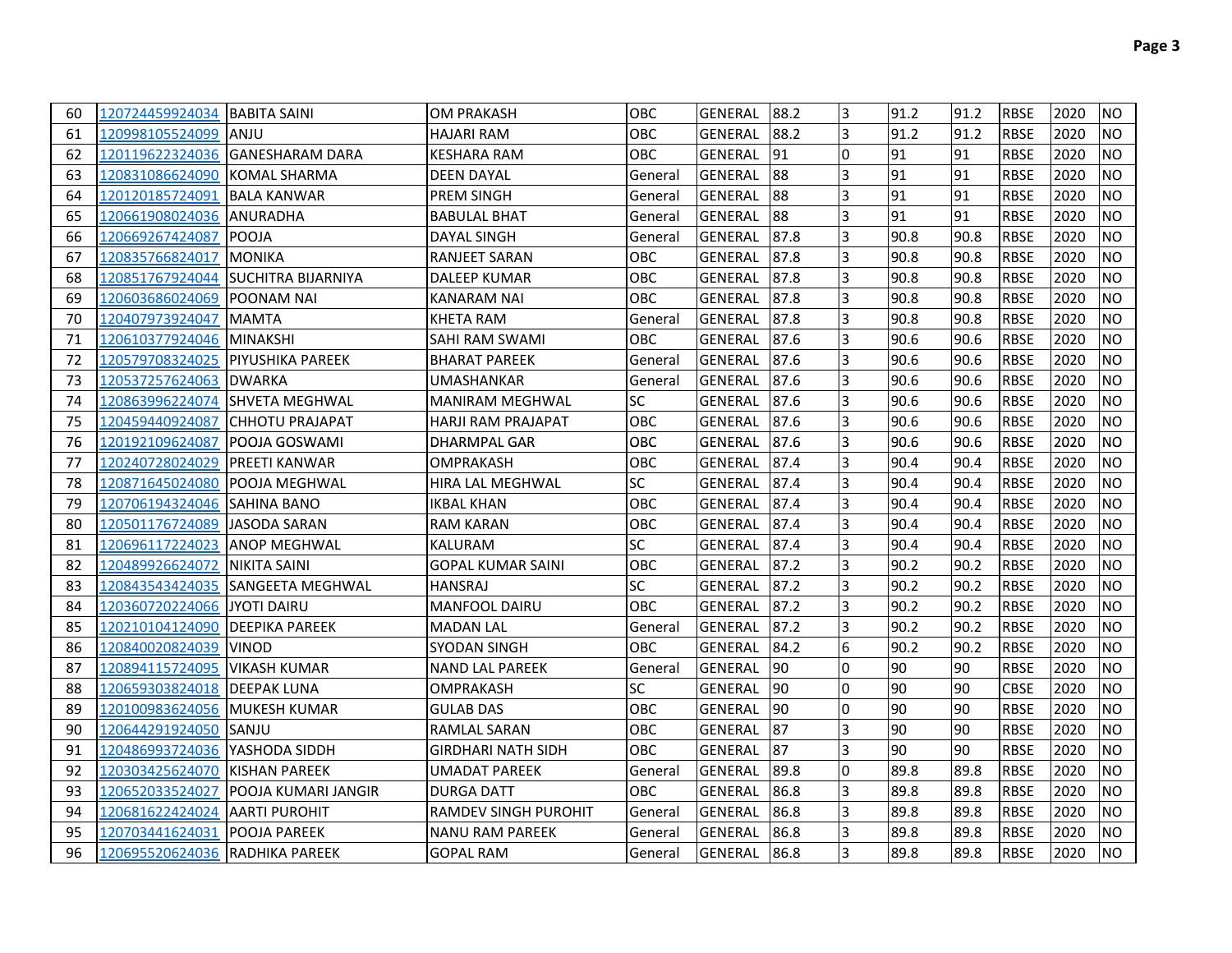| | | | | | | | | | | | | |
|---|---|---|---|---|---|---|---|---|---|---|---|---|
| 60 | 120724459924034 | BABITA SAINI | OM PRAKASH | OBC | GENERAL | 88.2 | 3 | 91.2 | 91.2 | RBSE | 2020 | NO |
| 61 | 120998105524099 | ANJU | HAJARI RAM | OBC | GENERAL | 88.2 | 3 | 91.2 | 91.2 | RBSE | 2020 | NO |
| 62 | 120119622324036 | GANESHARAM DARA | KESHARA RAM | OBC | GENERAL | 91 | 0 | 91 | 91 | RBSE | 2020 | NO |
| 63 | 120831086624090 | KOMAL SHARMA | DEEN DAYAL | General | GENERAL | 88 | 3 | 91 | 91 | RBSE | 2020 | NO |
| 64 | 120120185724091 | BALA KANWAR | PREM SINGH | General | GENERAL | 88 | 3 | 91 | 91 | RBSE | 2020 | NO |
| 65 | 120661908024036 | ANURADHA | BABULAL BHAT | General | GENERAL | 88 | 3 | 91 | 91 | RBSE | 2020 | NO |
| 66 | 120669267424087 | POOJA | DAYAL SINGH | General | GENERAL | 87.8 | 3 | 90.8 | 90.8 | RBSE | 2020 | NO |
| 67 | 120835766824017 | MONIKA | RANJEET SARAN | OBC | GENERAL | 87.8 | 3 | 90.8 | 90.8 | RBSE | 2020 | NO |
| 68 | 120851767924044 | SUCHITRA BIJARNIYA | DALEEP KUMAR | OBC | GENERAL | 87.8 | 3 | 90.8 | 90.8 | RBSE | 2020 | NO |
| 69 | 120603686024069 | POONAM NAI | KANARAM NAI | OBC | GENERAL | 87.8 | 3 | 90.8 | 90.8 | RBSE | 2020 | NO |
| 70 | 120407973924047 | MAMTA | KHETA RAM | General | GENERAL | 87.8 | 3 | 90.8 | 90.8 | RBSE | 2020 | NO |
| 71 | 120610377924046 | MINAKSHI | SAHI RAM SWAMI | OBC | GENERAL | 87.6 | 3 | 90.6 | 90.6 | RBSE | 2020 | NO |
| 72 | 120579708324025 | PIYUSHIKA PAREEK | BHARAT PAREEK | General | GENERAL | 87.6 | 3 | 90.6 | 90.6 | RBSE | 2020 | NO |
| 73 | 120537257624063 | DWARKA | UMASHANKAR | General | GENERAL | 87.6 | 3 | 90.6 | 90.6 | RBSE | 2020 | NO |
| 74 | 120863996224074 | SHVETA MEGHWAL | MANIRAM MEGHWAL | SC | GENERAL | 87.6 | 3 | 90.6 | 90.6 | RBSE | 2020 | NO |
| 75 | 120459440924087 | CHHOTU PRAJAPAT | HARJI RAM PRAJAPAT | OBC | GENERAL | 87.6 | 3 | 90.6 | 90.6 | RBSE | 2020 | NO |
| 76 | 120192109624087 | POOJA GOSWAMI | DHARMPAL GAR | OBC | GENERAL | 87.6 | 3 | 90.6 | 90.6 | RBSE | 2020 | NO |
| 77 | 120240728024029 | PREETI KANWAR | OMPRAKASH | OBC | GENERAL | 87.4 | 3 | 90.4 | 90.4 | RBSE | 2020 | NO |
| 78 | 120871645024080 | POOJA MEGHWAL | HIRA LAL MEGHWAL | SC | GENERAL | 87.4 | 3 | 90.4 | 90.4 | RBSE | 2020 | NO |
| 79 | 120706194324046 | SAHINA BANO | IKBAL KHAN | OBC | GENERAL | 87.4 | 3 | 90.4 | 90.4 | RBSE | 2020 | NO |
| 80 | 120501176724089 | JASODA SARAN | RAM KARAN | OBC | GENERAL | 87.4 | 3 | 90.4 | 90.4 | RBSE | 2020 | NO |
| 81 | 120696117224023 | ANOP MEGHWAL | KALURAM | SC | GENERAL | 87.4 | 3 | 90.4 | 90.4 | RBSE | 2020 | NO |
| 82 | 120489926624072 | NIKITA SAINI | GOPAL KUMAR SAINI | OBC | GENERAL | 87.2 | 3 | 90.2 | 90.2 | RBSE | 2020 | NO |
| 83 | 120843543424035 | SANGEETA MEGHWAL | HANSRAJ | SC | GENERAL | 87.2 | 3 | 90.2 | 90.2 | RBSE | 2020 | NO |
| 84 | 120360720224066 | JYOTI DAIRU | MANFOOL DAIRU | OBC | GENERAL | 87.2 | 3 | 90.2 | 90.2 | RBSE | 2020 | NO |
| 85 | 120210104124090 | DEEPIKA PAREEK | MADAN LAL | General | GENERAL | 87.2 | 3 | 90.2 | 90.2 | RBSE | 2020 | NO |
| 86 | 120840020824039 | VINOD | SYODAN SINGH | OBC | GENERAL | 84.2 | 6 | 90.2 | 90.2 | RBSE | 2020 | NO |
| 87 | 120894115724095 | VIKASH KUMAR | NAND LAL PAREEK | General | GENERAL | 90 | 0 | 90 | 90 | RBSE | 2020 | NO |
| 88 | 120659303824018 | DEEPAK LUNA | OMPRAKASH | SC | GENERAL | 90 | 0 | 90 | 90 | CBSE | 2020 | NO |
| 89 | 120100983624056 | MUKESH KUMAR | GULAB DAS | OBC | GENERAL | 90 | 0 | 90 | 90 | RBSE | 2020 | NO |
| 90 | 120644291924050 | SANJU | RAMLAL SARAN | OBC | GENERAL | 87 | 3 | 90 | 90 | RBSE | 2020 | NO |
| 91 | 120486993724036 | YASHODA SIDDH | GIRDHARI NATH SIDH | OBC | GENERAL | 87 | 3 | 90 | 90 | RBSE | 2020 | NO |
| 92 | 120303425624070 | KISHAN PAREEK | UMADAT PAREEK | General | GENERAL | 89.8 | 0 | 89.8 | 89.8 | RBSE | 2020 | NO |
| 93 | 120652033524027 | POOJA KUMARI JANGIR | DURGA DATT | OBC | GENERAL | 86.8 | 3 | 89.8 | 89.8 | RBSE | 2020 | NO |
| 94 | 120681622424024 | AARTI PUROHIT | RAMDEV SINGH PUROHIT | General | GENERAL | 86.8 | 3 | 89.8 | 89.8 | RBSE | 2020 | NO |
| 95 | 120703441624031 | POOJA PAREEK | NANU RAM PAREEK | General | GENERAL | 86.8 | 3 | 89.8 | 89.8 | RBSE | 2020 | NO |
| 96 | 120695520624036 | RADHIKA PAREEK | GOPAL RAM | General | GENERAL | 86.8 | 3 | 89.8 | 89.8 | RBSE | 2020 | NO |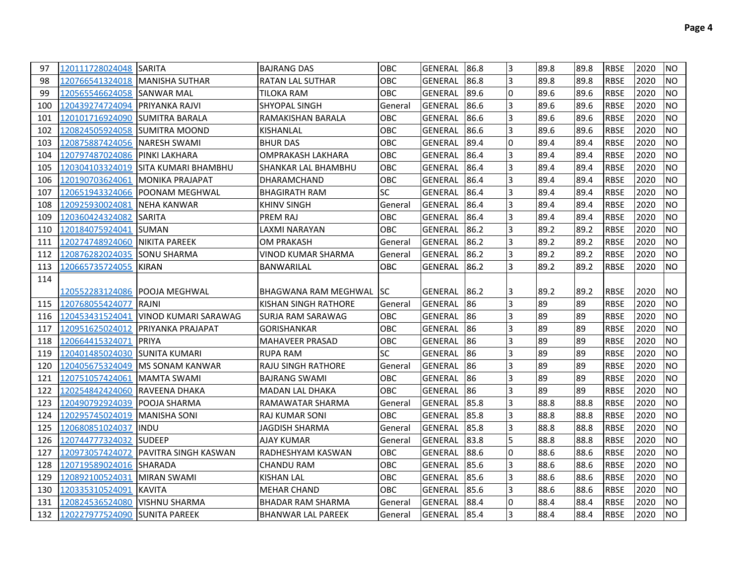| | | | | | | | | | | | | |
|---|---|---|---|---|---|---|---|---|---|---|---|---|
| 97 | 120111728024048 | SARITA | BAJRANG DAS | OBC | GENERAL | 86.8 | 3 | 89.8 | 89.8 | RBSE | 2020 | NO |
| 98 | 120766541324018 | MANISHA SUTHAR | RATAN LAL SUTHAR | OBC | GENERAL | 86.8 | 3 | 89.8 | 89.8 | RBSE | 2020 | NO |
| 99 | 120565546624058 | SANWAR MAL | TILOKA RAM | OBC | GENERAL | 89.6 | 0 | 89.6 | 89.6 | RBSE | 2020 | NO |
| 100 | 120439274724094 | PRIYANKA RAJVI | SHYOPAL SINGH | General | GENERAL | 86.6 | 3 | 89.6 | 89.6 | RBSE | 2020 | NO |
| 101 | 120101716924090 | SUMITRA BARALA | RAMAKISHAN BARALA | OBC | GENERAL | 86.6 | 3 | 89.6 | 89.6 | RBSE | 2020 | NO |
| 102 | 120824505924058 | SUMITRA MOOND | KISHANLAL | OBC | GENERAL | 86.6 | 3 | 89.6 | 89.6 | RBSE | 2020 | NO |
| 103 | 120875887424056 | NARESH SWAMI | BHUR DAS | OBC | GENERAL | 89.4 | 0 | 89.4 | 89.4 | RBSE | 2020 | NO |
| 104 | 120797487024086 | PINKI LAKHARA | OMPRAKASH LAKHARA | OBC | GENERAL | 86.4 | 3 | 89.4 | 89.4 | RBSE | 2020 | NO |
| 105 | 120304103324019 | SITA KUMARI BHAMBHU | SHANKAR LAL BHAMBHU | OBC | GENERAL | 86.4 | 3 | 89.4 | 89.4 | RBSE | 2020 | NO |
| 106 | 120190703624061 | MONIKA PRAJAPAT | DHARAMCHAND | OBC | GENERAL | 86.4 | 3 | 89.4 | 89.4 | RBSE | 2020 | NO |
| 107 | 120651943324066 | POONAM MEGHWAL | BHAGIRATH RAM | SC | GENERAL | 86.4 | 3 | 89.4 | 89.4 | RBSE | 2020 | NO |
| 108 | 120925930024081 | NEHA KANWAR | KHINV SINGH | General | GENERAL | 86.4 | 3 | 89.4 | 89.4 | RBSE | 2020 | NO |
| 109 | 120360424324082 | SARITA | PREM RAJ | OBC | GENERAL | 86.4 | 3 | 89.4 | 89.4 | RBSE | 2020 | NO |
| 110 | 120184075924041 | SUMAN | LAXMI NARAYAN | OBC | GENERAL | 86.2 | 3 | 89.2 | 89.2 | RBSE | 2020 | NO |
| 111 | 120274748924060 | NIKITA PAREEK | OM PRAKASH | General | GENERAL | 86.2 | 3 | 89.2 | 89.2 | RBSE | 2020 | NO |
| 112 | 120876282024035 | SONU SHARMA | VINOD KUMAR SHARMA | General | GENERAL | 86.2 | 3 | 89.2 | 89.2 | RBSE | 2020 | NO |
| 113 | 120665735724055 | KIRAN | BANWARILAL | OBC | GENERAL | 86.2 | 3 | 89.2 | 89.2 | RBSE | 2020 | NO |
| 114 | 120552283124086 | POOJA MEGHWAL | BHAGWANA RAM MEGHWAL | SC | GENERAL | 86.2 | 3 | 89.2 | 89.2 | RBSE | 2020 | NO |
| 115 | 120768055424077 | RAJNI | KISHAN SINGH RATHORE | General | GENERAL | 86 | 3 | 89 | 89 | RBSE | 2020 | NO |
| 116 | 120453431524041 | VINOD KUMARI SARAWAG | SURJA RAM SARAWAG | OBC | GENERAL | 86 | 3 | 89 | 89 | RBSE | 2020 | NO |
| 117 | 120951625024012 | PRIYANKA PRAJAPAT | GORISHANKAR | OBC | GENERAL | 86 | 3 | 89 | 89 | RBSE | 2020 | NO |
| 118 | 120664415324071 | PRIYA | MAHAVEER PRASAD | OBC | GENERAL | 86 | 3 | 89 | 89 | RBSE | 2020 | NO |
| 119 | 120401485024030 | SUNITA KUMARI | RUPA RAM | SC | GENERAL | 86 | 3 | 89 | 89 | RBSE | 2020 | NO |
| 120 | 120405675324049 | MS SONAM KANWAR | RAJU SINGH RATHORE | General | GENERAL | 86 | 3 | 89 | 89 | RBSE | 2020 | NO |
| 121 | 120751057424061 | MAMTA SWAMI | BAJRANG SWAMI | OBC | GENERAL | 86 | 3 | 89 | 89 | RBSE | 2020 | NO |
| 122 | 120254842424060 | RAVEENA DHAKA | MADAN LAL DHAKA | OBC | GENERAL | 86 | 3 | 89 | 89 | RBSE | 2020 | NO |
| 123 | 120490792924039 | POOJA SHARMA | RAMAWATAR SHARMA | General | GENERAL | 85.8 | 3 | 88.8 | 88.8 | RBSE | 2020 | NO |
| 124 | 120295745024019 | MANISHA SONI | RAJ KUMAR SONI | OBC | GENERAL | 85.8 | 3 | 88.8 | 88.8 | RBSE | 2020 | NO |
| 125 | 120680851024037 | INDU | JAGDISH SHARMA | General | GENERAL | 85.8 | 3 | 88.8 | 88.8 | RBSE | 2020 | NO |
| 126 | 120744777324032 | SUDEEP | AJAY KUMAR | General | GENERAL | 83.8 | 5 | 88.8 | 88.8 | RBSE | 2020 | NO |
| 127 | 120973057424072 | PAVITRA SINGH KASWAN | RADHESHYAM KASWAN | OBC | GENERAL | 88.6 | 0 | 88.6 | 88.6 | RBSE | 2020 | NO |
| 128 | 120719589024016 | SHARADA | CHANDU RAM | OBC | GENERAL | 85.6 | 3 | 88.6 | 88.6 | RBSE | 2020 | NO |
| 129 | 120892100524031 | MIRAN SWAMI | KISHAN LAL | OBC | GENERAL | 85.6 | 3 | 88.6 | 88.6 | RBSE | 2020 | NO |
| 130 | 120335310524091 | KAVITA | MEHAR CHAND | OBC | GENERAL | 85.6 | 3 | 88.6 | 88.6 | RBSE | 2020 | NO |
| 131 | 120824536524080 | VISHNU SHARMA | BHADAR RAM SHARMA | General | GENERAL | 88.4 | 0 | 88.4 | 88.4 | RBSE | 2020 | NO |
| 132 | 120227977524090 | SUNITA PAREEK | BHANWAR LAL PAREEK | General | GENERAL | 85.4 | 3 | 88.4 | 88.4 | RBSE | 2020 | NO |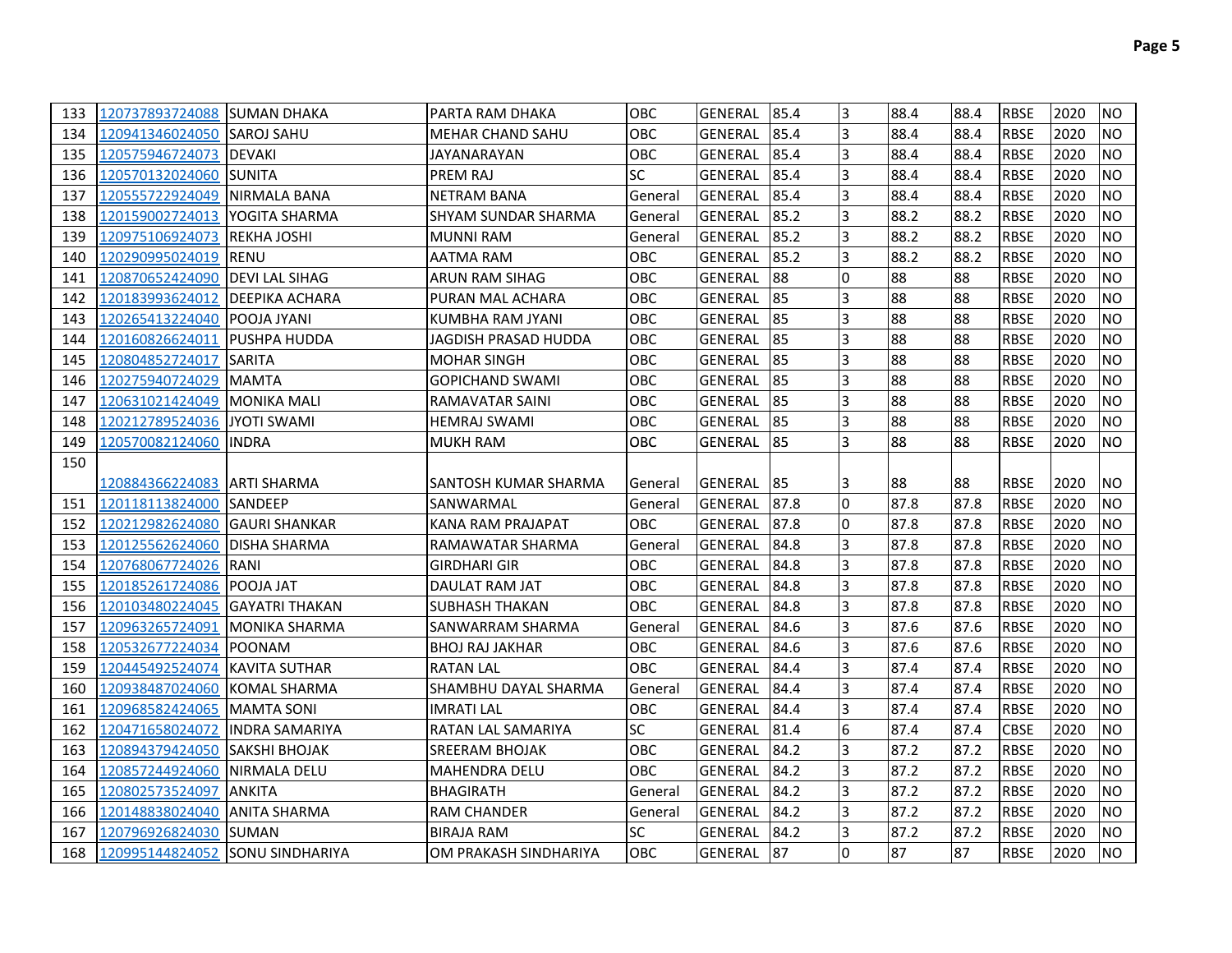| | | | | | | | | | | | | |
|---|---|---|---|---|---|---|---|---|---|---|---|---|
| 133 | 120737893724088 | SUMAN DHAKA | PARTA RAM DHAKA | OBC | GENERAL | 85.4 | 3 | 88.4 | 88.4 | RBSE | 2020 | NO |
| 134 | 120941346024050 | SAROJ SAHU | MEHAR CHAND SAHU | OBC | GENERAL | 85.4 | 3 | 88.4 | 88.4 | RBSE | 2020 | NO |
| 135 | 120575946724073 | DEVAKI | JAYANARAYAN | OBC | GENERAL | 85.4 | 3 | 88.4 | 88.4 | RBSE | 2020 | NO |
| 136 | 120570132024060 | SUNITA | PREM RAJ | SC | GENERAL | 85.4 | 3 | 88.4 | 88.4 | RBSE | 2020 | NO |
| 137 | 120555722924049 | NIRMALA BANA | NETRAM BANA | General | GENERAL | 85.4 | 3 | 88.4 | 88.4 | RBSE | 2020 | NO |
| 138 | 120159002724013 | YOGITA SHARMA | SHYAM SUNDAR SHARMA | General | GENERAL | 85.2 | 3 | 88.2 | 88.2 | RBSE | 2020 | NO |
| 139 | 120975106924073 | REKHA JOSHI | MUNNI RAM | General | GENERAL | 85.2 | 3 | 88.2 | 88.2 | RBSE | 2020 | NO |
| 140 | 120290995024019 | RENU | AATMA RAM | OBC | GENERAL | 85.2 | 3 | 88.2 | 88.2 | RBSE | 2020 | NO |
| 141 | 120870652424090 | DEVI LAL SIHAG | ARUN RAM SIHAG | OBC | GENERAL | 88 | 0 | 88 | 88 | RBSE | 2020 | NO |
| 142 | 120183993624012 | DEEPIKA ACHARA | PURAN MAL ACHARA | OBC | GENERAL | 85 | 3 | 88 | 88 | RBSE | 2020 | NO |
| 143 | 120265413224040 | POOJA JYANI | KUMBHA RAM JYANI | OBC | GENERAL | 85 | 3 | 88 | 88 | RBSE | 2020 | NO |
| 144 | 120160826624011 | PUSHPA HUDDA | JAGDISH PRASAD HUDDA | OBC | GENERAL | 85 | 3 | 88 | 88 | RBSE | 2020 | NO |
| 145 | 120804852724017 | SARITA | MOHAR SINGH | OBC | GENERAL | 85 | 3 | 88 | 88 | RBSE | 2020 | NO |
| 146 | 120275940724029 | MAMTA | GOPICHAND SWAMI | OBC | GENERAL | 85 | 3 | 88 | 88 | RBSE | 2020 | NO |
| 147 | 120631021424049 | MONIKA MALI | RAMAVATAR SAINI | OBC | GENERAL | 85 | 3 | 88 | 88 | RBSE | 2020 | NO |
| 148 | 120212789524036 | JYOTI SWAMI | HEMRAJ SWAMI | OBC | GENERAL | 85 | 3 | 88 | 88 | RBSE | 2020 | NO |
| 149 | 120570082124060 | INDRA | MUKH RAM | OBC | GENERAL | 85 | 3 | 88 | 88 | RBSE | 2020 | NO |
| 150 | 120884366224083 | ARTI SHARMA | SANTOSH KUMAR SHARMA | General | GENERAL | 85 | 3 | 88 | 88 | RBSE | 2020 | NO |
| 151 | 120118113824000 | SANDEEP | SANWARMAL | General | GENERAL | 87.8 | 0 | 87.8 | 87.8 | RBSE | 2020 | NO |
| 152 | 120212982624080 | GAURI SHANKAR | KANA RAM PRAJAPAT | OBC | GENERAL | 87.8 | 0 | 87.8 | 87.8 | RBSE | 2020 | NO |
| 153 | 120125562624060 | DISHA SHARMA | RAMAWATAR SHARMA | General | GENERAL | 84.8 | 3 | 87.8 | 87.8 | RBSE | 2020 | NO |
| 154 | 120768067724026 | RANI | GIRDHARI GIR | OBC | GENERAL | 84.8 | 3 | 87.8 | 87.8 | RBSE | 2020 | NO |
| 155 | 120185261724086 | POOJA JAT | DAULAT RAM JAT | OBC | GENERAL | 84.8 | 3 | 87.8 | 87.8 | RBSE | 2020 | NO |
| 156 | 120103480224045 | GAYATRI THAKAN | SUBHASH THAKAN | OBC | GENERAL | 84.8 | 3 | 87.8 | 87.8 | RBSE | 2020 | NO |
| 157 | 120963265724091 | MONIKA SHARMA | SANWARRAM SHARMA | General | GENERAL | 84.6 | 3 | 87.6 | 87.6 | RBSE | 2020 | NO |
| 158 | 120532677224034 | POONAM | BHOJ RAJ JAKHAR | OBC | GENERAL | 84.6 | 3 | 87.6 | 87.6 | RBSE | 2020 | NO |
| 159 | 120445492524074 | KAVITA SUTHAR | RATAN LAL | OBC | GENERAL | 84.4 | 3 | 87.4 | 87.4 | RBSE | 2020 | NO |
| 160 | 120938487024060 | KOMAL SHARMA | SHAMBHU DAYAL SHARMA | General | GENERAL | 84.4 | 3 | 87.4 | 87.4 | RBSE | 2020 | NO |
| 161 | 120968582424065 | MAMTA SONI | IMRATI LAL | OBC | GENERAL | 84.4 | 3 | 87.4 | 87.4 | RBSE | 2020 | NO |
| 162 | 120471658024072 | INDRA SAMARIYA | RATAN LAL SAMARIYA | SC | GENERAL | 81.4 | 6 | 87.4 | 87.4 | CBSE | 2020 | NO |
| 163 | 120894379424050 | SAKSHI BHOJAK | SREERAM BHOJAK | OBC | GENERAL | 84.2 | 3 | 87.2 | 87.2 | RBSE | 2020 | NO |
| 164 | 120857244924060 | NIRMALA DELU | MAHENDRA DELU | OBC | GENERAL | 84.2 | 3 | 87.2 | 87.2 | RBSE | 2020 | NO |
| 165 | 120802573524097 | ANKITA | BHAGIRATH | General | GENERAL | 84.2 | 3 | 87.2 | 87.2 | RBSE | 2020 | NO |
| 166 | 120148838024040 | ANITA SHARMA | RAM CHANDER | General | GENERAL | 84.2 | 3 | 87.2 | 87.2 | RBSE | 2020 | NO |
| 167 | 120796926824030 | SUMAN | BIRAJA RAM | SC | GENERAL | 84.2 | 3 | 87.2 | 87.2 | RBSE | 2020 | NO |
| 168 | 120995144824052 | SONU SINDHARIYA | OM PRAKASH SINDHARIYA | OBC | GENERAL | 87 | 0 | 87 | 87 | RBSE | 2020 | NO |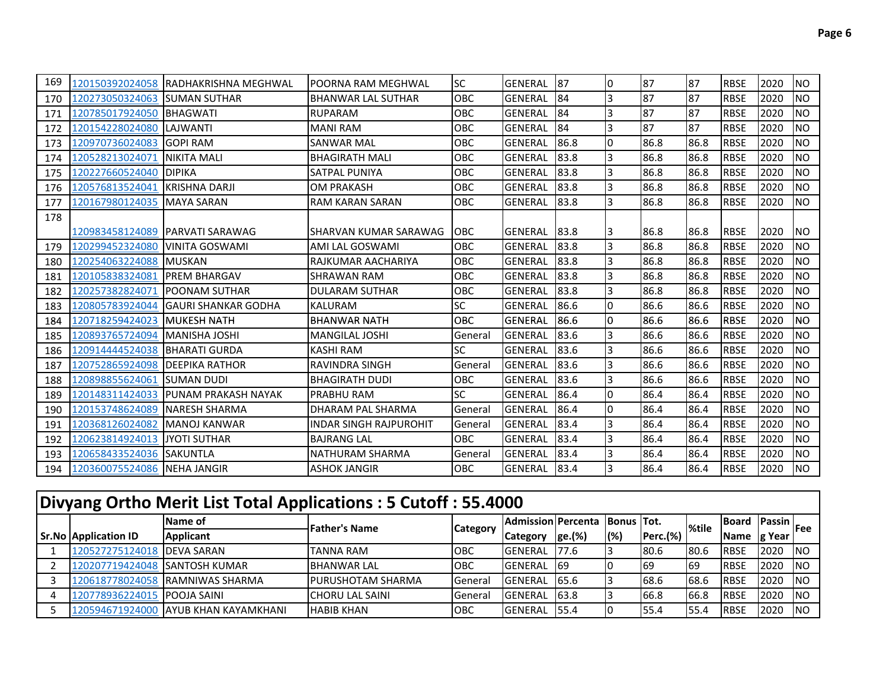| | | | | | | | | | | | | |
|---|---|---|---|---|---|---|---|---|---|---|---|---|
| 169 | 120150392024058 | RADHAKRISHNA MEGHWAL | POORNA RAM MEGHWAL | SC | GENERAL | 87 | 0 | 87 | 87 | RBSE | 2020 | NO |
| 170 | 120273050324063 | SUMAN SUTHAR | BHANWAR LAL SUTHAR | OBC | GENERAL | 84 | 3 | 87 | 87 | RBSE | 2020 | NO |
| 171 | 120785017924050 | BHAGWATI | RUPARAM | OBC | GENERAL | 84 | 3 | 87 | 87 | RBSE | 2020 | NO |
| 172 | 120154228024080 | LAJWANTI | MANI RAM | OBC | GENERAL | 84 | 3 | 87 | 87 | RBSE | 2020 | NO |
| 173 | 120970736024083 | GOPI RAM | SANWAR MAL | OBC | GENERAL | 86.8 | 0 | 86.8 | 86.8 | RBSE | 2020 | NO |
| 174 | 120528213024071 | NIKITA MALI | BHAGIRATH MALI | OBC | GENERAL | 83.8 | 3 | 86.8 | 86.8 | RBSE | 2020 | NO |
| 175 | 120227660524040 | DIPIKA | SATPAL PUNIYA | OBC | GENERAL | 83.8 | 3 | 86.8 | 86.8 | RBSE | 2020 | NO |
| 176 | 120576813524041 | KRISHNA DARJI | OM PRAKASH | OBC | GENERAL | 83.8 | 3 | 86.8 | 86.8 | RBSE | 2020 | NO |
| 177 | 120167980124035 | MAYA SARAN | RAM KARAN SARAN | OBC | GENERAL | 83.8 | 3 | 86.8 | 86.8 | RBSE | 2020 | NO |
| 178 | 120983458124089 | PARVATI SARAWAG | SHARVAN KUMAR SARAWAG | OBC | GENERAL | 83.8 | 3 | 86.8 | 86.8 | RBSE | 2020 | NO |
| 179 | 120299452324080 | VINITA GOSWAMI | AMI LAL GOSWAMI | OBC | GENERAL | 83.8 | 3 | 86.8 | 86.8 | RBSE | 2020 | NO |
| 180 | 120254063224088 | MUSKAN | RAJKUMAR AACHARIYA | OBC | GENERAL | 83.8 | 3 | 86.8 | 86.8 | RBSE | 2020 | NO |
| 181 | 120105838324081 | PREM BHARGAV | SHRAWAN RAM | OBC | GENERAL | 83.8 | 3 | 86.8 | 86.8 | RBSE | 2020 | NO |
| 182 | 120257382824071 | POONAM SUTHAR | DULARAM SUTHAR | OBC | GENERAL | 83.8 | 3 | 86.8 | 86.8 | RBSE | 2020 | NO |
| 183 | 120805783924044 | GAURI SHANKAR GODHA | KALURAM | SC | GENERAL | 86.6 | 0 | 86.6 | 86.6 | RBSE | 2020 | NO |
| 184 | 120718259424023 | MUKESH NATH | BHANWAR NATH | OBC | GENERAL | 86.6 | 0 | 86.6 | 86.6 | RBSE | 2020 | NO |
| 185 | 120893765724094 | MANISHA JOSHI | MANGILAL JOSHI | General | GENERAL | 83.6 | 3 | 86.6 | 86.6 | RBSE | 2020 | NO |
| 186 | 120914444524038 | BHARATI GURDA | KASHI RAM | SC | GENERAL | 83.6 | 3 | 86.6 | 86.6 | RBSE | 2020 | NO |
| 187 | 120752865924098 | DEEPIKA RATHOR | RAVINDRA SINGH | General | GENERAL | 83.6 | 3 | 86.6 | 86.6 | RBSE | 2020 | NO |
| 188 | 120898855624061 | SUMAN DUDI | BHAGIRATH DUDI | OBC | GENERAL | 83.6 | 3 | 86.6 | 86.6 | RBSE | 2020 | NO |
| 189 | 120148311424033 | PUNAM PRAKASH NAYAK | PRABHU RAM | SC | GENERAL | 86.4 | 0 | 86.4 | 86.4 | RBSE | 2020 | NO |
| 190 | 120153748624089 | NARESH SHARMA | DHARAM PAL SHARMA | General | GENERAL | 86.4 | 0 | 86.4 | 86.4 | RBSE | 2020 | NO |
| 191 | 120368126024082 | MANOJ KANWAR | INDAR SINGH RAJPUROHIT | General | GENERAL | 83.4 | 3 | 86.4 | 86.4 | RBSE | 2020 | NO |
| 192 | 120623814924013 | JYOTI SUTHAR | BAJRANG LAL | OBC | GENERAL | 83.4 | 3 | 86.4 | 86.4 | RBSE | 2020 | NO |
| 193 | 120658433524036 | SAKUNTLA | NATHURAM SHARMA | General | GENERAL | 83.4 | 3 | 86.4 | 86.4 | RBSE | 2020 | NO |
| 194 | 120360075524086 | NEHA JANGIR | ASHOK JANGIR | OBC | GENERAL | 83.4 | 3 | 86.4 | 86.4 | RBSE | 2020 | NO |

## Divyang Ortho Merit List Total Applications : 5 Cutoff : 55.4000

| Sr.No | Application ID | Name of Applicant | Father's Name | Category | Admission Category | Percentage.(%) | Bonus (%) | Tot. Perc.(%) | %tile | Board Name | Passing Year | Fee |
|---|---|---|---|---|---|---|---|---|---|---|---|---|
| 1 | 120527275124018 | DEVA SARAN | TANNA RAM | OBC | GENERAL | 77.6 | 3 | 80.6 | 80.6 | RBSE | 2020 | NO |
| 2 | 120207719424048 | SANTOSH KUMAR | BHANWAR LAL | OBC | GENERAL | 69 | 0 | 69 | 69 | RBSE | 2020 | NO |
| 3 | 120618778024058 | RAMNIWAS SHARMA | PURUSHOTAM SHARMA | General | GENERAL | 65.6 | 3 | 68.6 | 68.6 | RBSE | 2020 | NO |
| 4 | 120778936224015 | POOJA SAINI | CHORU LAL SAINI | General | GENERAL | 63.8 | 3 | 66.8 | 66.8 | RBSE | 2020 | NO |
| 5 | 120594671924000 | AYUB KHAN KAYAMKHANI | HABIB KHAN | OBC | GENERAL | 55.4 | 0 | 55.4 | 55.4 | RBSE | 2020 | NO |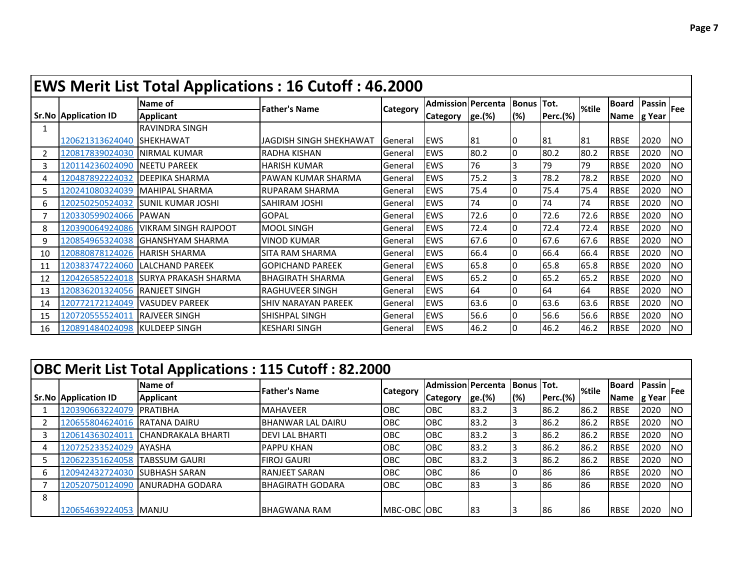## EWS Merit List Total Applications : 16 Cutoff : 46.2000

| Sr.No | Application ID | Name of Applicant | Father's Name | Category | Admission Category | Percentage.(%) | Bonus (%) | Tot. Perc.(%) | %tile | Board Name | Passing Year | Fee |
|---|---|---|---|---|---|---|---|---|---|---|---|---|
| 1 | 120621313624040 | RAVINDRA SINGH SHEKHAWAT | JAGDISH SINGH SHEKHAWAT | General | EWS | 81 | 0 | 81 | 81 | RBSE | 2020 | NO |
| 2 | 120817839024030 | NIRMAL KUMAR | RADHA KISHAN | General | EWS | 80.2 | 0 | 80.2 | 80.2 | RBSE | 2020 | NO |
| 3 | 120114236024090 | NEETU PAREEK | HARISH KUMAR | General | EWS | 76 | 3 | 79 | 79 | RBSE | 2020 | NO |
| 4 | 120487892224032 | DEEPIKA SHARMA | PAWAN KUMAR SHARMA | General | EWS | 75.2 | 3 | 78.2 | 78.2 | RBSE | 2020 | NO |
| 5 | 120241080324039 | MAHIPAL SHARMA | RUPARAM SHARMA | General | EWS | 75.4 | 0 | 75.4 | 75.4 | RBSE | 2020 | NO |
| 6 | 120250250524032 | SUNIL KUMAR JOSHI | SAHIRAM JOSHI | General | EWS | 74 | 0 | 74 | 74 | RBSE | 2020 | NO |
| 7 | 120330599024066 | PAWAN | GOPAL | General | EWS | 72.6 | 0 | 72.6 | 72.6 | RBSE | 2020 | NO |
| 8 | 120390064924086 | VIKRAM SINGH RAJPOOT | MOOL SINGH | General | EWS | 72.4 | 0 | 72.4 | 72.4 | RBSE | 2020 | NO |
| 9 | 120854965324038 | GHANSHYAM SHARMA | VINOD KUMAR | General | EWS | 67.6 | 0 | 67.6 | 67.6 | RBSE | 2020 | NO |
| 10 | 120880878124026 | HARISH SHARMA | SITA RAM SHARMA | General | EWS | 66.4 | 0 | 66.4 | 66.4 | RBSE | 2020 | NO |
| 11 | 120383747224060 | LALCHAND PAREEK | GOPICHAND PAREEK | General | EWS | 65.8 | 0 | 65.8 | 65.8 | RBSE | 2020 | NO |
| 12 | 120426585224018 | SURYA PRAKASH SHARMA | BHAGIRATH SHARMA | General | EWS | 65.2 | 0 | 65.2 | 65.2 | RBSE | 2020 | NO |
| 13 | 120836201324056 | RANJEET SINGH | RAGHUVEER SINGH | General | EWS | 64 | 0 | 64 | 64 | RBSE | 2020 | NO |
| 14 | 120772172124049 | VASUDEV PAREEK | SHIV NARAYAN PAREEK | General | EWS | 63.6 | 0 | 63.6 | 63.6 | RBSE | 2020 | NO |
| 15 | 120720555524011 | RAJVEER SINGH | SHISHPAL SINGH | General | EWS | 56.6 | 0 | 56.6 | 56.6 | RBSE | 2020 | NO |
| 16 | 120891484024098 | KULDEEP SINGH | KESHARI SINGH | General | EWS | 46.2 | 0 | 46.2 | 46.2 | RBSE | 2020 | NO |

## OBC Merit List Total Applications : 115 Cutoff : 82.2000

| Sr.No | Application ID | Name of Applicant | Father's Name | Category | Admission Category | Percentage.(%) | Bonus (%) | Tot. Perc.(%) | %tile | Board Name | Passing Year | Fee |
|---|---|---|---|---|---|---|---|---|---|---|---|---|
| 1 | 120390663224079 | PRATIBHA | MAHAVEER | OBC | OBC | 83.2 | 3 | 86.2 | 86.2 | RBSE | 2020 | NO |
| 2 | 120655804624016 | RATANA DAIRU | BHANWAR LAL DAIRU | OBC | OBC | 83.2 | 3 | 86.2 | 86.2 | RBSE | 2020 | NO |
| 3 | 120614363024011 | CHANDRAKALA BHARTI | DEVI LAL BHARTI | OBC | OBC | 83.2 | 3 | 86.2 | 86.2 | RBSE | 2020 | NO |
| 4 | 120725233524029 | AYASHA | PAPPU KHAN | OBC | OBC | 83.2 | 3 | 86.2 | 86.2 | RBSE | 2020 | NO |
| 5 | 120622351624058 | TABSSUM GAURI | FIROJ GAURI | OBC | OBC | 83.2 | 3 | 86.2 | 86.2 | RBSE | 2020 | NO |
| 6 | 120942432724030 | SUBHASH SARAN | RANJEET SARAN | OBC | OBC | 86 | 0 | 86 | 86 | RBSE | 2020 | NO |
| 7 | 120520750124090 | ANURADHA GODARA | BHAGIRATH GODARA | OBC | OBC | 83 | 3 | 86 | 86 | RBSE | 2020 | NO |
| 8 | 120654639224053 | MANJU | BHAGWANA RAM | MBC-OBC | OBC | 83 | 3 | 86 | 86 | RBSE | 2020 | NO |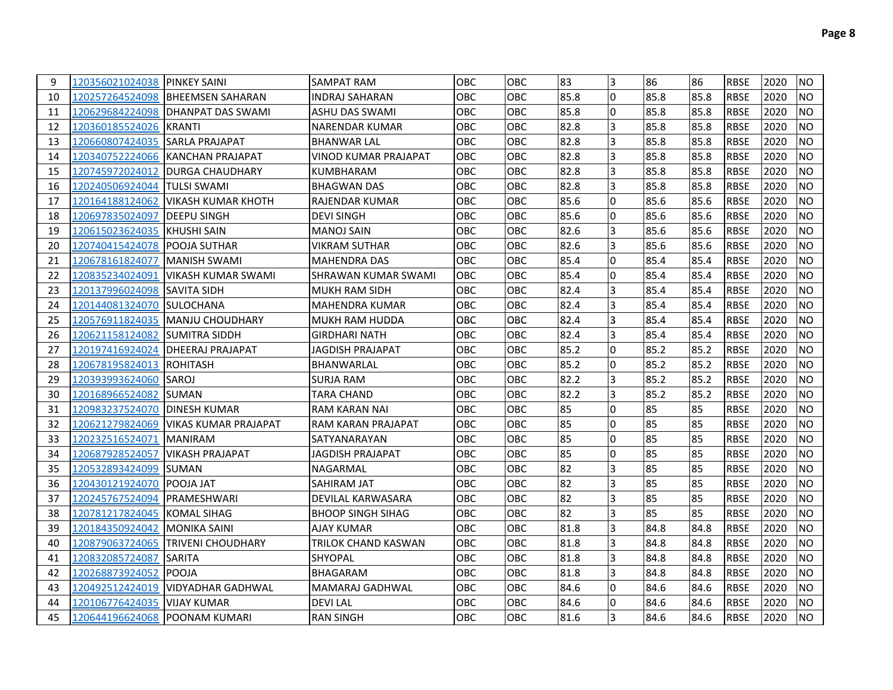| | | | | | | | | | | | | |
|---|---|---|---|---|---|---|---|---|---|---|---|---|
| 9 | 120356021024038 | PINKEY SAINI | SAMPAT RAM | OBC | OBC | 83 | 3 | 86 | 86 | RBSE | 2020 | NO |
| 10 | 120257264524098 | BHEEMSEN SAHARAN | INDRAJ SAHARAN | OBC | OBC | 85.8 | 0 | 85.8 | 85.8 | RBSE | 2020 | NO |
| 11 | 120629684224098 | DHANPAT DAS SWAMI | ASHU DAS SWAMI | OBC | OBC | 85.8 | 0 | 85.8 | 85.8 | RBSE | 2020 | NO |
| 12 | 120360185524026 | KRANTI | NARENDAR KUMAR | OBC | OBC | 82.8 | 3 | 85.8 | 85.8 | RBSE | 2020 | NO |
| 13 | 120660807424035 | SARLA PRAJAPAT | BHANWAR LAL | OBC | OBC | 82.8 | 3 | 85.8 | 85.8 | RBSE | 2020 | NO |
| 14 | 120340752224066 | KANCHAN PRAJAPAT | VINOD KUMAR PRAJAPAT | OBC | OBC | 82.8 | 3 | 85.8 | 85.8 | RBSE | 2020 | NO |
| 15 | 120745972024012 | DURGA CHAUDHARY | KUMBHARAM | OBC | OBC | 82.8 | 3 | 85.8 | 85.8 | RBSE | 2020 | NO |
| 16 | 120240506924044 | TULSI SWAMI | BHAGWAN DAS | OBC | OBC | 82.8 | 3 | 85.8 | 85.8 | RBSE | 2020 | NO |
| 17 | 120164188124062 | VIKASH KUMAR KHOTH | RAJENDAR KUMAR | OBC | OBC | 85.6 | 0 | 85.6 | 85.6 | RBSE | 2020 | NO |
| 18 | 120697835024097 | DEEPU SINGH | DEVI SINGH | OBC | OBC | 85.6 | 0 | 85.6 | 85.6 | RBSE | 2020 | NO |
| 19 | 120615023624035 | KHUSHI SAIN | MANOJ SAIN | OBC | OBC | 82.6 | 3 | 85.6 | 85.6 | RBSE | 2020 | NO |
| 20 | 120740415424078 | POOJA SUTHAR | VIKRAM SUTHAR | OBC | OBC | 82.6 | 3 | 85.6 | 85.6 | RBSE | 2020 | NO |
| 21 | 120678161824077 | MANISH SWAMI | MAHENDRA DAS | OBC | OBC | 85.4 | 0 | 85.4 | 85.4 | RBSE | 2020 | NO |
| 22 | 120835234024091 | VIKASH KUMAR SWAMI | SHRAWAN KUMAR SWAMI | OBC | OBC | 85.4 | 0 | 85.4 | 85.4 | RBSE | 2020 | NO |
| 23 | 120137996024098 | SAVITA SIDH | MUKH RAM SIDH | OBC | OBC | 82.4 | 3 | 85.4 | 85.4 | RBSE | 2020 | NO |
| 24 | 120144081324070 | SULOCHANA | MAHENDRA KUMAR | OBC | OBC | 82.4 | 3 | 85.4 | 85.4 | RBSE | 2020 | NO |
| 25 | 120576911824035 | MANJU CHOUDHARY | MUKH RAM HUDDA | OBC | OBC | 82.4 | 3 | 85.4 | 85.4 | RBSE | 2020 | NO |
| 26 | 120621158124082 | SUMITRA SIDDH | GIRDHARI NATH | OBC | OBC | 82.4 | 3 | 85.4 | 85.4 | RBSE | 2020 | NO |
| 27 | 120197416924024 | DHEERAJ PRAJAPAT | JAGDISH PRAJAPAT | OBC | OBC | 85.2 | 0 | 85.2 | 85.2 | RBSE | 2020 | NO |
| 28 | 120678195824013 | ROHITASH | BHANWARLAL | OBC | OBC | 85.2 | 0 | 85.2 | 85.2 | RBSE | 2020 | NO |
| 29 | 120393993624060 | SAROJ | SURJA RAM | OBC | OBC | 82.2 | 3 | 85.2 | 85.2 | RBSE | 2020 | NO |
| 30 | 120168966524082 | SUMAN | TARA CHAND | OBC | OBC | 82.2 | 3 | 85.2 | 85.2 | RBSE | 2020 | NO |
| 31 | 120983237524070 | DINESH KUMAR | RAM KARAN NAI | OBC | OBC | 85 | 0 | 85 | 85 | RBSE | 2020 | NO |
| 32 | 120621279824069 | VIKAS KUMAR PRAJAPAT | RAM KARAN PRAJAPAT | OBC | OBC | 85 | 0 | 85 | 85 | RBSE | 2020 | NO |
| 33 | 120232516524071 | MANIRAM | SATYANARAYAN | OBC | OBC | 85 | 0 | 85 | 85 | RBSE | 2020 | NO |
| 34 | 120687928524057 | VIKASH PRAJAPAT | JAGDISH PRAJAPAT | OBC | OBC | 85 | 0 | 85 | 85 | RBSE | 2020 | NO |
| 35 | 120532893424099 | SUMAN | NAGARMAL | OBC | OBC | 82 | 3 | 85 | 85 | RBSE | 2020 | NO |
| 36 | 120430121924070 | POOJA JAT | SAHIRAM JAT | OBC | OBC | 82 | 3 | 85 | 85 | RBSE | 2020 | NO |
| 37 | 120245767524094 | PRAMESHWARI | DEVILAL KARWASARA | OBC | OBC | 82 | 3 | 85 | 85 | RBSE | 2020 | NO |
| 38 | 120781217824045 | KOMAL SIHAG | BHOOP SINGH SIHAG | OBC | OBC | 82 | 3 | 85 | 85 | RBSE | 2020 | NO |
| 39 | 120184350924042 | MONIKA SAINI | AJAY KUMAR | OBC | OBC | 81.8 | 3 | 84.8 | 84.8 | RBSE | 2020 | NO |
| 40 | 120879063724065 | TRIVENI CHOUDHARY | TRILOK CHAND KASWAN | OBC | OBC | 81.8 | 3 | 84.8 | 84.8 | RBSE | 2020 | NO |
| 41 | 120832085724087 | SARITA | SHYOPAL | OBC | OBC | 81.8 | 3 | 84.8 | 84.8 | RBSE | 2020 | NO |
| 42 | 120268873924052 | POOJA | BHAGARAM | OBC | OBC | 81.8 | 3 | 84.8 | 84.8 | RBSE | 2020 | NO |
| 43 | 120492512424019 | VIDYADHAR GADHWAL | MAMARAJ GADHWAL | OBC | OBC | 84.6 | 0 | 84.6 | 84.6 | RBSE | 2020 | NO |
| 44 | 120106776424035 | VIJAY KUMAR | DEVI LAL | OBC | OBC | 84.6 | 0 | 84.6 | 84.6 | RBSE | 2020 | NO |
| 45 | 120644196624068 | POONAM KUMARI | RAN SINGH | OBC | OBC | 81.6 | 3 | 84.6 | 84.6 | RBSE | 2020 | NO |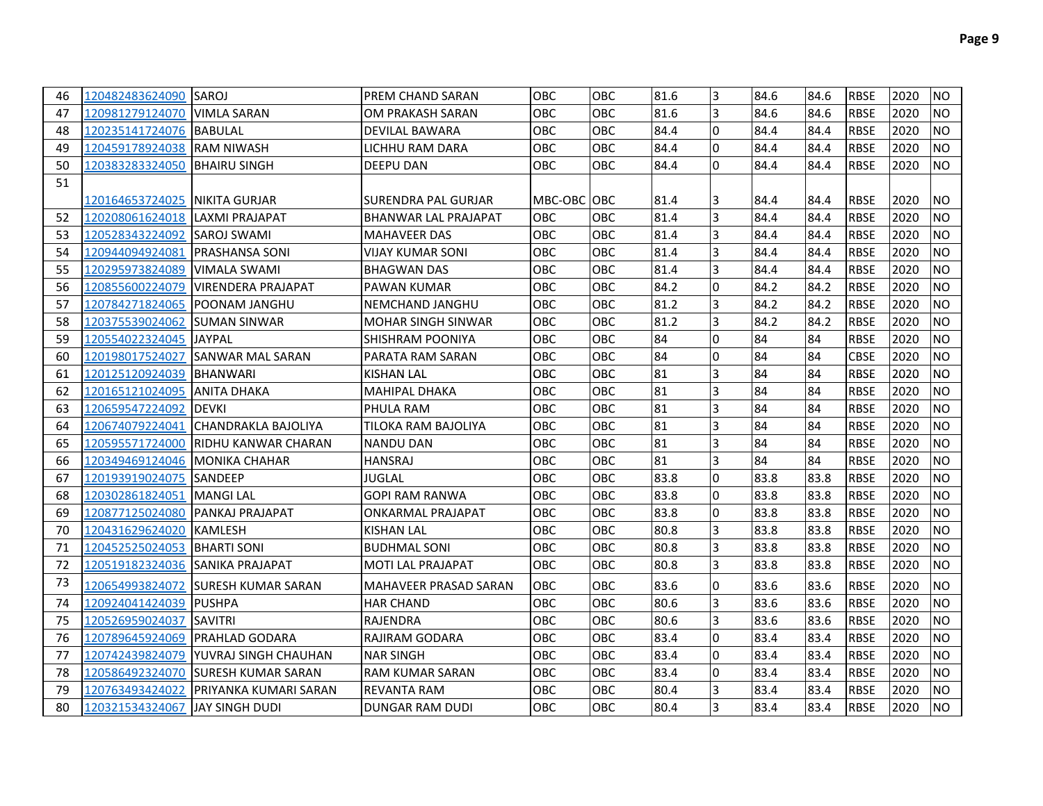| 46 | 120482483624090 | SAROJ | PREM CHAND SARAN | OBC | OBC | 81.6 | 3 | 84.6 | 84.6 | RBSE | 2020 | NO |
|---|---|---|---|---|---|---|---|---|---|---|---|---|
| 47 | 120981279124070 | VIMLA SARAN | OM PRAKASH SARAN | OBC | OBC | 81.6 | 3 | 84.6 | 84.6 | RBSE | 2020 | NO |
| 48 | 120235141724076 | BABULAL | DEVILAL BAWARA | OBC | OBC | 84.4 | 0 | 84.4 | 84.4 | RBSE | 2020 | NO |
| 49 | 120459178924038 | RAM NIWASH | LICHHU RAM DARA | OBC | OBC | 84.4 | 0 | 84.4 | 84.4 | RBSE | 2020 | NO |
| 50 | 120383283324050 | BHAIRU SINGH | DEEPU DAN | OBC | OBC | 84.4 | 0 | 84.4 | 84.4 | RBSE | 2020 | NO |
| 51 | 120164653724025 | NIKITA GURJAR | SURENDRA PAL GURJAR | MBC-OBC | OBC | 81.4 | 3 | 84.4 | 84.4 | RBSE | 2020 | NO |
| 52 | 120208061624018 | LAXMI PRAJAPAT | BHANWAR LAL PRAJAPAT | OBC | OBC | 81.4 | 3 | 84.4 | 84.4 | RBSE | 2020 | NO |
| 53 | 120528343224092 | SAROJ SWAMI | MAHAVEER DAS | OBC | OBC | 81.4 | 3 | 84.4 | 84.4 | RBSE | 2020 | NO |
| 54 | 120944094924081 | PRASHANSA SONI | VIJAY KUMAR SONI | OBC | OBC | 81.4 | 3 | 84.4 | 84.4 | RBSE | 2020 | NO |
| 55 | 120295973824089 | VIMALA SWAMI | BHAGWAN DAS | OBC | OBC | 81.4 | 3 | 84.4 | 84.4 | RBSE | 2020 | NO |
| 56 | 120855600224079 | VIRENDERA PRAJAPAT | PAWAN KUMAR | OBC | OBC | 84.2 | 0 | 84.2 | 84.2 | RBSE | 2020 | NO |
| 57 | 120784271824065 | POONAM JANGHU | NEMCHAND JANGHU | OBC | OBC | 81.2 | 3 | 84.2 | 84.2 | RBSE | 2020 | NO |
| 58 | 120375539024062 | SUMAN SINWAR | MOHAR SINGH SINWAR | OBC | OBC | 81.2 | 3 | 84.2 | 84.2 | RBSE | 2020 | NO |
| 59 | 120554022324045 | JAYPAL | SHISHRAM POONIYA | OBC | OBC | 84 | 0 | 84 | 84 | RBSE | 2020 | NO |
| 60 | 120198017524027 | SANWAR MAL SARAN | PARATA RAM SARAN | OBC | OBC | 84 | 0 | 84 | 84 | CBSE | 2020 | NO |
| 61 | 120125120924039 | BHANWARI | KISHAN LAL | OBC | OBC | 81 | 3 | 84 | 84 | RBSE | 2020 | NO |
| 62 | 120165121024095 | ANITA DHAKA | MAHIPAL DHAKA | OBC | OBC | 81 | 3 | 84 | 84 | RBSE | 2020 | NO |
| 63 | 120659547224092 | DEVKI | PHULA RAM | OBC | OBC | 81 | 3 | 84 | 84 | RBSE | 2020 | NO |
| 64 | 120674079224041 | CHANDRAKLA BAJOLIYA | TILOKA RAM BAJOLIYA | OBC | OBC | 81 | 3 | 84 | 84 | RBSE | 2020 | NO |
| 65 | 120595571724000 | RIDHU KANWAR CHARAN | NANDU DAN | OBC | OBC | 81 | 3 | 84 | 84 | RBSE | 2020 | NO |
| 66 | 120349469124046 | MONIKA CHAHAR | HANSRAJ | OBC | OBC | 81 | 3 | 84 | 84 | RBSE | 2020 | NO |
| 67 | 120193919024075 | SANDEEP | JUGLAL | OBC | OBC | 83.8 | 0 | 83.8 | 83.8 | RBSE | 2020 | NO |
| 68 | 120302861824051 | MANGI LAL | GOPI RAM RANWA | OBC | OBC | 83.8 | 0 | 83.8 | 83.8 | RBSE | 2020 | NO |
| 69 | 120877125024080 | PANKAJ PRAJAPAT | ONKARMAL PRAJAPAT | OBC | OBC | 83.8 | 0 | 83.8 | 83.8 | RBSE | 2020 | NO |
| 70 | 120431629624020 | KAMLESH | KISHAN LAL | OBC | OBC | 80.8 | 3 | 83.8 | 83.8 | RBSE | 2020 | NO |
| 71 | 120452525024053 | BHARTI SONI | BUDHMAL SONI | OBC | OBC | 80.8 | 3 | 83.8 | 83.8 | RBSE | 2020 | NO |
| 72 | 120519182324036 | SANIKA PRAJAPAT | MOTI LAL PRAJAPAT | OBC | OBC | 80.8 | 3 | 83.8 | 83.8 | RBSE | 2020 | NO |
| 73 | 120654993824072 | SURESH KUMAR SARAN | MAHAVEER PRASAD SARAN | OBC | OBC | 83.6 | 0 | 83.6 | 83.6 | RBSE | 2020 | NO |
| 74 | 120924041424039 | PUSHPA | HAR CHAND | OBC | OBC | 80.6 | 3 | 83.6 | 83.6 | RBSE | 2020 | NO |
| 75 | 120526959024037 | SAVITRI | RAJENDRA | OBC | OBC | 80.6 | 3 | 83.6 | 83.6 | RBSE | 2020 | NO |
| 76 | 120789645924069 | PRAHLAD GODARA | RAJIRAM GODARA | OBC | OBC | 83.4 | 0 | 83.4 | 83.4 | RBSE | 2020 | NO |
| 77 | 120742439824079 | YUVRAJ SINGH CHAUHAN | NAR SINGH | OBC | OBC | 83.4 | 0 | 83.4 | 83.4 | RBSE | 2020 | NO |
| 78 | 120586492324070 | SURESH KUMAR SARAN | RAM KUMAR SARAN | OBC | OBC | 83.4 | 0 | 83.4 | 83.4 | RBSE | 2020 | NO |
| 79 | 120763493424022 | PRIYANKA KUMARI SARAN | REVANTA RAM | OBC | OBC | 80.4 | 3 | 83.4 | 83.4 | RBSE | 2020 | NO |
| 80 | 120321534324067 | JAY SINGH DUDI | DUNGAR RAM DUDI | OBC | OBC | 80.4 | 3 | 83.4 | 83.4 | RBSE | 2020 | NO |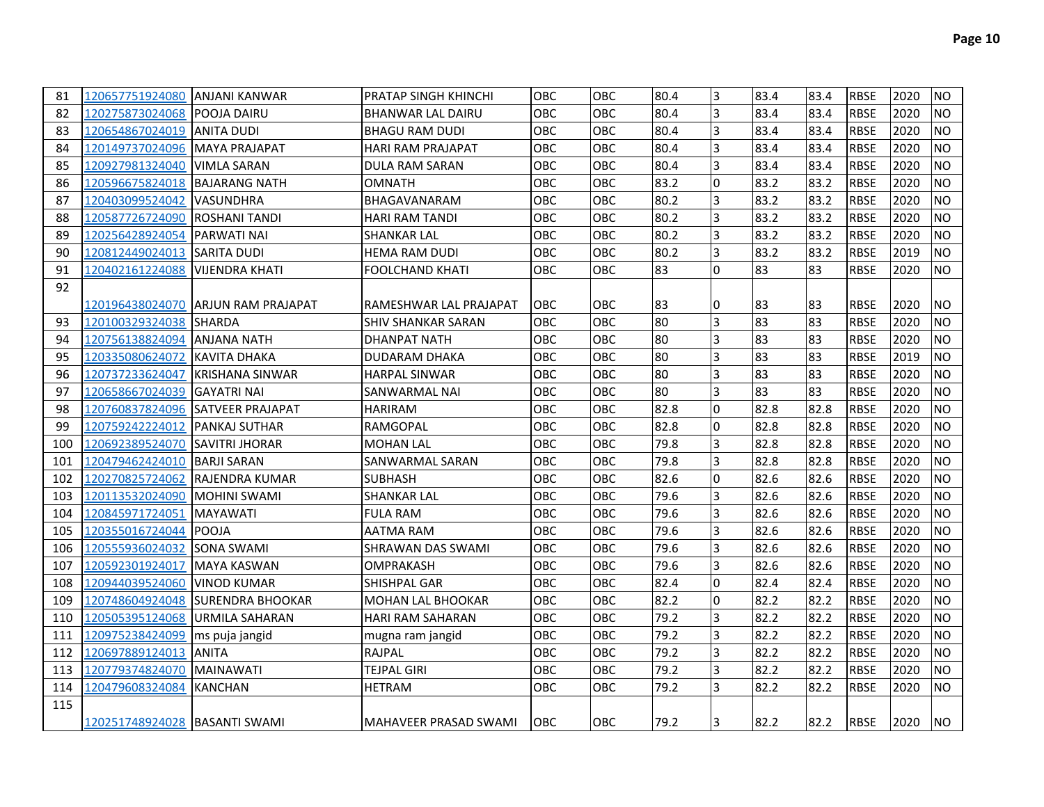| 81 | 120657751924080 | ANJANI KANWAR | PRATAP SINGH KHINCHI | OBC | OBC | 80.4 | 3 | 83.4 | 83.4 | RBSE | 2020 | NO |
|---|---|---|---|---|---|---|---|---|---|---|---|---|
| 82 | 120275873024068 | POOJA DAIRU | BHANWAR LAL DAIRU | OBC | OBC | 80.4 | 3 | 83.4 | 83.4 | RBSE | 2020 | NO |
| 83 | 120654867024019 | ANITA DUDI | BHAGU RAM DUDI | OBC | OBC | 80.4 | 3 | 83.4 | 83.4 | RBSE | 2020 | NO |
| 84 | 120149737024096 | MAYA PRAJAPAT | HARI RAM PRAJAPAT | OBC | OBC | 80.4 | 3 | 83.4 | 83.4 | RBSE | 2020 | NO |
| 85 | 120927981324040 | VIMLA SARAN | DULA RAM SARAN | OBC | OBC | 80.4 | 3 | 83.4 | 83.4 | RBSE | 2020 | NO |
| 86 | 120596675824018 | BAJARANG NATH | OMNATH | OBC | OBC | 83.2 | 0 | 83.2 | 83.2 | RBSE | 2020 | NO |
| 87 | 120403099524042 | VASUNDHRA | BHAGAVANARAM | OBC | OBC | 80.2 | 3 | 83.2 | 83.2 | RBSE | 2020 | NO |
| 88 | 120587726724090 | ROSHANI TANDI | HARI RAM TANDI | OBC | OBC | 80.2 | 3 | 83.2 | 83.2 | RBSE | 2020 | NO |
| 89 | 120256428924054 | PARWATI NAI | SHANKAR LAL | OBC | OBC | 80.2 | 3 | 83.2 | 83.2 | RBSE | 2020 | NO |
| 90 | 120812449024013 | SARITA DUDI | HEMA RAM DUDI | OBC | OBC | 80.2 | 3 | 83.2 | 83.2 | RBSE | 2019 | NO |
| 91 | 120402161224088 | VIJENDRA KHATI | FOOLCHAND KHATI | OBC | OBC | 83 | 0 | 83 | 83 | RBSE | 2020 | NO |
| 92 | 120196438024070 | ARJUN RAM PRAJAPAT | RAMESHWAR LAL PRAJAPAT | OBC | OBC | 83 | 0 | 83 | 83 | RBSE | 2020 | NO |
| 93 | 120100329324038 | SHARDA | SHIV SHANKAR SARAN | OBC | OBC | 80 | 3 | 83 | 83 | RBSE | 2020 | NO |
| 94 | 120756138824094 | ANJANA NATH | DHANPAT NATH | OBC | OBC | 80 | 3 | 83 | 83 | RBSE | 2020 | NO |
| 95 | 120335080624072 | KAVITA DHAKA | DUDARAM DHAKA | OBC | OBC | 80 | 3 | 83 | 83 | RBSE | 2019 | NO |
| 96 | 120737233624047 | KRISHANA SINWAR | HARPAL SINWAR | OBC | OBC | 80 | 3 | 83 | 83 | RBSE | 2020 | NO |
| 97 | 120658667024039 | GAYATRI NAI | SANWARMAL NAI | OBC | OBC | 80 | 3 | 83 | 83 | RBSE | 2020 | NO |
| 98 | 120760837824096 | SATVEER PRAJAPAT | HARIRAM | OBC | OBC | 82.8 | 0 | 82.8 | 82.8 | RBSE | 2020 | NO |
| 99 | 120759242224012 | PANKAJ SUTHAR | RAMGOPAL | OBC | OBC | 82.8 | 0 | 82.8 | 82.8 | RBSE | 2020 | NO |
| 100 | 120692389524070 | SAVITRI JHORAR | MOHAN LAL | OBC | OBC | 79.8 | 3 | 82.8 | 82.8 | RBSE | 2020 | NO |
| 101 | 120479462424010 | BARJI SARAN | SANWARMAL SARAN | OBC | OBC | 79.8 | 3 | 82.8 | 82.8 | RBSE | 2020 | NO |
| 102 | 120270825724062 | RAJENDRA KUMAR | SUBHASH | OBC | OBC | 82.6 | 0 | 82.6 | 82.6 | RBSE | 2020 | NO |
| 103 | 120113532024090 | MOHINI SWAMI | SHANKAR LAL | OBC | OBC | 79.6 | 3 | 82.6 | 82.6 | RBSE | 2020 | NO |
| 104 | 120845971724051 | MAYAWATI | FULA RAM | OBC | OBC | 79.6 | 3 | 82.6 | 82.6 | RBSE | 2020 | NO |
| 105 | 120355016724044 | POOJA | AATMA RAM | OBC | OBC | 79.6 | 3 | 82.6 | 82.6 | RBSE | 2020 | NO |
| 106 | 120555936024032 | SONA SWAMI | SHRAWAN DAS SWAMI | OBC | OBC | 79.6 | 3 | 82.6 | 82.6 | RBSE | 2020 | NO |
| 107 | 120592301924017 | MAYA KASWAN | OMPRAKASH | OBC | OBC | 79.6 | 3 | 82.6 | 82.6 | RBSE | 2020 | NO |
| 108 | 120944039524060 | VINOD KUMAR | SHISHPAL GAR | OBC | OBC | 82.4 | 0 | 82.4 | 82.4 | RBSE | 2020 | NO |
| 109 | 120748604924048 | SURENDRA BHOOKAR | MOHAN LAL BHOOKAR | OBC | OBC | 82.2 | 0 | 82.2 | 82.2 | RBSE | 2020 | NO |
| 110 | 120505395124068 | URMILA SAHARAN | HARI RAM SAHARAN | OBC | OBC | 79.2 | 3 | 82.2 | 82.2 | RBSE | 2020 | NO |
| 111 | 120975238424099 | ms puja jangid | mugna ram jangid | OBC | OBC | 79.2 | 3 | 82.2 | 82.2 | RBSE | 2020 | NO |
| 112 | 120697889124013 | ANITA | RAJPAL | OBC | OBC | 79.2 | 3 | 82.2 | 82.2 | RBSE | 2020 | NO |
| 113 | 120779374824070 | MAINAWATI | TEJPAL GIRI | OBC | OBC | 79.2 | 3 | 82.2 | 82.2 | RBSE | 2020 | NO |
| 114 | 120479608324084 | KANCHAN | HETRAM | OBC | OBC | 79.2 | 3 | 82.2 | 82.2 | RBSE | 2020 | NO |
| 115 | 120251748924028 | BASANTI SWAMI | MAHAVEER PRASAD SWAMI | OBC | OBC | 79.2 | 3 | 82.2 | 82.2 | RBSE | 2020 | NO |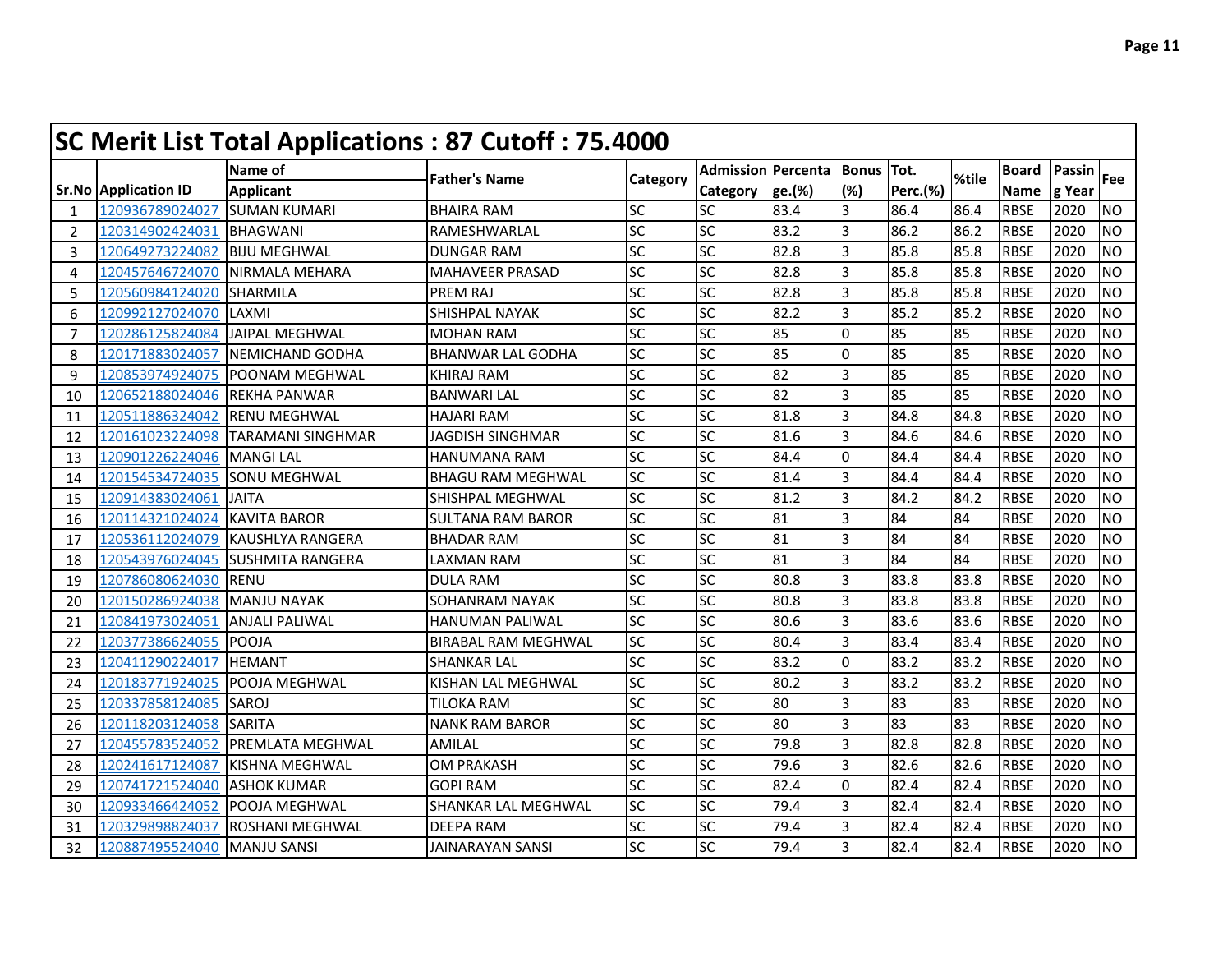## SC Merit List Total Applications : 87 Cutoff : 75.4000

| Sr.No | Application ID | Name of Applicant | Father's Name | Category | Admission Category | Percentage.(%) | Bonus (%) | Tot. Perc.(%) | %tile | Board Name | Passing Year | Fee |
|---|---|---|---|---|---|---|---|---|---|---|---|---|
| 1 | 120936789024027 | SUMAN KUMARI | BHAIRA RAM | SC | SC | 83.4 | 3 | 86.4 | 86.4 | RBSE | 2020 | NO |
| 2 | 120314902424031 | BHAGWANI | RAMESHWARLAL | SC | SC | 83.2 | 3 | 86.2 | 86.2 | RBSE | 2020 | NO |
| 3 | 120649273224082 | BIJU MEGHWAL | DUNGAR RAM | SC | SC | 82.8 | 3 | 85.8 | 85.8 | RBSE | 2020 | NO |
| 4 | 120457646724070 | NIRMALA MEHARA | MAHAVEER PRASAD | SC | SC | 82.8 | 3 | 85.8 | 85.8 | RBSE | 2020 | NO |
| 5 | 120560984124020 | SHARMILA | PREM RAJ | SC | SC | 82.8 | 3 | 85.8 | 85.8 | RBSE | 2020 | NO |
| 6 | 120992127024070 | LAXMI | SHISHPAL NAYAK | SC | SC | 82.2 | 3 | 85.2 | 85.2 | RBSE | 2020 | NO |
| 7 | 120286125824084 | JAIPAL MEGHWAL | MOHAN RAM | SC | SC | 85 | 0 | 85 | 85 | RBSE | 2020 | NO |
| 8 | 120171883024057 | NEMICHAND GODHA | BHANWAR LAL GODHA | SC | SC | 85 | 0 | 85 | 85 | RBSE | 2020 | NO |
| 9 | 120853974924075 | POONAM MEGHWAL | KHIRAJ RAM | SC | SC | 82 | 3 | 85 | 85 | RBSE | 2020 | NO |
| 10 | 120652188024046 | REKHA PANWAR | BANWARI LAL | SC | SC | 82 | 3 | 85 | 85 | RBSE | 2020 | NO |
| 11 | 120511886324042 | RENU MEGHWAL | HAJARI RAM | SC | SC | 81.8 | 3 | 84.8 | 84.8 | RBSE | 2020 | NO |
| 12 | 120161023224098 | TARAMANI SINGHMAR | JAGDISH SINGHMAR | SC | SC | 81.6 | 3 | 84.6 | 84.6 | RBSE | 2020 | NO |
| 13 | 120901226224046 | MANGI LAL | HANUMANA RAM | SC | SC | 84.4 | 0 | 84.4 | 84.4 | RBSE | 2020 | NO |
| 14 | 120154534724035 | SONU MEGHWAL | BHAGU RAM MEGHWAL | SC | SC | 81.4 | 3 | 84.4 | 84.4 | RBSE | 2020 | NO |
| 15 | 120914383024061 | JAITA | SHISHPAL MEGHWAL | SC | SC | 81.2 | 3 | 84.2 | 84.2 | RBSE | 2020 | NO |
| 16 | 120114321024024 | KAVITA BAROR | SULTANA RAM BAROR | SC | SC | 81 | 3 | 84 | 84 | RBSE | 2020 | NO |
| 17 | 120536112024079 | KAUSHLYA RANGERA | BHADAR RAM | SC | SC | 81 | 3 | 84 | 84 | RBSE | 2020 | NO |
| 18 | 120543976024045 | SUSHMITA RANGERA | LAXMAN RAM | SC | SC | 81 | 3 | 84 | 84 | RBSE | 2020 | NO |
| 19 | 120786080624030 | RENU | DULA RAM | SC | SC | 80.8 | 3 | 83.8 | 83.8 | RBSE | 2020 | NO |
| 20 | 120150286924038 | MANJU NAYAK | SOHANRAM NAYAK | SC | SC | 80.8 | 3 | 83.8 | 83.8 | RBSE | 2020 | NO |
| 21 | 120841973024051 | ANJALI PALIWAL | HANUMAN PALIWAL | SC | SC | 80.6 | 3 | 83.6 | 83.6 | RBSE | 2020 | NO |
| 22 | 120377386624055 | POOJA | BIRABAL RAM MEGHWAL | SC | SC | 80.4 | 3 | 83.4 | 83.4 | RBSE | 2020 | NO |
| 23 | 120411290224017 | HEMANT | SHANKAR LAL | SC | SC | 83.2 | 0 | 83.2 | 83.2 | RBSE | 2020 | NO |
| 24 | 120183771924025 | POOJA MEGHWAL | KISHAN LAL MEGHWAL | SC | SC | 80.2 | 3 | 83.2 | 83.2 | RBSE | 2020 | NO |
| 25 | 120337858124085 | SAROJ | TILOKA RAM | SC | SC | 80 | 3 | 83 | 83 | RBSE | 2020 | NO |
| 26 | 120118203124058 | SARITA | NANK RAM BAROR | SC | SC | 80 | 3 | 83 | 83 | RBSE | 2020 | NO |
| 27 | 120455783524052 | PREMLATA MEGHWAL | AMILAL | SC | SC | 79.8 | 3 | 82.8 | 82.8 | RBSE | 2020 | NO |
| 28 | 120241617124087 | KISHNA MEGHWAL | OM PRAKASH | SC | SC | 79.6 | 3 | 82.6 | 82.6 | RBSE | 2020 | NO |
| 29 | 120741721524040 | ASHOK KUMAR | GOPI RAM | SC | SC | 82.4 | 0 | 82.4 | 82.4 | RBSE | 2020 | NO |
| 30 | 120933466424052 | POOJA MEGHWAL | SHANKAR LAL MEGHWAL | SC | SC | 79.4 | 3 | 82.4 | 82.4 | RBSE | 2020 | NO |
| 31 | 120329898824037 | ROSHANI MEGHWAL | DEEPA RAM | SC | SC | 79.4 | 3 | 82.4 | 82.4 | RBSE | 2020 | NO |
| 32 | 120887495524040 | MANJU SANSI | JAINARAYAN SANSI | SC | SC | 79.4 | 3 | 82.4 | 82.4 | RBSE | 2020 | NO |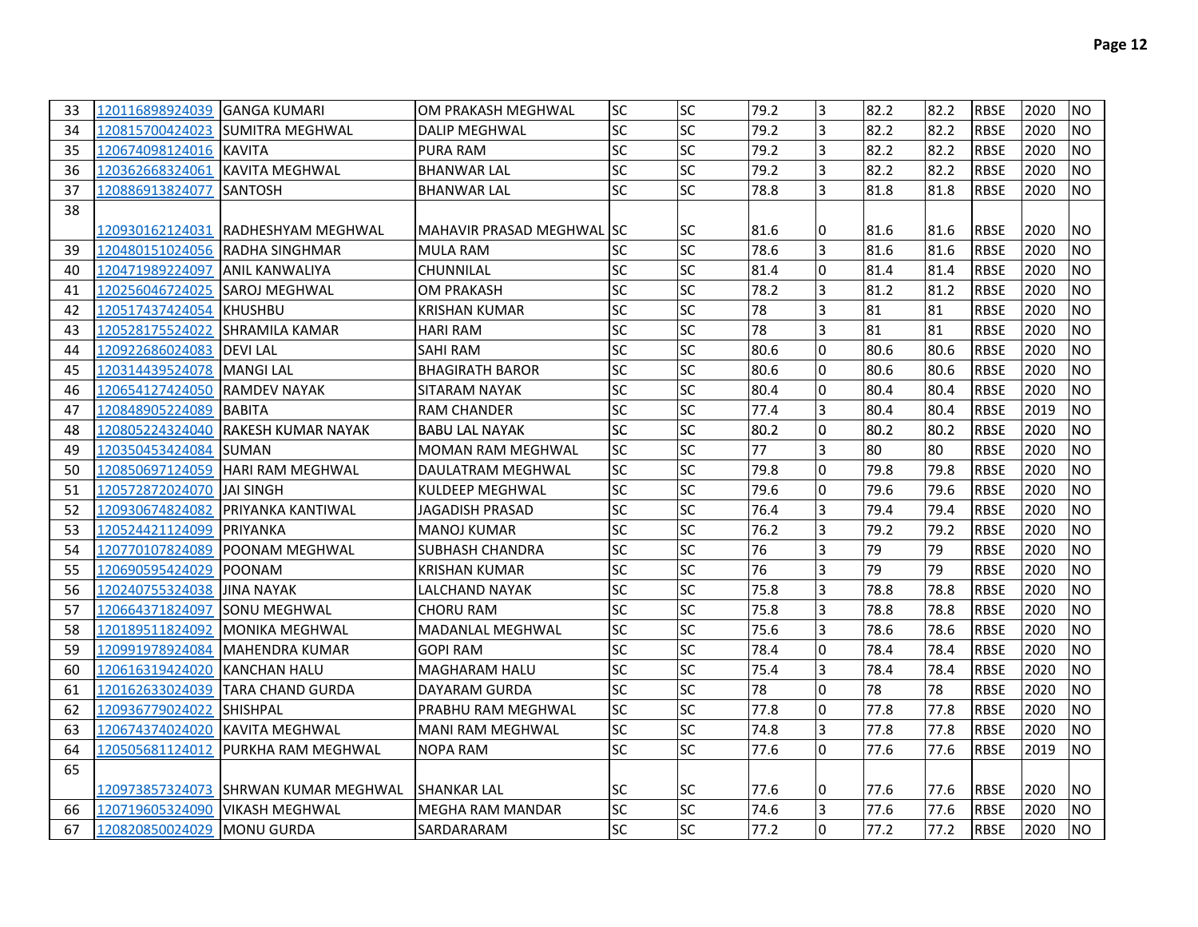| | | | | | | | | | | | | |
|---|---|---|---|---|---|---|---|---|---|---|---|---|
| 33 | 120116898924039 | GANGA KUMARI | OM PRAKASH MEGHWAL | SC | SC | 79.2 | 3 | 82.2 | 82.2 | RBSE | 2020 | NO |
| 34 | 120815700424023 | SUMITRA MEGHWAL | DALIP MEGHWAL | SC | SC | 79.2 | 3 | 82.2 | 82.2 | RBSE | 2020 | NO |
| 35 | 120674098124016 | KAVITA | PURA RAM | SC | SC | 79.2 | 3 | 82.2 | 82.2 | RBSE | 2020 | NO |
| 36 | 120362668324061 | KAVITA MEGHWAL | BHANWAR LAL | SC | SC | 79.2 | 3 | 82.2 | 82.2 | RBSE | 2020 | NO |
| 37 | 120886913824077 | SANTOSH | BHANWAR LAL | SC | SC | 78.8 | 3 | 81.8 | 81.8 | RBSE | 2020 | NO |
| 38 | 120930162124031 | RADHESHYAM MEGHWAL | MAHAVIR PRASAD MEGHWAL | SC | SC | 81.6 | 0 | 81.6 | 81.6 | RBSE | 2020 | NO |
| 39 | 120480151024056 | RADHA SINGHMAR | MULA RAM | SC | SC | 78.6 | 3 | 81.6 | 81.6 | RBSE | 2020 | NO |
| 40 | 120471989224097 | ANIL KANWALIYA | CHUNNILAL | SC | SC | 81.4 | 0 | 81.4 | 81.4 | RBSE | 2020 | NO |
| 41 | 120256046724025 | SAROJ MEGHWAL | OM PRAKASH | SC | SC | 78.2 | 3 | 81.2 | 81.2 | RBSE | 2020 | NO |
| 42 | 120517437424054 | KHUSHBU | KRISHAN KUMAR | SC | SC | 78 | 3 | 81 | 81 | RBSE | 2020 | NO |
| 43 | 120528175524022 | SHRAMILA KAMAR | HARI RAM | SC | SC | 78 | 3 | 81 | 81 | RBSE | 2020 | NO |
| 44 | 120922686024083 | DEVI LAL | SAHI RAM | SC | SC | 80.6 | 0 | 80.6 | 80.6 | RBSE | 2020 | NO |
| 45 | 120314439524078 | MANGI LAL | BHAGIRATH BAROR | SC | SC | 80.6 | 0 | 80.6 | 80.6 | RBSE | 2020 | NO |
| 46 | 120654127424050 | RAMDEV NAYAK | SITARAM NAYAK | SC | SC | 80.4 | 0 | 80.4 | 80.4 | RBSE | 2020 | NO |
| 47 | 120848905224089 | BABITA | RAM CHANDER | SC | SC | 77.4 | 3 | 80.4 | 80.4 | RBSE | 2019 | NO |
| 48 | 120805224324040 | RAKESH KUMAR NAYAK | BABU LAL NAYAK | SC | SC | 80.2 | 0 | 80.2 | 80.2 | RBSE | 2020 | NO |
| 49 | 120350453424084 | SUMAN | MOMAN RAM MEGHWAL | SC | SC | 77 | 3 | 80 | 80 | RBSE | 2020 | NO |
| 50 | 120850697124059 | HARI RAM MEGHWAL | DAULATRAM MEGHWAL | SC | SC | 79.8 | 0 | 79.8 | 79.8 | RBSE | 2020 | NO |
| 51 | 120572872024070 | JAI SINGH | KULDEEP MEGHWAL | SC | SC | 79.6 | 0 | 79.6 | 79.6 | RBSE | 2020 | NO |
| 52 | 120930674824082 | PRIYANKA KANTIWAL | JAGADISH PRASAD | SC | SC | 76.4 | 3 | 79.4 | 79.4 | RBSE | 2020 | NO |
| 53 | 120524421124099 | PRIYANKA | MANOJ KUMAR | SC | SC | 76.2 | 3 | 79.2 | 79.2 | RBSE | 2020 | NO |
| 54 | 120770107824089 | POONAM MEGHWAL | SUBHASH CHANDRA | SC | SC | 76 | 3 | 79 | 79 | RBSE | 2020 | NO |
| 55 | 120690595424029 | POONAM | KRISHAN KUMAR | SC | SC | 76 | 3 | 79 | 79 | RBSE | 2020 | NO |
| 56 | 120240755324038 | JINA NAYAK | LALCHAND NAYAK | SC | SC | 75.8 | 3 | 78.8 | 78.8 | RBSE | 2020 | NO |
| 57 | 120664371824097 | SONU MEGHWAL | CHORU RAM | SC | SC | 75.8 | 3 | 78.8 | 78.8 | RBSE | 2020 | NO |
| 58 | 120189511824092 | MONIKA MEGHWAL | MADANLAL MEGHWAL | SC | SC | 75.6 | 3 | 78.6 | 78.6 | RBSE | 2020 | NO |
| 59 | 120991978924084 | MAHENDRA KUMAR | GOPI RAM | SC | SC | 78.4 | 0 | 78.4 | 78.4 | RBSE | 2020 | NO |
| 60 | 120616319424020 | KANCHAN HALU | MAGHARAM HALU | SC | SC | 75.4 | 3 | 78.4 | 78.4 | RBSE | 2020 | NO |
| 61 | 120162633024039 | TARA CHAND GURDA | DAYARAM GURDA | SC | SC | 78 | 0 | 78 | 78 | RBSE | 2020 | NO |
| 62 | 120936779024022 | SHISHPAL | PRABHU RAM MEGHWAL | SC | SC | 77.8 | 0 | 77.8 | 77.8 | RBSE | 2020 | NO |
| 63 | 120674374024020 | KAVITA MEGHWAL | MANI RAM MEGHWAL | SC | SC | 74.8 | 3 | 77.8 | 77.8 | RBSE | 2020 | NO |
| 64 | 120505681124012 | PURKHA RAM MEGHWAL | NOPA RAM | SC | SC | 77.6 | 0 | 77.6 | 77.6 | RBSE | 2019 | NO |
| 65 | 120973857324073 | SHRWAN KUMAR MEGHWAL | SHANKAR LAL | SC | SC | 77.6 | 0 | 77.6 | 77.6 | RBSE | 2020 | NO |
| 66 | 120719605324090 | VIKASH MEGHWAL | MEGHA RAM MANDAR | SC | SC | 74.6 | 3 | 77.6 | 77.6 | RBSE | 2020 | NO |
| 67 | 120820850024029 | MONU GURDA | SARDARARAM | SC | SC | 77.2 | 0 | 77.2 | 77.2 | RBSE | 2020 | NO |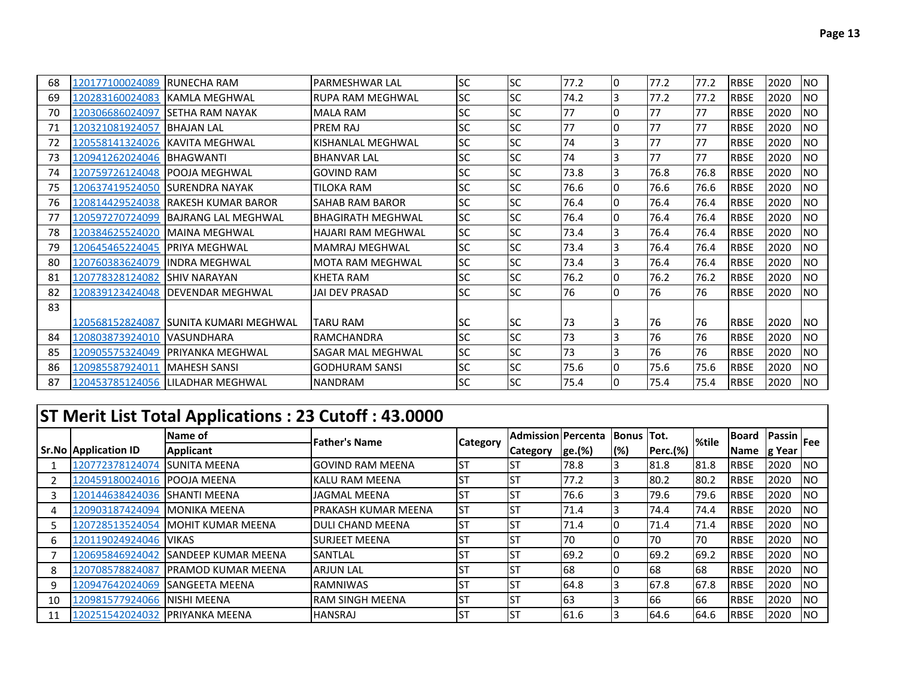| | | | | | | | | | | | | |
|---|---|---|---|---|---|---|---|---|---|---|---|---|
| 68 | 120177100024089 | RUNECHA RAM | PARMESHWAR LAL | SC | SC | 77.2 | 0 | 77.2 | 77.2 | RBSE | 2020 | NO |
| 69 | 120283160024083 | KAMLA MEGHWAL | RUPA RAM MEGHWAL | SC | SC | 74.2 | 3 | 77.2 | 77.2 | RBSE | 2020 | NO |
| 70 | 120306686024097 | SETHA RAM NAYAK | MALA RAM | SC | SC | 77 | 0 | 77 | 77 | RBSE | 2020 | NO |
| 71 | 120321081924057 | BHAJAN LAL | PREM RAJ | SC | SC | 77 | 0 | 77 | 77 | RBSE | 2020 | NO |
| 72 | 120558141324026 | KAVITA MEGHWAL | KISHANLAL MEGHWAL | SC | SC | 74 | 3 | 77 | 77 | RBSE | 2020 | NO |
| 73 | 120941262024046 | BHAGWANTI | BHANVAR LAL | SC | SC | 74 | 3 | 77 | 77 | RBSE | 2020 | NO |
| 74 | 120759726124048 | POOJA MEGHWAL | GOVIND RAM | SC | SC | 73.8 | 3 | 76.8 | 76.8 | RBSE | 2020 | NO |
| 75 | 120637419524050 | SURENDRA NAYAK | TILOKA RAM | SC | SC | 76.6 | 0 | 76.6 | 76.6 | RBSE | 2020 | NO |
| 76 | 120814429524038 | RAKESH KUMAR BAROR | SAHAB RAM BAROR | SC | SC | 76.4 | 0 | 76.4 | 76.4 | RBSE | 2020 | NO |
| 77 | 120597270724099 | BAJRANG LAL MEGHWAL | BHAGIRATH MEGHWAL | SC | SC | 76.4 | 0 | 76.4 | 76.4 | RBSE | 2020 | NO |
| 78 | 120384625524020 | MAINA MEGHWAL | HAJARI RAM MEGHWAL | SC | SC | 73.4 | 3 | 76.4 | 76.4 | RBSE | 2020 | NO |
| 79 | 120645465224045 | PRIYA MEGHWAL | MAMRAJ MEGHWAL | SC | SC | 73.4 | 3 | 76.4 | 76.4 | RBSE | 2020 | NO |
| 80 | 120760383624079 | INDRA MEGHWAL | MOTA RAM MEGHWAL | SC | SC | 73.4 | 3 | 76.4 | 76.4 | RBSE | 2020 | NO |
| 81 | 120778328124082 | SHIV NARAYAN | KHETA RAM | SC | SC | 76.2 | 0 | 76.2 | 76.2 | RBSE | 2020 | NO |
| 82 | 120839123424048 | DEVENDAR MEGHWAL | JAI DEV PRASAD | SC | SC | 76 | 0 | 76 | 76 | RBSE | 2020 | NO |
| 83 | 120568152824087 | SUNITA KUMARI MEGHWAL | TARU RAM | SC | SC | 73 | 3 | 76 | 76 | RBSE | 2020 | NO |
| 84 | 120803873924010 | VASUNDHARA | RAMCHANDRA | SC | SC | 73 | 3 | 76 | 76 | RBSE | 2020 | NO |
| 85 | 120905575324049 | PRIYANKA MEGHWAL | SAGAR MAL MEGHWAL | SC | SC | 73 | 3 | 76 | 76 | RBSE | 2020 | NO |
| 86 | 120985587924011 | MAHESH SANSI | GODHURAM SANSI | SC | SC | 75.6 | 0 | 75.6 | 75.6 | RBSE | 2020 | NO |
| 87 | 120453785124056 | LILADHAR MEGHWAL | NANDRAM | SC | SC | 75.4 | 0 | 75.4 | 75.4 | RBSE | 2020 | NO |

## ST Merit List Total Applications : 23 Cutoff : 43.0000

| Sr.No | Application ID | Name of Applicant | Father's Name | Category | Admission Category | Percentage.(%) | Bonus (%) | Tot. Perc.(%) | %tile | Board Name | Passing Year | Fee |
|---|---|---|---|---|---|---|---|---|---|---|---|---|
| 1 | 120772378124074 | SUNITA MEENA | GOVIND RAM MEENA | ST | ST | 78.8 | 3 | 81.8 | 81.8 | RBSE | 2020 | NO |
| 2 | 120459180024016 | POOJA MEENA | KALU RAM MEENA | ST | ST | 77.2 | 3 | 80.2 | 80.2 | RBSE | 2020 | NO |
| 3 | 120144638424036 | SHANTI MEENA | JAGMAL MEENA | ST | ST | 76.6 | 3 | 79.6 | 79.6 | RBSE | 2020 | NO |
| 4 | 120903187424094 | MONIKA MEENA | PRAKASH KUMAR MEENA | ST | ST | 71.4 | 3 | 74.4 | 74.4 | RBSE | 2020 | NO |
| 5 | 120728513524054 | MOHIT KUMAR MEENA | DULI CHAND MEENA | ST | ST | 71.4 | 0 | 71.4 | 71.4 | RBSE | 2020 | NO |
| 6 | 120119024924046 | VIKAS | SURJEET MEENA | ST | ST | 70 | 0 | 70 | 70 | RBSE | 2020 | NO |
| 7 | 120695846924042 | SANDEEP KUMAR MEENA | SANTLAL | ST | ST | 69.2 | 0 | 69.2 | 69.2 | RBSE | 2020 | NO |
| 8 | 120708578824087 | PRAMOD KUMAR MEENA | ARJUN LAL | ST | ST | 68 | 0 | 68 | 68 | RBSE | 2020 | NO |
| 9 | 120947642024069 | SANGEETA MEENA | RAMNIWAS | ST | ST | 64.8 | 3 | 67.8 | 67.8 | RBSE | 2020 | NO |
| 10 | 120981577924066 | NISHI MEENA | RAM SINGH MEENA | ST | ST | 63 | 3 | 66 | 66 | RBSE | 2020 | NO |
| 11 | 120251542024032 | PRIYANKA MEENA | HANSRAJ | ST | ST | 61.6 | 3 | 64.6 | 64.6 | RBSE | 2020 | NO |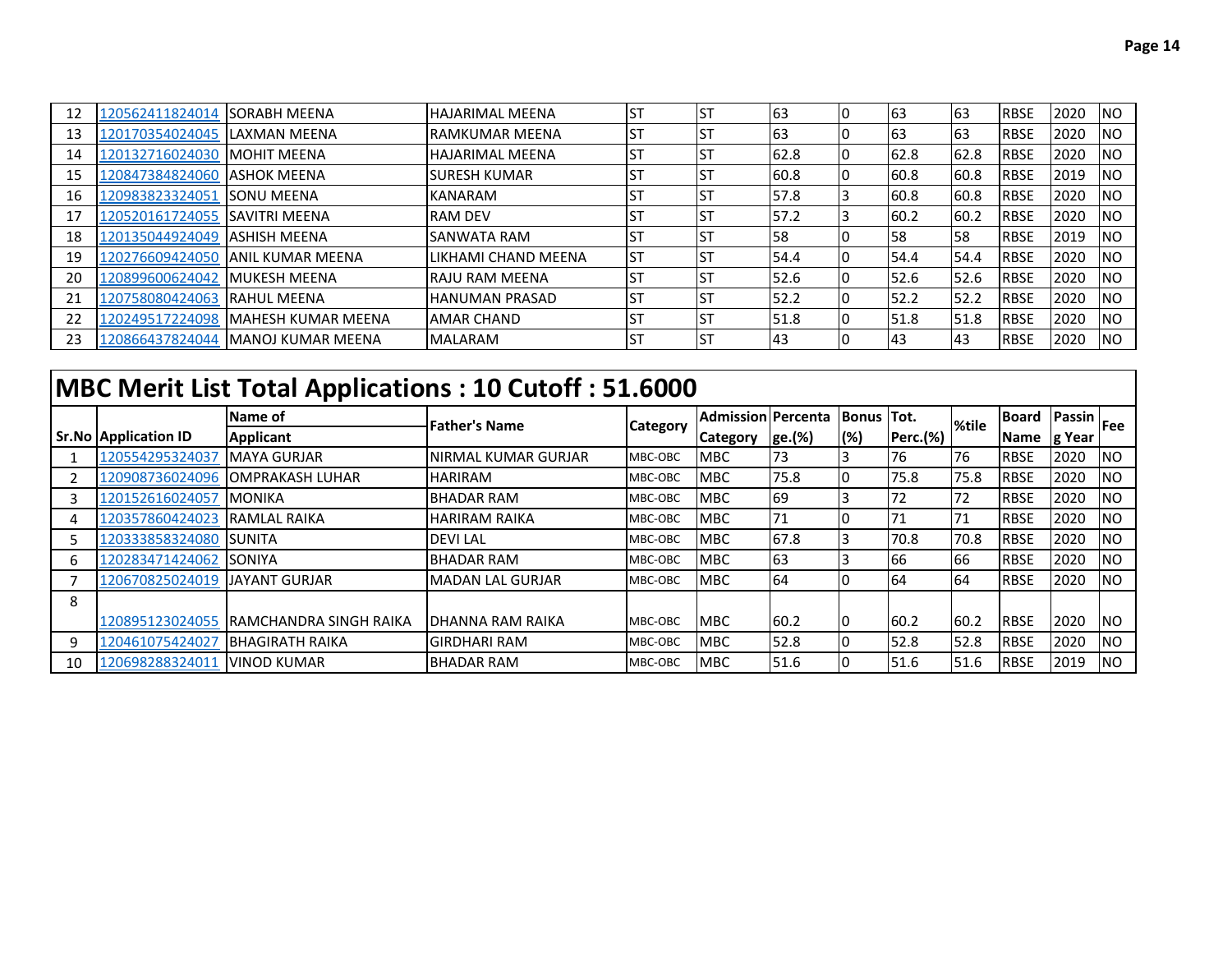| 12 | 120562411824014 | SORABH MEENA | HAJARIMAL MEENA | ST | ST | 63 | 0 | 63 | 63 | RBSE | 2020 | NO |
|---|---|---|---|---|---|---|---|---|---|---|---|---|
| 13 | 120170354024045 | LAXMAN MEENA | RAMKUMAR MEENA | ST | ST | 63 | 0 | 63 | 63 | RBSE | 2020 | NO |
| 14 | 120132716024030 | MOHIT MEENA | HAJARIMAL MEENA | ST | ST | 62.8 | 0 | 62.8 | 62.8 | RBSE | 2020 | NO |
| 15 | 120847384824060 | ASHOK MEENA | SURESH KUMAR | ST | ST | 60.8 | 0 | 60.8 | 60.8 | RBSE | 2019 | NO |
| 16 | 120983823324051 | SONU MEENA | KANARAM | ST | ST | 57.8 | 3 | 60.8 | 60.8 | RBSE | 2020 | NO |
| 17 | 120520161724055 | SAVITRI MEENA | RAM DEV | ST | ST | 57.2 | 3 | 60.2 | 60.2 | RBSE | 2020 | NO |
| 18 | 120135044924049 | ASHISH MEENA | SANWATA RAM | ST | ST | 58 | 0 | 58 | 58 | RBSE | 2019 | NO |
| 19 | 120276609424050 | ANIL KUMAR MEENA | LIKHAMI CHAND MEENA | ST | ST | 54.4 | 0 | 54.4 | 54.4 | RBSE | 2020 | NO |
| 20 | 120899600624042 | MUKESH MEENA | RAJU RAM MEENA | ST | ST | 52.6 | 0 | 52.6 | 52.6 | RBSE | 2020 | NO |
| 21 | 120758080424063 | RAHUL MEENA | HANUMAN PRASAD | ST | ST | 52.2 | 0 | 52.2 | 52.2 | RBSE | 2020 | NO |
| 22 | 120249517224098 | MAHESH KUMAR MEENA | AMAR CHAND | ST | ST | 51.8 | 0 | 51.8 | 51.8 | RBSE | 2020 | NO |
| 23 | 120866437824044 | MANOJ KUMAR MEENA | MALARAM | ST | ST | 43 | 0 | 43 | 43 | RBSE | 2020 | NO |

## MBC Merit List Total Applications : 10 Cutoff : 51.6000

| Sr.No | Application ID | Name of Applicant | Father's Name | Category | Admission Category | Percentage.(%) | Bonus (%) | Tot. Perc.(%) | %tile | Board Name | Passing Year | Fee |
|---|---|---|---|---|---|---|---|---|---|---|---|---|
| 1 | 120554295324037 | MAYA GURJAR | NIRMAL KUMAR GURJAR | MBC-OBC | MBC | 73 | 3 | 76 | 76 | RBSE | 2020 | NO |
| 2 | 120908736024096 | OMPRAKASH LUHAR | HARIRAM | MBC-OBC | MBC | 75.8 | 0 | 75.8 | 75.8 | RBSE | 2020 | NO |
| 3 | 120152616024057 | MONIKA | BHADAR RAM | MBC-OBC | MBC | 69 | 3 | 72 | 72 | RBSE | 2020 | NO |
| 4 | 120357860424023 | RAMLAL RAIKA | HARIRAM RAIKA | MBC-OBC | MBC | 71 | 0 | 71 | 71 | RBSE | 2020 | NO |
| 5 | 120333858324080 | SUNITA | DEVI LAL | MBC-OBC | MBC | 67.8 | 3 | 70.8 | 70.8 | RBSE | 2020 | NO |
| 6 | 120283471424062 | SONIYA | BHADAR RAM | MBC-OBC | MBC | 63 | 3 | 66 | 66 | RBSE | 2020 | NO |
| 7 | 120670825024019 | JAYANT GURJAR | MADAN LAL GURJAR | MBC-OBC | MBC | 64 | 0 | 64 | 64 | RBSE | 2020 | NO |
| 8 | 120895123024055 | RAMCHANDRA SINGH RAIKA | DHANNA RAM RAIKA | MBC-OBC | MBC | 60.2 | 0 | 60.2 | 60.2 | RBSE | 2020 | NO |
| 9 | 120461075424027 | BHAGIRATH RAIKA | GIRDHARI RAM | MBC-OBC | MBC | 52.8 | 0 | 52.8 | 52.8 | RBSE | 2020 | NO |
| 10 | 120698288324011 | VINOD KUMAR | BHADAR RAM | MBC-OBC | MBC | 51.6 | 0 | 51.6 | 51.6 | RBSE | 2019 | NO |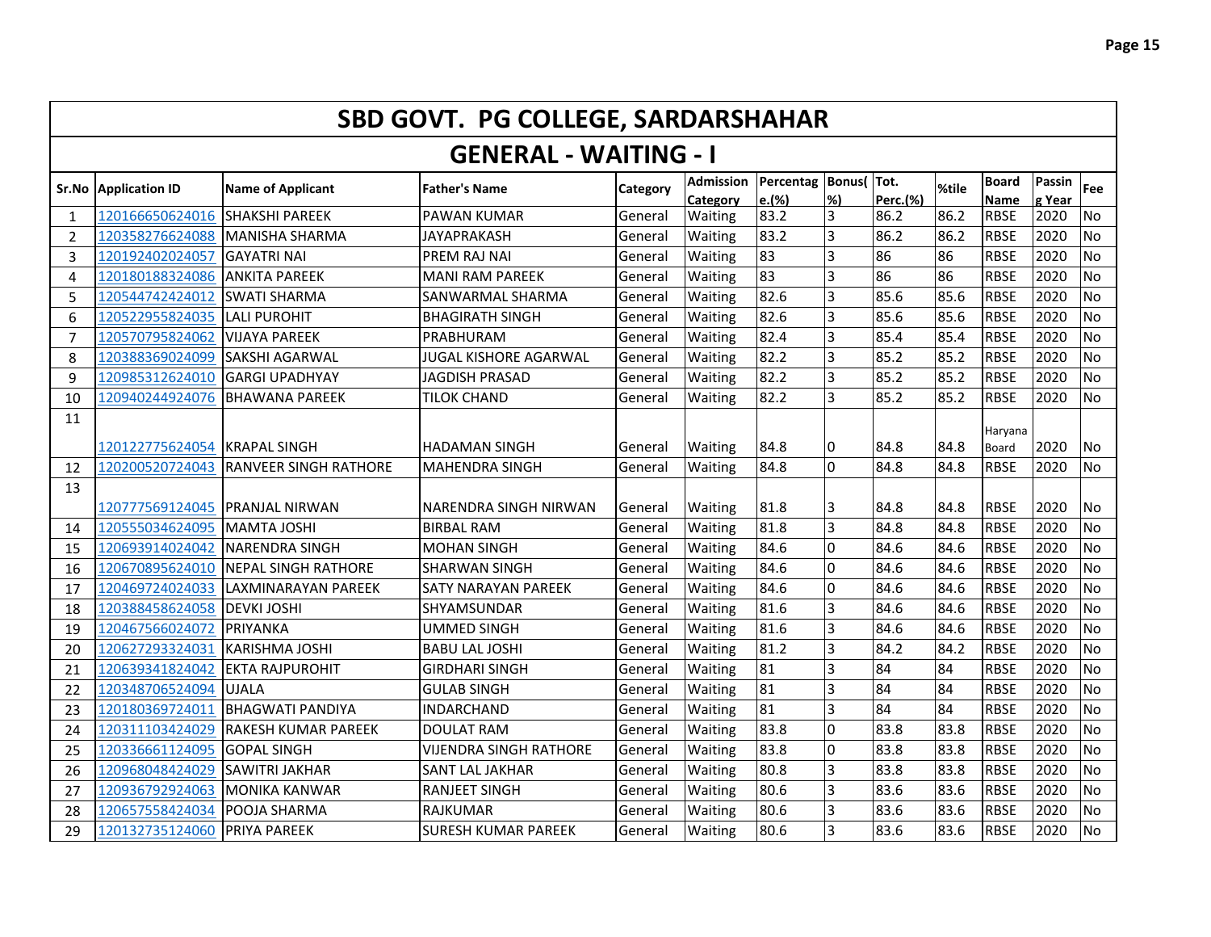# SBD GOVT. PG COLLEGE, SARDARSHAHAR

## GENERAL - WAITING - I

| Sr.No | Application ID | Name of Applicant | Father's Name | Category | Admission Category | Percentage.(%) | Bonus(%) | Tot. Perc.(%) | %tile | Board Name | Passing Year | Fee |
|---|---|---|---|---|---|---|---|---|---|---|---|---|
| 1 | 120166650624016 | SHAKSHI PAREEK | PAWAN KUMAR | General | Waiting | 83.2 | 3 | 86.2 | 86.2 | RBSE | 2020 | No |
| 2 | 120358276624088 | MANISHA SHARMA | JAYAPRAKASH | General | Waiting | 83.2 | 3 | 86.2 | 86.2 | RBSE | 2020 | No |
| 3 | 120192402024057 | GAYATRI NAI | PREM RAJ NAI | General | Waiting | 83 | 3 | 86 | 86 | RBSE | 2020 | No |
| 4 | 120180188324086 | ANKITA PAREEK | MANI RAM PAREEK | General | Waiting | 83 | 3 | 86 | 86 | RBSE | 2020 | No |
| 5 | 120544742424012 | SWATI SHARMA | SANWARMAL SHARMA | General | Waiting | 82.6 | 3 | 85.6 | 85.6 | RBSE | 2020 | No |
| 6 | 120522955824035 | LALI PUROHIT | BHAGIRATH SINGH | General | Waiting | 82.6 | 3 | 85.6 | 85.6 | RBSE | 2020 | No |
| 7 | 120570795824062 | VIJAYA PAREEK | PRABHURAM | General | Waiting | 82.4 | 3 | 85.4 | 85.4 | RBSE | 2020 | No |
| 8 | 120388369024099 | SAKSHI AGARWAL | JUGAL KISHORE AGARWAL | General | Waiting | 82.2 | 3 | 85.2 | 85.2 | RBSE | 2020 | No |
| 9 | 120985312624010 | GARGI UPADHYAY | JAGDISH PRASAD | General | Waiting | 82.2 | 3 | 85.2 | 85.2 | RBSE | 2020 | No |
| 10 | 120940244924076 | BHAWANA PAREEK | TILOK CHAND | General | Waiting | 82.2 | 3 | 85.2 | 85.2 | RBSE | 2020 | No |
| 11 | 120122775624054 | KRAPAL SINGH | HADAMAN SINGH | General | Waiting | 84.8 | 0 | 84.8 | 84.8 | Haryana Board | 2020 | No |
| 12 | 120200520724043 | RANVEER SINGH RATHORE | MAHENDRA SINGH | General | Waiting | 84.8 | 0 | 84.8 | 84.8 | RBSE | 2020 | No |
| 13 | 120777569124045 | PRANJAL NIRWAN | NARENDRA SINGH NIRWAN | General | Waiting | 81.8 | 3 | 84.8 | 84.8 | RBSE | 2020 | No |
| 14 | 120555034624095 | MAMTA JOSHI | BIRBAL RAM | General | Waiting | 81.8 | 3 | 84.8 | 84.8 | RBSE | 2020 | No |
| 15 | 120693914024042 | NARENDRA SINGH | MOHAN SINGH | General | Waiting | 84.6 | 0 | 84.6 | 84.6 | RBSE | 2020 | No |
| 16 | 120670895624010 | NEPAL SINGH RATHORE | SHARWAN SINGH | General | Waiting | 84.6 | 0 | 84.6 | 84.6 | RBSE | 2020 | No |
| 17 | 120469724024033 | LAXMINARAYAN PAREEK | SATY NARAYAN PAREEK | General | Waiting | 84.6 | 0 | 84.6 | 84.6 | RBSE | 2020 | No |
| 18 | 120388458624058 | DEVKI JOSHI | SHYAMSUNDAR | General | Waiting | 81.6 | 3 | 84.6 | 84.6 | RBSE | 2020 | No |
| 19 | 120467566024072 | PRIYANKA | UMMED SINGH | General | Waiting | 81.6 | 3 | 84.6 | 84.6 | RBSE | 2020 | No |
| 20 | 120627293324031 | KARISHMA JOSHI | BABU LAL JOSHI | General | Waiting | 81.2 | 3 | 84.2 | 84.2 | RBSE | 2020 | No |
| 21 | 120639341824042 | EKTA RAJPUROHIT | GIRDHARI SINGH | General | Waiting | 81 | 3 | 84 | 84 | RBSE | 2020 | No |
| 22 | 120348706524094 | UJALA | GULAB SINGH | General | Waiting | 81 | 3 | 84 | 84 | RBSE | 2020 | No |
| 23 | 120180369724011 | BHAGWATI PANDIYA | INDARCHAND | General | Waiting | 81 | 3 | 84 | 84 | RBSE | 2020 | No |
| 24 | 120311103424029 | RAKESH KUMAR PAREEK | DOULAT RAM | General | Waiting | 83.8 | 0 | 83.8 | 83.8 | RBSE | 2020 | No |
| 25 | 120336661124095 | GOPAL SINGH | VIJENDRA SINGH RATHORE | General | Waiting | 83.8 | 0 | 83.8 | 83.8 | RBSE | 2020 | No |
| 26 | 120968048424029 | SAWITRI JAKHAR | SANT LAL JAKHAR | General | Waiting | 80.8 | 3 | 83.8 | 83.8 | RBSE | 2020 | No |
| 27 | 120936792924063 | MONIKA KANWAR | RANJEET SINGH | General | Waiting | 80.6 | 3 | 83.6 | 83.6 | RBSE | 2020 | No |
| 28 | 120657558424034 | POOJA SHARMA | RAJKUMAR | General | Waiting | 80.6 | 3 | 83.6 | 83.6 | RBSE | 2020 | No |
| 29 | 120132735124060 | PRIYA PAREEK | SURESH KUMAR PAREEK | General | Waiting | 80.6 | 3 | 83.6 | 83.6 | RBSE | 2020 | No |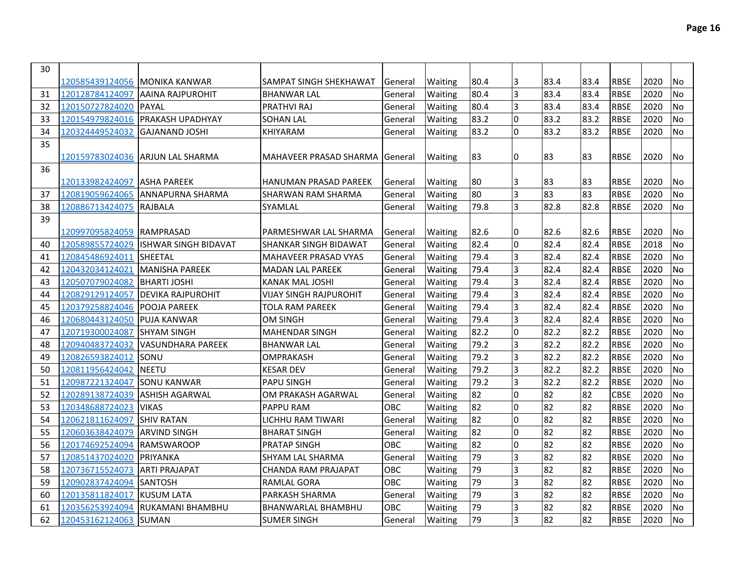| 30 | 120585439124056 | MONIKA KANWAR | SAMPAT SINGH SHEKHAWAT | General | Waiting | 80.4 | 3 | 83.4 | 83.4 | RBSE | 2020 | No |
|---|---|---|---|---|---|---|---|---|---|---|---|---|
| 31 | 120128784124097 | AAINA RAJPUROHIT | BHANWAR LAL | General | Waiting | 80.4 | 3 | 83.4 | 83.4 | RBSE | 2020 | No |
| 32 | 120150727824020 | PAYAL | PRATHVI RAJ | General | Waiting | 80.4 | 3 | 83.4 | 83.4 | RBSE | 2020 | No |
| 33 | 120154979824016 | PRAKASH UPADHYAY | SOHAN LAL | General | Waiting | 83.2 | 0 | 83.2 | 83.2 | RBSE | 2020 | No |
| 34 | 120324449524032 | GAJANAND JOSHI | KHIYARAM | General | Waiting | 83.2 | 0 | 83.2 | 83.2 | RBSE | 2020 | No |
| 35 | 120159783024036 | ARJUN LAL SHARMA | MAHAVEER PRASAD SHARMA | General | Waiting | 83 | 0 | 83 | 83 | RBSE | 2020 | No |
| 36 | 120133982424097 | ASHA PAREEK | HANUMAN PRASAD PAREEK | General | Waiting | 80 | 3 | 83 | 83 | RBSE | 2020 | No |
| 37 | 120819059624065 | ANNAPURNA SHARMA | SHARWAN RAM SHARMA | General | Waiting | 80 | 3 | 83 | 83 | RBSE | 2020 | No |
| 38 | 120886713424075 | RAJBALA | SYAMLAL | General | Waiting | 79.8 | 3 | 82.8 | 82.8 | RBSE | 2020 | No |
| 39 | 120997095824059 | RAMPRASAD | PARMESHWAR LAL SHARMA | General | Waiting | 82.6 | 0 | 82.6 | 82.6 | RBSE | 2020 | No |
| 40 | 120589855724029 | ISHWAR SINGH BIDAVAT | SHANKAR SINGH BIDAWAT | General | Waiting | 82.4 | 0 | 82.4 | 82.4 | RBSE | 2018 | No |
| 41 | 120845486924011 | SHEETAL | MAHAVEER PRASAD VYAS | General | Waiting | 79.4 | 3 | 82.4 | 82.4 | RBSE | 2020 | No |
| 42 | 120432034124021 | MANISHA PAREEK | MADAN LAL PAREEK | General | Waiting | 79.4 | 3 | 82.4 | 82.4 | RBSE | 2020 | No |
| 43 | 120507079024082 | BHARTI JOSHI | KANAK MAL JOSHI | General | Waiting | 79.4 | 3 | 82.4 | 82.4 | RBSE | 2020 | No |
| 44 | 120829129124057 | DEVIKA RAJPUROHIT | VIJAY SINGH RAJPUROHIT | General | Waiting | 79.4 | 3 | 82.4 | 82.4 | RBSE | 2020 | No |
| 45 | 120379258824046 | POOJA PAREEK | TOLA RAM PAREEK | General | Waiting | 79.4 | 3 | 82.4 | 82.4 | RBSE | 2020 | No |
| 46 | 120680443124050 | PUJA KANWAR | OM SINGH | General | Waiting | 79.4 | 3 | 82.4 | 82.4 | RBSE | 2020 | No |
| 47 | 120719300024087 | SHYAM SINGH | MAHENDAR SINGH | General | Waiting | 82.2 | 0 | 82.2 | 82.2 | RBSE | 2020 | No |
| 48 | 120940483724032 | VASUNDHARA PAREEK | BHANWAR LAL | General | Waiting | 79.2 | 3 | 82.2 | 82.2 | RBSE | 2020 | No |
| 49 | 120826593824012 | SONU | OMPRAKASH | General | Waiting | 79.2 | 3 | 82.2 | 82.2 | RBSE | 2020 | No |
| 50 | 120811956424042 | NEETU | KESAR DEV | General | Waiting | 79.2 | 3 | 82.2 | 82.2 | RBSE | 2020 | No |
| 51 | 120987221324047 | SONU KANWAR | PAPU SINGH | General | Waiting | 79.2 | 3 | 82.2 | 82.2 | RBSE | 2020 | No |
| 52 | 120289138724039 | ASHISH AGARWAL | OM PRAKASH AGARWAL | General | Waiting | 82 | 0 | 82 | 82 | CBSE | 2020 | No |
| 53 | 120348688724023 | VIKAS | PAPPU RAM | OBC | Waiting | 82 | 0 | 82 | 82 | RBSE | 2020 | No |
| 54 | 120621811624097 | SHIV RATAN | LICHHU RAM TIWARI | General | Waiting | 82 | 0 | 82 | 82 | RBSE | 2020 | No |
| 55 | 120603638424079 | ARVIND SINGH | BHARAT SINGH | General | Waiting | 82 | 0 | 82 | 82 | RBSE | 2020 | No |
| 56 | 120174692524094 | RAMSWAROOP | PRATAP SINGH | OBC | Waiting | 82 | 0 | 82 | 82 | RBSE | 2020 | No |
| 57 | 120851437024020 | PRIYANKA | SHYAM LAL SHARMA | General | Waiting | 79 | 3 | 82 | 82 | RBSE | 2020 | No |
| 58 | 120736715524073 | ARTI PRAJAPAT | CHANDA RAM PRAJAPAT | OBC | Waiting | 79 | 3 | 82 | 82 | RBSE | 2020 | No |
| 59 | 120902837424094 | SANTOSH | RAMLAL GORA | OBC | Waiting | 79 | 3 | 82 | 82 | RBSE | 2020 | No |
| 60 | 120135811824017 | KUSUM LATA | PARKASH SHARMA | General | Waiting | 79 | 3 | 82 | 82 | RBSE | 2020 | No |
| 61 | 120356253924094 | RUKAMANI BHAMBHU | BHANWARLAL BHAMBHU | OBC | Waiting | 79 | 3 | 82 | 82 | RBSE | 2020 | No |
| 62 | 120453162124063 | SUMAN | SUMER SINGH | General | Waiting | 79 | 3 | 82 | 82 | RBSE | 2020 | No |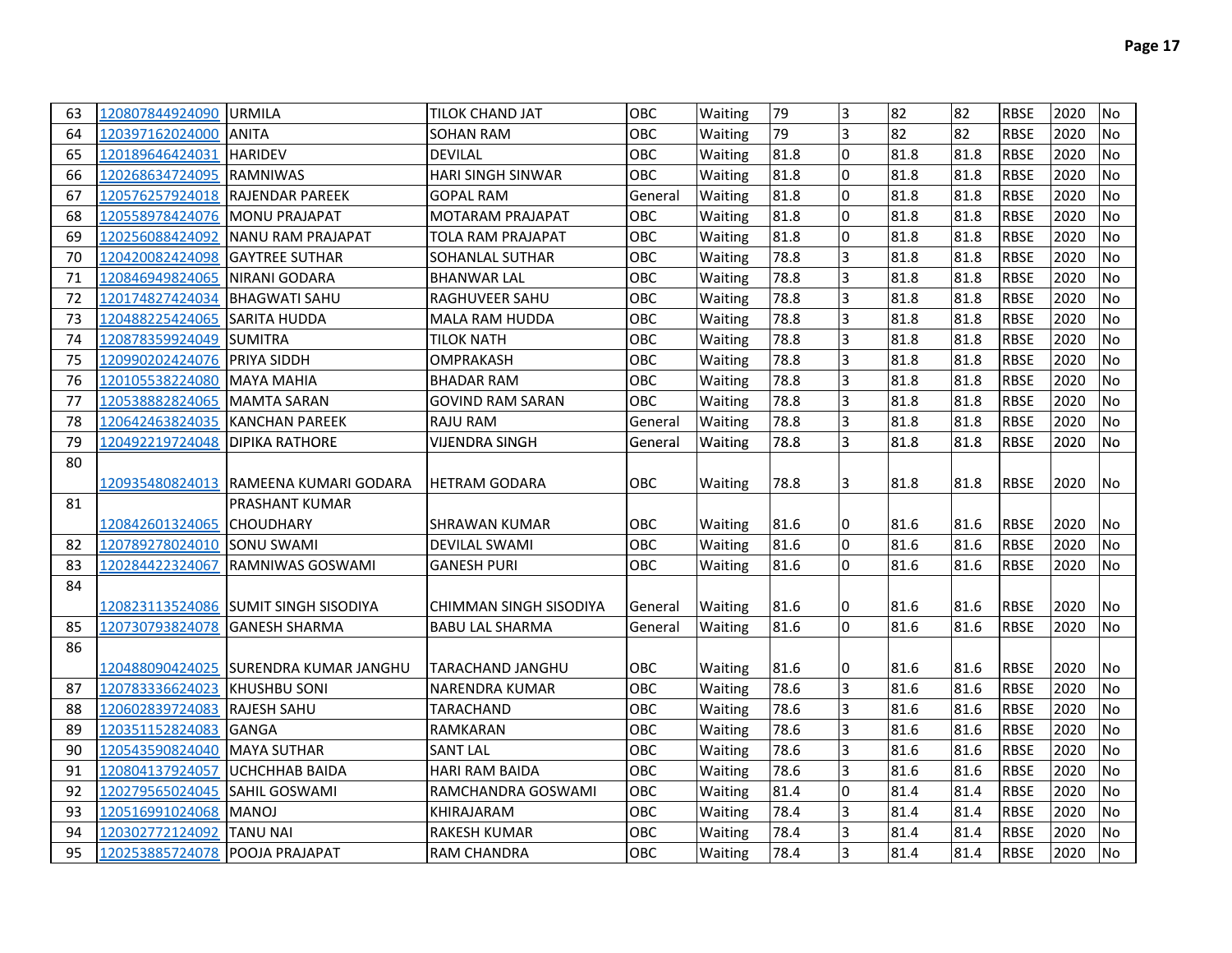| 63 | 120807844924090 | URMILA | TILOK CHAND JAT | OBC | Waiting | 79 | 3 | 82 | 82 | RBSE | 2020 | No |
|---|---|---|---|---|---|---|---|---|---|---|---|---|
| 64 | 120397162024000 | ANITA | SOHAN RAM | OBC | Waiting | 79 | 3 | 82 | 82 | RBSE | 2020 | No |
| 65 | 120189646424031 | HARIDEV | DEVILAL | OBC | Waiting | 81.8 | 0 | 81.8 | 81.8 | RBSE | 2020 | No |
| 66 | 120268634724095 | RAMNIWAS | HARI SINGH SINWAR | OBC | Waiting | 81.8 | 0 | 81.8 | 81.8 | RBSE | 2020 | No |
| 67 | 120576257924018 | RAJENDAR PAREEK | GOPAL RAM | General | Waiting | 81.8 | 0 | 81.8 | 81.8 | RBSE | 2020 | No |
| 68 | 120558978424076 | MONU PRAJAPAT | MOTARAM PRAJAPAT | OBC | Waiting | 81.8 | 0 | 81.8 | 81.8 | RBSE | 2020 | No |
| 69 | 120256088424092 | NANU RAM PRAJAPAT | TOLA RAM PRAJAPAT | OBC | Waiting | 81.8 | 0 | 81.8 | 81.8 | RBSE | 2020 | No |
| 70 | 120420082424098 | GAYTREE SUTHAR | SOHANLAL SUTHAR | OBC | Waiting | 78.8 | 3 | 81.8 | 81.8 | RBSE | 2020 | No |
| 71 | 120846949824065 | NIRANI GODARA | BHANWAR LAL | OBC | Waiting | 78.8 | 3 | 81.8 | 81.8 | RBSE | 2020 | No |
| 72 | 120174827424034 | BHAGWATI SAHU | RAGHUVEER SAHU | OBC | Waiting | 78.8 | 3 | 81.8 | 81.8 | RBSE | 2020 | No |
| 73 | 120488225424065 | SARITA HUDDA | MALA RAM HUDDA | OBC | Waiting | 78.8 | 3 | 81.8 | 81.8 | RBSE | 2020 | No |
| 74 | 120878359924049 | SUMITRA | TILOK NATH | OBC | Waiting | 78.8 | 3 | 81.8 | 81.8 | RBSE | 2020 | No |
| 75 | 120990202424076 | PRIYA SIDDH | OMPRAKASH | OBC | Waiting | 78.8 | 3 | 81.8 | 81.8 | RBSE | 2020 | No |
| 76 | 120105538224080 | MAYA MAHIA | BHADAR RAM | OBC | Waiting | 78.8 | 3 | 81.8 | 81.8 | RBSE | 2020 | No |
| 77 | 120538882824065 | MAMTA SARAN | GOVIND RAM SARAN | OBC | Waiting | 78.8 | 3 | 81.8 | 81.8 | RBSE | 2020 | No |
| 78 | 120642463824035 | KANCHAN PAREEK | RAJU RAM | General | Waiting | 78.8 | 3 | 81.8 | 81.8 | RBSE | 2020 | No |
| 79 | 120492219724048 | DIPIKA RATHORE | VIJENDRA SINGH | General | Waiting | 78.8 | 3 | 81.8 | 81.8 | RBSE | 2020 | No |
| 80 | 120935480824013 | RAMEENA KUMARI GODARA | HETRAM GODARA | OBC | Waiting | 78.8 | 3 | 81.8 | 81.8 | RBSE | 2020 | No |
| 81 | 120842601324065 | PRASHANT KUMAR CHOUDHARY | SHRAWAN KUMAR | OBC | Waiting | 81.6 | 0 | 81.6 | 81.6 | RBSE | 2020 | No |
| 82 | 120789278024010 | SONU SWAMI | DEVILAL SWAMI | OBC | Waiting | 81.6 | 0 | 81.6 | 81.6 | RBSE | 2020 | No |
| 83 | 120284422324067 | RAMNIWAS GOSWAMI | GANESH PURI | OBC | Waiting | 81.6 | 0 | 81.6 | 81.6 | RBSE | 2020 | No |
| 84 | 120823113524086 | SUMIT SINGH SISODIYA | CHIMMAN SINGH SISODIYA | General | Waiting | 81.6 | 0 | 81.6 | 81.6 | RBSE | 2020 | No |
| 85 | 120730793824078 | GANESH SHARMA | BABU LAL SHARMA | General | Waiting | 81.6 | 0 | 81.6 | 81.6 | RBSE | 2020 | No |
| 86 | 120488090424025 | SURENDRA KUMAR JANGHU | TARACHAND JANGHU | OBC | Waiting | 81.6 | 0 | 81.6 | 81.6 | RBSE | 2020 | No |
| 87 | 120783336624023 | KHUSHBU SONI | NARENDRA KUMAR | OBC | Waiting | 78.6 | 3 | 81.6 | 81.6 | RBSE | 2020 | No |
| 88 | 120602839724083 | RAJESH SAHU | TARACHAND | OBC | Waiting | 78.6 | 3 | 81.6 | 81.6 | RBSE | 2020 | No |
| 89 | 120351152824083 | GANGA | RAMKARAN | OBC | Waiting | 78.6 | 3 | 81.6 | 81.6 | RBSE | 2020 | No |
| 90 | 120543590824040 | MAYA SUTHAR | SANT LAL | OBC | Waiting | 78.6 | 3 | 81.6 | 81.6 | RBSE | 2020 | No |
| 91 | 120804137924057 | UCHCHHAB BAIDA | HARI RAM BAIDA | OBC | Waiting | 78.6 | 3 | 81.6 | 81.6 | RBSE | 2020 | No |
| 92 | 120279565024045 | SAHIL GOSWAMI | RAMCHANDRA GOSWAMI | OBC | Waiting | 81.4 | 0 | 81.4 | 81.4 | RBSE | 2020 | No |
| 93 | 120516991024068 | MANOJ | KHIRAJARAM | OBC | Waiting | 78.4 | 3 | 81.4 | 81.4 | RBSE | 2020 | No |
| 94 | 120302772124092 | TANU NAI | RAKESH KUMAR | OBC | Waiting | 78.4 | 3 | 81.4 | 81.4 | RBSE | 2020 | No |
| 95 | 120253885724078 | POOJA PRAJAPAT | RAM CHANDRA | OBC | Waiting | 78.4 | 3 | 81.4 | 81.4 | RBSE | 2020 | No |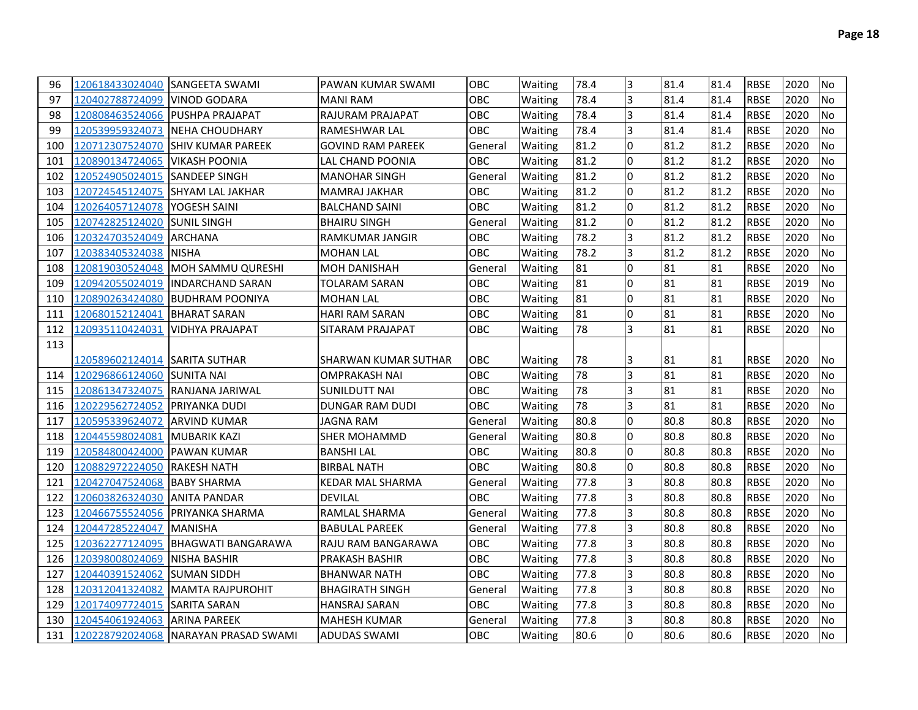| | | | | | | | | | | | | |
|---|---|---|---|---|---|---|---|---|---|---|---|---|
| 96 | 120618433024040 | SANGEETA SWAMI | PAWAN KUMAR SWAMI | OBC | Waiting | 78.4 | 3 | 81.4 | 81.4 | RBSE | 2020 | No |
| 97 | 120402788724099 | VINOD GODARA | MANI RAM | OBC | Waiting | 78.4 | 3 | 81.4 | 81.4 | RBSE | 2020 | No |
| 98 | 120808463524066 | PUSHPA PRAJAPAT | RAJURAM PRAJAPAT | OBC | Waiting | 78.4 | 3 | 81.4 | 81.4 | RBSE | 2020 | No |
| 99 | 120539959324073 | NEHA CHOUDHARY | RAMESHWAR LAL | OBC | Waiting | 78.4 | 3 | 81.4 | 81.4 | RBSE | 2020 | No |
| 100 | 120712307524070 | SHIV KUMAR PAREEK | GOVIND RAM PAREEK | General | Waiting | 81.2 | 0 | 81.2 | 81.2 | RBSE | 2020 | No |
| 101 | 120890134724065 | VIKASH POONIA | LAL CHAND POONIA | OBC | Waiting | 81.2 | 0 | 81.2 | 81.2 | RBSE | 2020 | No |
| 102 | 120524905024015 | SANDEEP SINGH | MANOHAR SINGH | General | Waiting | 81.2 | 0 | 81.2 | 81.2 | RBSE | 2020 | No |
| 103 | 120724545124075 | SHYAM LAL JAKHAR | MAMRAJ JAKHAR | OBC | Waiting | 81.2 | 0 | 81.2 | 81.2 | RBSE | 2020 | No |
| 104 | 120264057124078 | YOGESH SAINI | BALCHAND SAINI | OBC | Waiting | 81.2 | 0 | 81.2 | 81.2 | RBSE | 2020 | No |
| 105 | 120742825124020 | SUNIL SINGH | BHAIRU SINGH | General | Waiting | 81.2 | 0 | 81.2 | 81.2 | RBSE | 2020 | No |
| 106 | 120324703524049 | ARCHANA | RAMKUMAR JANGIR | OBC | Waiting | 78.2 | 3 | 81.2 | 81.2 | RBSE | 2020 | No |
| 107 | 120383405324038 | NISHA | MOHAN LAL | OBC | Waiting | 78.2 | 3 | 81.2 | 81.2 | RBSE | 2020 | No |
| 108 | 120819030524048 | MOH SAMMU QURESHI | MOH DANISHAH | General | Waiting | 81 | 0 | 81 | 81 | RBSE | 2020 | No |
| 109 | 120942055024019 | INDARCHAND SARAN | TOLARAM SARAN | OBC | Waiting | 81 | 0 | 81 | 81 | RBSE | 2019 | No |
| 110 | 120890263424080 | BUDHRAM POONIYA | MOHAN LAL | OBC | Waiting | 81 | 0 | 81 | 81 | RBSE | 2020 | No |
| 111 | 120680152124041 | BHARAT SARAN | HARI RAM SARAN | OBC | Waiting | 81 | 0 | 81 | 81 | RBSE | 2020 | No |
| 112 | 120935110424031 | VIDHYA PRAJAPAT | SITARAM PRAJAPAT | OBC | Waiting | 78 | 3 | 81 | 81 | RBSE | 2020 | No |
| 113 | 120589602124014 | SARITA SUTHAR | SHARWAN KUMAR SUTHAR | OBC | Waiting | 78 | 3 | 81 | 81 | RBSE | 2020 | No |
| 114 | 120296866124060 | SUNITA NAI | OMPRAKASH NAI | OBC | Waiting | 78 | 3 | 81 | 81 | RBSE | 2020 | No |
| 115 | 120861347324075 | RANJANA JARIWAL | SUNILDUTT NAI | OBC | Waiting | 78 | 3 | 81 | 81 | RBSE | 2020 | No |
| 116 | 120229562724052 | PRIYANKA DUDI | DUNGAR RAM DUDI | OBC | Waiting | 78 | 3 | 81 | 81 | RBSE | 2020 | No |
| 117 | 120595339624072 | ARVIND KUMAR | JAGNA RAM | General | Waiting | 80.8 | 0 | 80.8 | 80.8 | RBSE | 2020 | No |
| 118 | 120445598024081 | MUBARIK KAZI | SHER MOHAMMD | General | Waiting | 80.8 | 0 | 80.8 | 80.8 | RBSE | 2020 | No |
| 119 | 120584800424000 | PAWAN KUMAR | BANSHI LAL | OBC | Waiting | 80.8 | 0 | 80.8 | 80.8 | RBSE | 2020 | No |
| 120 | 120882972224050 | RAKESH NATH | BIRBAL NATH | OBC | Waiting | 80.8 | 0 | 80.8 | 80.8 | RBSE | 2020 | No |
| 121 | 120427047524068 | BABY SHARMA | KEDAR MAL SHARMA | General | Waiting | 77.8 | 3 | 80.8 | 80.8 | RBSE | 2020 | No |
| 122 | 120603826324030 | ANITA PANDAR | DEVILAL | OBC | Waiting | 77.8 | 3 | 80.8 | 80.8 | RBSE | 2020 | No |
| 123 | 120466755524056 | PRIYANKA SHARMA | RAMLAL SHARMA | General | Waiting | 77.8 | 3 | 80.8 | 80.8 | RBSE | 2020 | No |
| 124 | 120447285224047 | MANISHA | BABULAL PAREEK | General | Waiting | 77.8 | 3 | 80.8 | 80.8 | RBSE | 2020 | No |
| 125 | 120362277124095 | BHAGWATI BANGARAWA | RAJU RAM BANGARAWA | OBC | Waiting | 77.8 | 3 | 80.8 | 80.8 | RBSE | 2020 | No |
| 126 | 120398008024069 | NISHA BASHIR | PRAKASH BASHIR | OBC | Waiting | 77.8 | 3 | 80.8 | 80.8 | RBSE | 2020 | No |
| 127 | 120440391524062 | SUMAN SIDDH | BHANWAR NATH | OBC | Waiting | 77.8 | 3 | 80.8 | 80.8 | RBSE | 2020 | No |
| 128 | 120312041324082 | MAMTA RAJPUROHIT | BHAGIRATH SINGH | General | Waiting | 77.8 | 3 | 80.8 | 80.8 | RBSE | 2020 | No |
| 129 | 120174097724015 | SARITA SARAN | HANSRAJ SARAN | OBC | Waiting | 77.8 | 3 | 80.8 | 80.8 | RBSE | 2020 | No |
| 130 | 120454061924063 | ARINA PAREEK | MAHESH KUMAR | General | Waiting | 77.8 | 3 | 80.8 | 80.8 | RBSE | 2020 | No |
| 131 | 120228792024068 | NARAYAN PRASAD SWAMI | ADUDAS SWAMI | OBC | Waiting | 80.6 | 0 | 80.6 | 80.6 | RBSE | 2020 | No |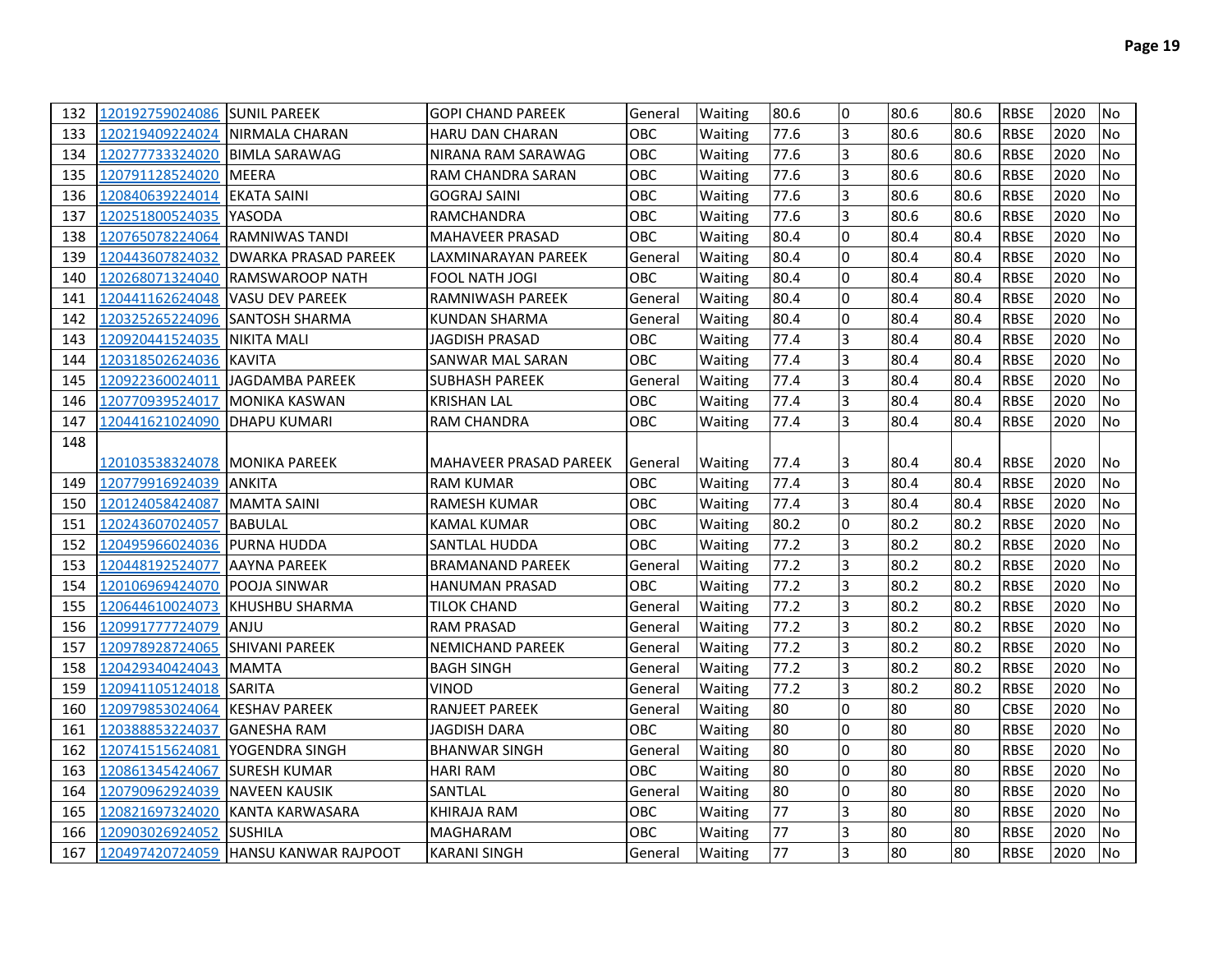| | | | | | | | | | | | | |
|---|---|---|---|---|---|---|---|---|---|---|---|---|
| 132 | 120192759024086 | SUNIL PAREEK | GOPI CHAND PAREEK | General | Waiting | 80.6 | 0 | 80.6 | 80.6 | RBSE | 2020 | No |
| 133 | 120219409224024 | NIRMALA CHARAN | HARU DAN CHARAN | OBC | Waiting | 77.6 | 3 | 80.6 | 80.6 | RBSE | 2020 | No |
| 134 | 120277733324020 | BIMLA SARAWAG | NIRANA RAM SARAWAG | OBC | Waiting | 77.6 | 3 | 80.6 | 80.6 | RBSE | 2020 | No |
| 135 | 120791128524020 | MEERA | RAM CHANDRA SARAN | OBC | Waiting | 77.6 | 3 | 80.6 | 80.6 | RBSE | 2020 | No |
| 136 | 120840639224014 | EKATA SAINI | GOGRAJ SAINI | OBC | Waiting | 77.6 | 3 | 80.6 | 80.6 | RBSE | 2020 | No |
| 137 | 120251800524035 | YASODA | RAMCHANDRA | OBC | Waiting | 77.6 | 3 | 80.6 | 80.6 | RBSE | 2020 | No |
| 138 | 120765078224064 | RAMNIWAS TANDI | MAHAVEER PRASAD | OBC | Waiting | 80.4 | 0 | 80.4 | 80.4 | RBSE | 2020 | No |
| 139 | 120443607824032 | DWARKA PRASAD PAREEK | LAXMINARAYAN PAREEK | General | Waiting | 80.4 | 0 | 80.4 | 80.4 | RBSE | 2020 | No |
| 140 | 120268071324040 | RAMSWAROOP NATH | FOOL NATH JOGI | OBC | Waiting | 80.4 | 0 | 80.4 | 80.4 | RBSE | 2020 | No |
| 141 | 120441162624048 | VASU DEV PAREEK | RAMNIWASH PAREEK | General | Waiting | 80.4 | 0 | 80.4 | 80.4 | RBSE | 2020 | No |
| 142 | 120325265224096 | SANTOSH SHARMA | KUNDAN SHARMA | General | Waiting | 80.4 | 0 | 80.4 | 80.4 | RBSE | 2020 | No |
| 143 | 120920441524035 | NIKITA MALI | JAGDISH PRASAD | OBC | Waiting | 77.4 | 3 | 80.4 | 80.4 | RBSE | 2020 | No |
| 144 | 120318502624036 | KAVITA | SANWAR MAL SARAN | OBC | Waiting | 77.4 | 3 | 80.4 | 80.4 | RBSE | 2020 | No |
| 145 | 120922360024011 | JAGDAMBA PAREEK | SUBHASH PAREEK | General | Waiting | 77.4 | 3 | 80.4 | 80.4 | RBSE | 2020 | No |
| 146 | 120770939524017 | MONIKA KASWAN | KRISHAN LAL | OBC | Waiting | 77.4 | 3 | 80.4 | 80.4 | RBSE | 2020 | No |
| 147 | 120441621024090 | DHAPU KUMARI | RAM CHANDRA | OBC | Waiting | 77.4 | 3 | 80.4 | 80.4 | RBSE | 2020 | No |
| 148 | 120103538324078 | MONIKA PAREEK | MAHAVEER PRASAD PAREEK | General | Waiting | 77.4 | 3 | 80.4 | 80.4 | RBSE | 2020 | No |
| 149 | 120779916924039 | ANKITA | RAM KUMAR | OBC | Waiting | 77.4 | 3 | 80.4 | 80.4 | RBSE | 2020 | No |
| 150 | 120124058424087 | MAMTA SAINI | RAMESH KUMAR | OBC | Waiting | 77.4 | 3 | 80.4 | 80.4 | RBSE | 2020 | No |
| 151 | 120243607024057 | BABULAL | KAMAL KUMAR | OBC | Waiting | 80.2 | 0 | 80.2 | 80.2 | RBSE | 2020 | No |
| 152 | 120495966024036 | PURNA HUDDA | SANTLAL HUDDA | OBC | Waiting | 77.2 | 3 | 80.2 | 80.2 | RBSE | 2020 | No |
| 153 | 120448192524077 | AAYNA PAREEK | BRAMANAND PAREEK | General | Waiting | 77.2 | 3 | 80.2 | 80.2 | RBSE | 2020 | No |
| 154 | 120106969424070 | POOJA SINWAR | HANUMAN PRASAD | OBC | Waiting | 77.2 | 3 | 80.2 | 80.2 | RBSE | 2020 | No |
| 155 | 120644610024073 | KHUSHBU SHARMA | TILOK CHAND | General | Waiting | 77.2 | 3 | 80.2 | 80.2 | RBSE | 2020 | No |
| 156 | 120991777724079 | ANJU | RAM PRASAD | General | Waiting | 77.2 | 3 | 80.2 | 80.2 | RBSE | 2020 | No |
| 157 | 120978928724065 | SHIVANI PAREEK | NEMICHAND PAREEK | General | Waiting | 77.2 | 3 | 80.2 | 80.2 | RBSE | 2020 | No |
| 158 | 120429340424043 | MAMTA | BAGH SINGH | General | Waiting | 77.2 | 3 | 80.2 | 80.2 | RBSE | 2020 | No |
| 159 | 120941105124018 | SARITA | VINOD | General | Waiting | 77.2 | 3 | 80.2 | 80.2 | RBSE | 2020 | No |
| 160 | 120979853024064 | KESHAV PAREEK | RANJEET PAREEK | General | Waiting | 80 | 0 | 80 | 80 | CBSE | 2020 | No |
| 161 | 120388853224037 | GANESHA RAM | JAGDISH DARA | OBC | Waiting | 80 | 0 | 80 | 80 | RBSE | 2020 | No |
| 162 | 120741515624081 | YOGENDRA SINGH | BHANWAR SINGH | General | Waiting | 80 | 0 | 80 | 80 | RBSE | 2020 | No |
| 163 | 120861345424067 | SURESH KUMAR | HARI RAM | OBC | Waiting | 80 | 0 | 80 | 80 | RBSE | 2020 | No |
| 164 | 120790962924039 | NAVEEN KAUSIK | SANTLAL | General | Waiting | 80 | 0 | 80 | 80 | RBSE | 2020 | No |
| 165 | 120821697324020 | KANTA KARWASARA | KHIRAJA RAM | OBC | Waiting | 77 | 3 | 80 | 80 | RBSE | 2020 | No |
| 166 | 120903026924052 | SUSHILA | MAGHARAM | OBC | Waiting | 77 | 3 | 80 | 80 | RBSE | 2020 | No |
| 167 | 120497420724059 | HANSU KANWAR RAJPOOT | KARANI SINGH | General | Waiting | 77 | 3 | 80 | 80 | RBSE | 2020 | No |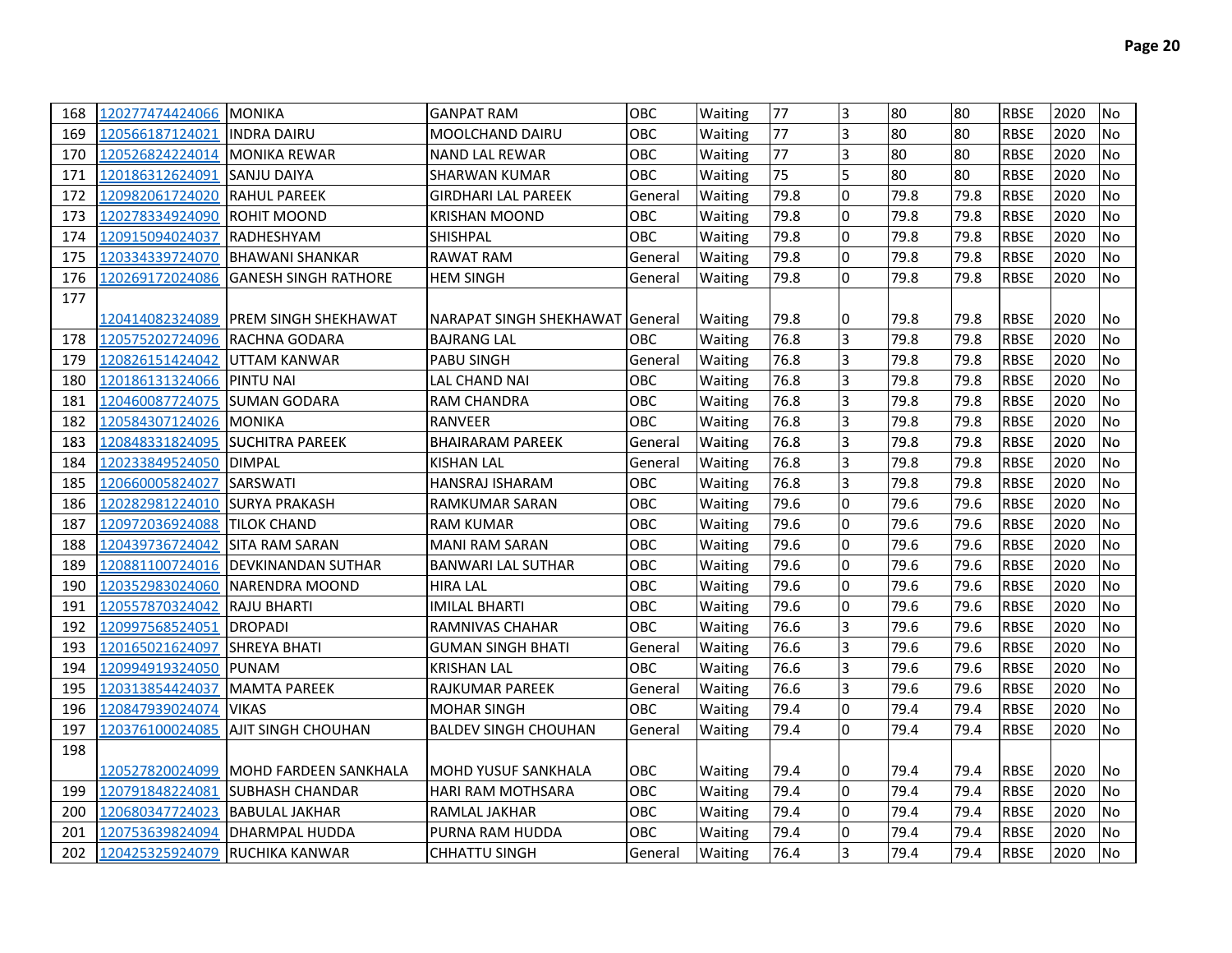| | | | | | | | | | | | | |
|---|---|---|---|---|---|---|---|---|---|---|---|---|
| 168 | 120277474424066 | MONIKA | GANPAT RAM | OBC | Waiting | 77 | 3 | 80 | 80 | RBSE | 2020 | No |
| 169 | 120566187124021 | INDRA DAIRU | MOOLCHAND DAIRU | OBC | Waiting | 77 | 3 | 80 | 80 | RBSE | 2020 | No |
| 170 | 120526824224014 | MONIKA REWAR | NAND LAL REWAR | OBC | Waiting | 77 | 3 | 80 | 80 | RBSE | 2020 | No |
| 171 | 120186312624091 | SANJU DAIYA | SHARWAN KUMAR | OBC | Waiting | 75 | 5 | 80 | 80 | RBSE | 2020 | No |
| 172 | 120982061724020 | RAHUL PAREEK | GIRDHARI LAL PAREEK | General | Waiting | 79.8 | 0 | 79.8 | 79.8 | RBSE | 2020 | No |
| 173 | 120278334924090 | ROHIT MOOND | KRISHAN MOOND | OBC | Waiting | 79.8 | 0 | 79.8 | 79.8 | RBSE | 2020 | No |
| 174 | 120915094024037 | RADHESHYAM | SHISHPAL | OBC | Waiting | 79.8 | 0 | 79.8 | 79.8 | RBSE | 2020 | No |
| 175 | 120334339724070 | BHAWANI SHANKAR | RAWAT RAM | General | Waiting | 79.8 | 0 | 79.8 | 79.8 | RBSE | 2020 | No |
| 176 | 120269172024086 | GANESH SINGH RATHORE | HEM SINGH | General | Waiting | 79.8 | 0 | 79.8 | 79.8 | RBSE | 2020 | No |
| 177 | 120414082324089 | PREM SINGH SHEKHAWAT | NARAPAT SINGH SHEKHAWAT | General | Waiting | 79.8 | 0 | 79.8 | 79.8 | RBSE | 2020 | No |
| 178 | 120575202724096 | RACHNA GODARA | BAJRANG LAL | OBC | Waiting | 76.8 | 3 | 79.8 | 79.8 | RBSE | 2020 | No |
| 179 | 120826151424042 | UTTAM KANWAR | PABU SINGH | General | Waiting | 76.8 | 3 | 79.8 | 79.8 | RBSE | 2020 | No |
| 180 | 120186131324066 | PINTU NAI | LAL CHAND NAI | OBC | Waiting | 76.8 | 3 | 79.8 | 79.8 | RBSE | 2020 | No |
| 181 | 120460087724075 | SUMAN GODARA | RAM CHANDRA | OBC | Waiting | 76.8 | 3 | 79.8 | 79.8 | RBSE | 2020 | No |
| 182 | 120584307124026 | MONIKA | RANVEER | OBC | Waiting | 76.8 | 3 | 79.8 | 79.8 | RBSE | 2020 | No |
| 183 | 120848331824095 | SUCHITRA PAREEK | BHAIRARAM PAREEK | General | Waiting | 76.8 | 3 | 79.8 | 79.8 | RBSE | 2020 | No |
| 184 | 120233849524050 | DIMPAL | KISHAN LAL | General | Waiting | 76.8 | 3 | 79.8 | 79.8 | RBSE | 2020 | No |
| 185 | 120660005824027 | SARSWATI | HANSRAJ ISHARAM | OBC | Waiting | 76.8 | 3 | 79.8 | 79.8 | RBSE | 2020 | No |
| 186 | 120282981224010 | SURYA PRAKASH | RAMKUMAR SARAN | OBC | Waiting | 79.6 | 0 | 79.6 | 79.6 | RBSE | 2020 | No |
| 187 | 120972036924088 | TILOK CHAND | RAM KUMAR | OBC | Waiting | 79.6 | 0 | 79.6 | 79.6 | RBSE | 2020 | No |
| 188 | 120439736724042 | SITA RAM SARAN | MANI RAM SARAN | OBC | Waiting | 79.6 | 0 | 79.6 | 79.6 | RBSE | 2020 | No |
| 189 | 120881100724016 | DEVKINANDAN SUTHAR | BANWARI LAL SUTHAR | OBC | Waiting | 79.6 | 0 | 79.6 | 79.6 | RBSE | 2020 | No |
| 190 | 120352983024060 | NARENDRA MOOND | HIRA LAL | OBC | Waiting | 79.6 | 0 | 79.6 | 79.6 | RBSE | 2020 | No |
| 191 | 120557870324042 | RAJU BHARTI | IMILAL BHARTI | OBC | Waiting | 79.6 | 0 | 79.6 | 79.6 | RBSE | 2020 | No |
| 192 | 120997568524051 | DROPADI | RAMNIVAS CHAHAR | OBC | Waiting | 76.6 | 3 | 79.6 | 79.6 | RBSE | 2020 | No |
| 193 | 120165021624097 | SHREYA BHATI | GUMAN SINGH BHATI | General | Waiting | 76.6 | 3 | 79.6 | 79.6 | RBSE | 2020 | No |
| 194 | 120994919324050 | PUNAM | KRISHAN LAL | OBC | Waiting | 76.6 | 3 | 79.6 | 79.6 | RBSE | 2020 | No |
| 195 | 120313854424037 | MAMTA PAREEK | RAJKUMAR PAREEK | General | Waiting | 76.6 | 3 | 79.6 | 79.6 | RBSE | 2020 | No |
| 196 | 120847939024074 | VIKAS | MOHAR SINGH | OBC | Waiting | 79.4 | 0 | 79.4 | 79.4 | RBSE | 2020 | No |
| 197 | 120376100024085 | AJIT SINGH CHOUHAN | BALDEV SINGH CHOUHAN | General | Waiting | 79.4 | 0 | 79.4 | 79.4 | RBSE | 2020 | No |
| 198 | 120527820024099 | MOHD FARDEEN SANKHALA | MOHD YUSUF SANKHALA | OBC | Waiting | 79.4 | 0 | 79.4 | 79.4 | RBSE | 2020 | No |
| 199 | 120791848224081 | SUBHASH CHANDAR | HARI RAM MOTHSARA | OBC | Waiting | 79.4 | 0 | 79.4 | 79.4 | RBSE | 2020 | No |
| 200 | 120680347724023 | BABULAL JAKHAR | RAMLAL JAKHAR | OBC | Waiting | 79.4 | 0 | 79.4 | 79.4 | RBSE | 2020 | No |
| 201 | 120753639824094 | DHARMPAL HUDDA | PURNA RAM HUDDA | OBC | Waiting | 79.4 | 0 | 79.4 | 79.4 | RBSE | 2020 | No |
| 202 | 120425325924079 | RUCHIKA KANWAR | CHHATTU SINGH | General | Waiting | 76.4 | 3 | 79.4 | 79.4 | RBSE | 2020 | No |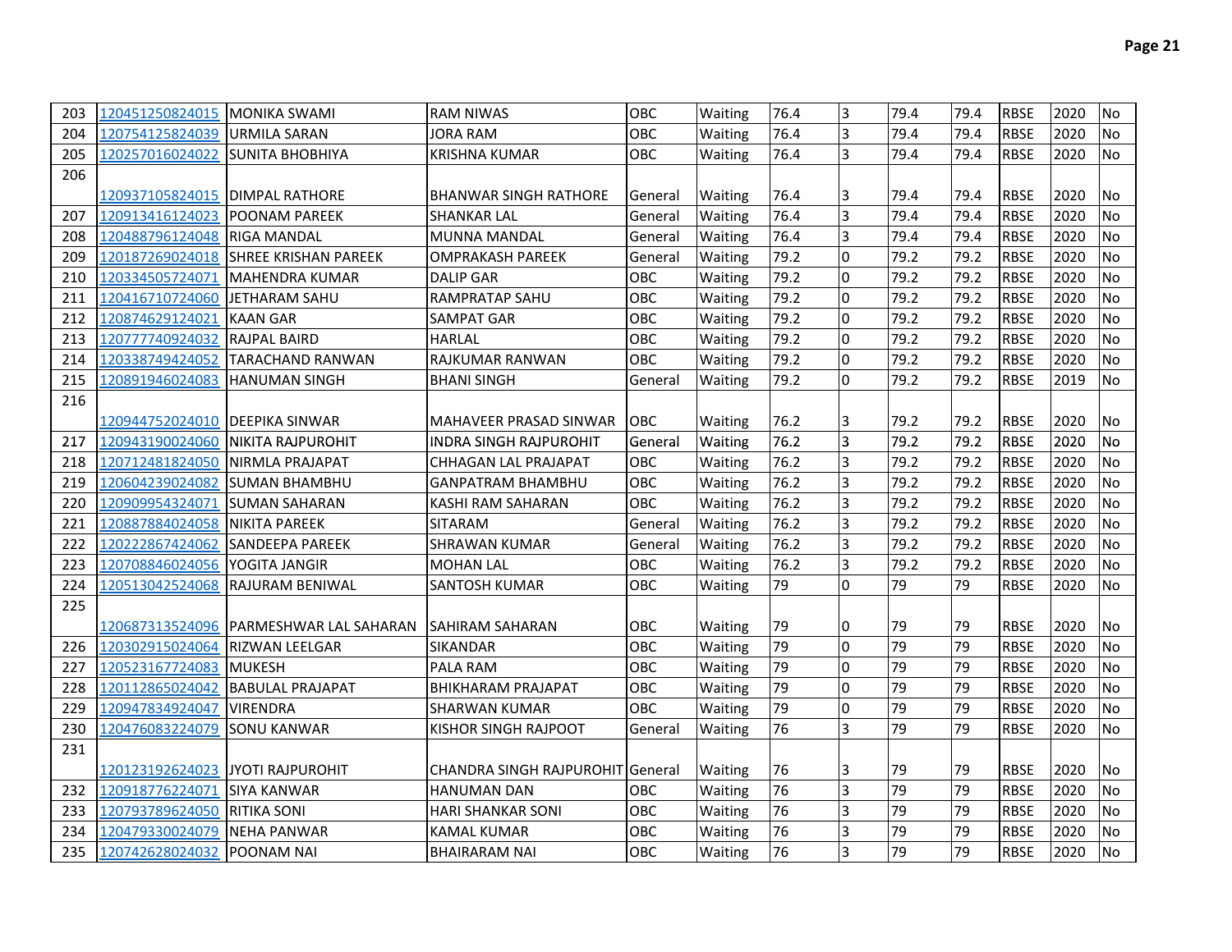| | | | | | | | | | | | | |
|---|---|---|---|---|---|---|---|---|---|---|---|---|
| 203 | 120451250824015 | MONIKA SWAMI | RAM NIWAS | OBC | Waiting | 76.4 | 3 | 79.4 | 79.4 | RBSE | 2020 | No |
| 204 | 120754125824039 | URMILA SARAN | JORA RAM | OBC | Waiting | 76.4 | 3 | 79.4 | 79.4 | RBSE | 2020 | No |
| 205 | 120257016024022 | SUNITA BHOBHIYA | KRISHNA KUMAR | OBC | Waiting | 76.4 | 3 | 79.4 | 79.4 | RBSE | 2020 | No |
| 206 | 120937105824015 | DIMPAL RATHORE | BHANWAR SINGH RATHORE | General | Waiting | 76.4 | 3 | 79.4 | 79.4 | RBSE | 2020 | No |
| 207 | 120913416124023 | POONAM PAREEK | SHANKAR LAL | General | Waiting | 76.4 | 3 | 79.4 | 79.4 | RBSE | 2020 | No |
| 208 | 120488796124048 | RIGA MANDAL | MUNNA MANDAL | General | Waiting | 76.4 | 3 | 79.4 | 79.4 | RBSE | 2020 | No |
| 209 | 120187269024018 | SHREE KRISHAN PAREEK | OMPRAKASH PAREEK | General | Waiting | 79.2 | 0 | 79.2 | 79.2 | RBSE | 2020 | No |
| 210 | 120334505724071 | MAHENDRA KUMAR | DALIP GAR | OBC | Waiting | 79.2 | 0 | 79.2 | 79.2 | RBSE | 2020 | No |
| 211 | 120416710724060 | JETHARAM SAHU | RAMPRATAP SAHU | OBC | Waiting | 79.2 | 0 | 79.2 | 79.2 | RBSE | 2020 | No |
| 212 | 120874629124021 | KAAN GAR | SAMPAT GAR | OBC | Waiting | 79.2 | 0 | 79.2 | 79.2 | RBSE | 2020 | No |
| 213 | 120777740924032 | RAJPAL BAIRD | HARLAL | OBC | Waiting | 79.2 | 0 | 79.2 | 79.2 | RBSE | 2020 | No |
| 214 | 120338749424052 | TARACHAND RANWAN | RAJKUMAR RANWAN | OBC | Waiting | 79.2 | 0 | 79.2 | 79.2 | RBSE | 2020 | No |
| 215 | 120891946024083 | HANUMAN SINGH | BHANI SINGH | General | Waiting | 79.2 | 0 | 79.2 | 79.2 | RBSE | 2019 | No |
| 216 | 120944752024010 | DEEPIKA SINWAR | MAHAVEER PRASAD SINWAR | OBC | Waiting | 76.2 | 3 | 79.2 | 79.2 | RBSE | 2020 | No |
| 217 | 120943190024060 | NIKITA RAJPUROHIT | INDRA SINGH RAJPUROHIT | General | Waiting | 76.2 | 3 | 79.2 | 79.2 | RBSE | 2020 | No |
| 218 | 120712481824050 | NIRMLA PRAJAPAT | CHHAGAN LAL PRAJAPAT | OBC | Waiting | 76.2 | 3 | 79.2 | 79.2 | RBSE | 2020 | No |
| 219 | 120604239024082 | SUMAN BHAMBHU | GANPATRAM BHAMBHU | OBC | Waiting | 76.2 | 3 | 79.2 | 79.2 | RBSE | 2020 | No |
| 220 | 120909954324071 | SUMAN SAHARAN | KASHI RAM SAHARAN | OBC | Waiting | 76.2 | 3 | 79.2 | 79.2 | RBSE | 2020 | No |
| 221 | 120887884024058 | NIKITA PAREEK | SITARAM | General | Waiting | 76.2 | 3 | 79.2 | 79.2 | RBSE | 2020 | No |
| 222 | 120222867424062 | SANDEEPA PAREEK | SHRAWAN KUMAR | General | Waiting | 76.2 | 3 | 79.2 | 79.2 | RBSE | 2020 | No |
| 223 | 120708846024056 | YOGITA JANGIR | MOHAN LAL | OBC | Waiting | 76.2 | 3 | 79.2 | 79.2 | RBSE | 2020 | No |
| 224 | 120513042524068 | RAJURAM BENIWAL | SANTOSH KUMAR | OBC | Waiting | 79 | 0 | 79 | 79 | RBSE | 2020 | No |
| 225 | 120687313524096 | PARMESHWAR LAL SAHARAN | SAHIRAM SAHARAN | OBC | Waiting | 79 | 0 | 79 | 79 | RBSE | 2020 | No |
| 226 | 120302915024064 | RIZWAN LEELGAR | SIKANDAR | OBC | Waiting | 79 | 0 | 79 | 79 | RBSE | 2020 | No |
| 227 | 120523167724083 | MUKESH | PALA RAM | OBC | Waiting | 79 | 0 | 79 | 79 | RBSE | 2020 | No |
| 228 | 120112865024042 | BABULAL PRAJAPAT | BHIKHARAM PRAJAPAT | OBC | Waiting | 79 | 0 | 79 | 79 | RBSE | 2020 | No |
| 229 | 120947834924047 | VIRENDRA | SHARWAN KUMAR | OBC | Waiting | 79 | 0 | 79 | 79 | RBSE | 2020 | No |
| 230 | 120476083224079 | SONU KANWAR | KISHOR SINGH RAJPOOT | General | Waiting | 76 | 3 | 79 | 79 | RBSE | 2020 | No |
| 231 | 120123192624023 | JYOTI RAJPUROHIT | CHANDRA SINGH RAJPUROHIT | General | Waiting | 76 | 3 | 79 | 79 | RBSE | 2020 | No |
| 232 | 120918776224071 | SIYA KANWAR | HANUMAN DAN | OBC | Waiting | 76 | 3 | 79 | 79 | RBSE | 2020 | No |
| 233 | 120793789624050 | RITIKA SONI | HARI SHANKAR SONI | OBC | Waiting | 76 | 3 | 79 | 79 | RBSE | 2020 | No |
| 234 | 120479330024079 | NEHA PANWAR | KAMAL KUMAR | OBC | Waiting | 76 | 3 | 79 | 79 | RBSE | 2020 | No |
| 235 | 120742628024032 | POONAM NAI | BHAIRARAM NAI | OBC | Waiting | 76 | 3 | 79 | 79 | RBSE | 2020 | No |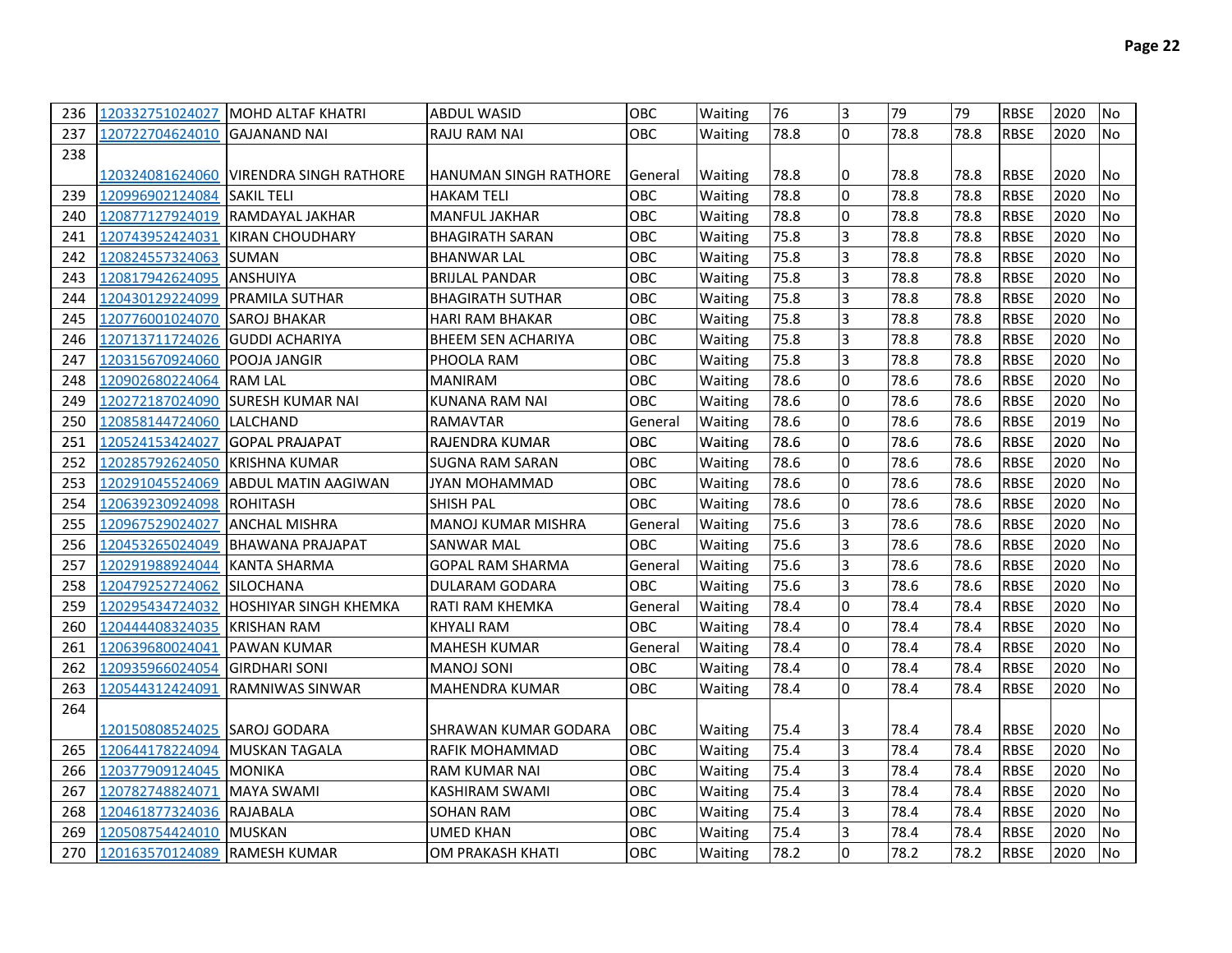| 236 | 120332751024027 | MOHD ALTAF KHATRI | ABDUL WASID | OBC | Waiting | 76 | 3 | 79 | 79 | RBSE | 2020 | No |
|---|---|---|---|---|---|---|---|---|---|---|---|---|
| 237 | 120722704624010 | GAJANAND NAI | RAJU RAM NAI | OBC | Waiting | 78.8 | 0 | 78.8 | 78.8 | RBSE | 2020 | No |
| 238 | 120324081624060 | VIRENDRA SINGH RATHORE | HANUMAN SINGH RATHORE | General | Waiting | 78.8 | 0 | 78.8 | 78.8 | RBSE | 2020 | No |
| 239 | 120996902124084 | SAKIL TELI | HAKAM TELI | OBC | Waiting | 78.8 | 0 | 78.8 | 78.8 | RBSE | 2020 | No |
| 240 | 120877127924019 | RAMDAYAL JAKHAR | MANFUL JAKHAR | OBC | Waiting | 78.8 | 0 | 78.8 | 78.8 | RBSE | 2020 | No |
| 241 | 120743952424031 | KIRAN CHOUDHARY | BHAGIRATH SARAN | OBC | Waiting | 75.8 | 3 | 78.8 | 78.8 | RBSE | 2020 | No |
| 242 | 120824557324063 | SUMAN | BHANWAR LAL | OBC | Waiting | 75.8 | 3 | 78.8 | 78.8 | RBSE | 2020 | No |
| 243 | 120817942624095 | ANSHUIYA | BRIJLAL PANDAR | OBC | Waiting | 75.8 | 3 | 78.8 | 78.8 | RBSE | 2020 | No |
| 244 | 120430129224099 | PRAMILA SUTHAR | BHAGIRATH SUTHAR | OBC | Waiting | 75.8 | 3 | 78.8 | 78.8 | RBSE | 2020 | No |
| 245 | 120776001024070 | SAROJ BHAKAR | HARI RAM BHAKAR | OBC | Waiting | 75.8 | 3 | 78.8 | 78.8 | RBSE | 2020 | No |
| 246 | 120713711724026 | GUDDI ACHARIYA | BHEEM SEN ACHARIYA | OBC | Waiting | 75.8 | 3 | 78.8 | 78.8 | RBSE | 2020 | No |
| 247 | 120315670924060 | POOJA JANGIR | PHOOLA RAM | OBC | Waiting | 75.8 | 3 | 78.8 | 78.8 | RBSE | 2020 | No |
| 248 | 120902680224064 | RAM LAL | MANIRAM | OBC | Waiting | 78.6 | 0 | 78.6 | 78.6 | RBSE | 2020 | No |
| 249 | 120272187024090 | SURESH KUMAR NAI | KUNANA RAM NAI | OBC | Waiting | 78.6 | 0 | 78.6 | 78.6 | RBSE | 2020 | No |
| 250 | 120858144724060 | LALCHAND | RAMAVTAR | General | Waiting | 78.6 | 0 | 78.6 | 78.6 | RBSE | 2019 | No |
| 251 | 120524153424027 | GOPAL PRAJAPAT | RAJENDRA KUMAR | OBC | Waiting | 78.6 | 0 | 78.6 | 78.6 | RBSE | 2020 | No |
| 252 | 120285792624050 | KRISHNA KUMAR | SUGNA RAM SARAN | OBC | Waiting | 78.6 | 0 | 78.6 | 78.6 | RBSE | 2020 | No |
| 253 | 120291045524069 | ABDUL MATIN AAGIWAN | JYAN MOHAMMAD | OBC | Waiting | 78.6 | 0 | 78.6 | 78.6 | RBSE | 2020 | No |
| 254 | 120639230924098 | ROHITASH | SHISH PAL | OBC | Waiting | 78.6 | 0 | 78.6 | 78.6 | RBSE | 2020 | No |
| 255 | 120967529024027 | ANCHAL MISHRA | MANOJ KUMAR MISHRA | General | Waiting | 75.6 | 3 | 78.6 | 78.6 | RBSE | 2020 | No |
| 256 | 120453265024049 | BHAWANA PRAJAPAT | SANWAR MAL | OBC | Waiting | 75.6 | 3 | 78.6 | 78.6 | RBSE | 2020 | No |
| 257 | 120291988924044 | KANTA SHARMA | GOPAL RAM SHARMA | General | Waiting | 75.6 | 3 | 78.6 | 78.6 | RBSE | 2020 | No |
| 258 | 120479252724062 | SILOCHANA | DULARAM GODARA | OBC | Waiting | 75.6 | 3 | 78.6 | 78.6 | RBSE | 2020 | No |
| 259 | 120295434724032 | HOSHIYAR SINGH KHEMKA | RATI RAM KHEMKA | General | Waiting | 78.4 | 0 | 78.4 | 78.4 | RBSE | 2020 | No |
| 260 | 120444408324035 | KRISHAN RAM | KHYALI RAM | OBC | Waiting | 78.4 | 0 | 78.4 | 78.4 | RBSE | 2020 | No |
| 261 | 120639680024041 | PAWAN KUMAR | MAHESH KUMAR | General | Waiting | 78.4 | 0 | 78.4 | 78.4 | RBSE | 2020 | No |
| 262 | 120935966024054 | GIRDHARI SONI | MANOJ SONI | OBC | Waiting | 78.4 | 0 | 78.4 | 78.4 | RBSE | 2020 | No |
| 263 | 120544312424091 | RAMNIWAS SINWAR | MAHENDRA KUMAR | OBC | Waiting | 78.4 | 0 | 78.4 | 78.4 | RBSE | 2020 | No |
| 264 | 120150808524025 | SAROJ GODARA | SHRAWAN KUMAR GODARA | OBC | Waiting | 75.4 | 3 | 78.4 | 78.4 | RBSE | 2020 | No |
| 265 | 120644178224094 | MUSKAN TAGALA | RAFIK MOHAMMAD | OBC | Waiting | 75.4 | 3 | 78.4 | 78.4 | RBSE | 2020 | No |
| 266 | 120377909124045 | MONIKA | RAM KUMAR NAI | OBC | Waiting | 75.4 | 3 | 78.4 | 78.4 | RBSE | 2020 | No |
| 267 | 120782748824071 | MAYA SWAMI | KASHIRAM SWAMI | OBC | Waiting | 75.4 | 3 | 78.4 | 78.4 | RBSE | 2020 | No |
| 268 | 120461877324036 | RAJABALA | SOHAN RAM | OBC | Waiting | 75.4 | 3 | 78.4 | 78.4 | RBSE | 2020 | No |
| 269 | 120508754424010 | MUSKAN | UMED KHAN | OBC | Waiting | 75.4 | 3 | 78.4 | 78.4 | RBSE | 2020 | No |
| 270 | 120163570124089 | RAMESH KUMAR | OM PRAKASH KHATI | OBC | Waiting | 78.2 | 0 | 78.2 | 78.2 | RBSE | 2020 | No |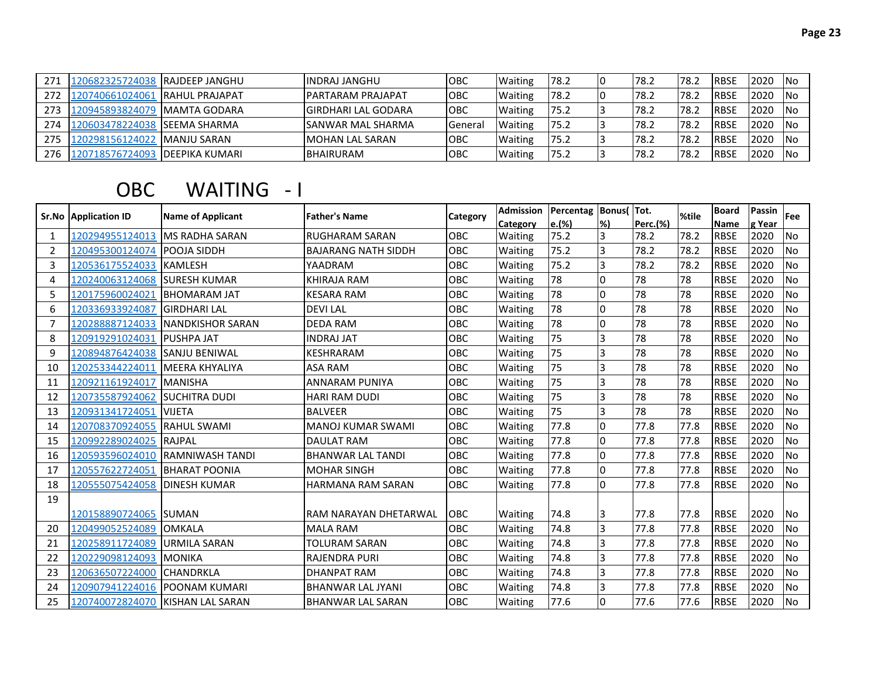| 271 | 120682325724038 | RAJDEEP JANGHU | INDRAJ JANGHU | OBC | Waiting | 78.2 | 0 | 78.2 | 78.2 | RBSE | 2020 | No |
|---|---|---|---|---|---|---|---|---|---|---|---|---|
| 272 | 120740661024061 | RAHUL PRAJAPAT | PARTARAM PRAJAPAT | OBC | Waiting | 78.2 | 0 | 78.2 | 78.2 | RBSE | 2020 | No |
| 273 | 120945893824079 | MAMTA GODARA | GIRDHARI LAL GODARA | OBC | Waiting | 75.2 | 3 | 78.2 | 78.2 | RBSE | 2020 | No |
| 274 | 120603478224038 | SEEMA SHARMA | SANWAR MAL SHARMA | General | Waiting | 75.2 | 3 | 78.2 | 78.2 | RBSE | 2020 | No |
| 275 | 120298156124022 | MANJU SARAN | MOHAN LAL SARAN | OBC | Waiting | 75.2 | 3 | 78.2 | 78.2 | RBSE | 2020 | No |
| 276 | 120718576724093 | DEEPIKA KUMARI | BHAIRURAM | OBC | Waiting | 75.2 | 3 | 78.2 | 78.2 | RBSE | 2020 | No |

# OBC WAITING - I

| Sr.No | Application ID | Name of Applicant | Father's Name | Category | Admission Category | Percentage.(%) | Bonus(%) | Tot. Perc.(%) | %tile | Board Name | Passing Year | Fee |
|---|---|---|---|---|---|---|---|---|---|---|---|---|
| 1 | 120294955124013 | MS RADHA SARAN | RUGHARAM SARAN | OBC | Waiting | 75.2 | 3 | 78.2 | 78.2 | RBSE | 2020 | No |
| 2 | 120495300124074 | POOJA SIDDH | BAJARANG NATH SIDDH | OBC | Waiting | 75.2 | 3 | 78.2 | 78.2 | RBSE | 2020 | No |
| 3 | 120536175524033 | KAMLESH | YAADRAM | OBC | Waiting | 75.2 | 3 | 78.2 | 78.2 | RBSE | 2020 | No |
| 4 | 120240063124068 | SURESH KUMAR | KHIRAJA RAM | OBC | Waiting | 78 | 0 | 78 | 78 | RBSE | 2020 | No |
| 5 | 120175960024021 | BHOMARAM JAT | KESARA RAM | OBC | Waiting | 78 | 0 | 78 | 78 | RBSE | 2020 | No |
| 6 | 120336933924087 | GIRDHARI LAL | DEVI LAL | OBC | Waiting | 78 | 0 | 78 | 78 | RBSE | 2020 | No |
| 7 | 120288887124033 | NANDKISHOR SARAN | DEDA RAM | OBC | Waiting | 78 | 0 | 78 | 78 | RBSE | 2020 | No |
| 8 | 120919291024031 | PUSHPA JAT | INDRAJ JAT | OBC | Waiting | 75 | 3 | 78 | 78 | RBSE | 2020 | No |
| 9 | 120894876424038 | SANJU BENIWAL | KESHRARAM | OBC | Waiting | 75 | 3 | 78 | 78 | RBSE | 2020 | No |
| 10 | 120253344224011 | MEERA KHYALIYA | ASA RAM | OBC | Waiting | 75 | 3 | 78 | 78 | RBSE | 2020 | No |
| 11 | 120921161924017 | MANISHA | ANNARAM PUNIYA | OBC | Waiting | 75 | 3 | 78 | 78 | RBSE | 2020 | No |
| 12 | 120735587924062 | SUCHITRA DUDI | HARI RAM DUDI | OBC | Waiting | 75 | 3 | 78 | 78 | RBSE | 2020 | No |
| 13 | 120931341724051 | VIJETA | BALVEER | OBC | Waiting | 75 | 3 | 78 | 78 | RBSE | 2020 | No |
| 14 | 120708370924055 | RAHUL SWAMI | MANOJ KUMAR SWAMI | OBC | Waiting | 77.8 | 0 | 77.8 | 77.8 | RBSE | 2020 | No |
| 15 | 120992289024025 | RAJPAL | DAULAT RAM | OBC | Waiting | 77.8 | 0 | 77.8 | 77.8 | RBSE | 2020 | No |
| 16 | 120593596024010 | RAMNIWASH TANDI | BHANWAR LAL TANDI | OBC | Waiting | 77.8 | 0 | 77.8 | 77.8 | RBSE | 2020 | No |
| 17 | 120557622724051 | BHARAT POONIA | MOHAR SINGH | OBC | Waiting | 77.8 | 0 | 77.8 | 77.8 | RBSE | 2020 | No |
| 18 | 120555075424058 | DINESH KUMAR | HARMANA RAM SARAN | OBC | Waiting | 77.8 | 0 | 77.8 | 77.8 | RBSE | 2020 | No |
| 19 | 120158890724065 | SUMAN | RAM NARAYAN DHETARWAL | OBC | Waiting | 74.8 | 3 | 77.8 | 77.8 | RBSE | 2020 | No |
| 20 | 120499052524089 | OMKALA | MALA RAM | OBC | Waiting | 74.8 | 3 | 77.8 | 77.8 | RBSE | 2020 | No |
| 21 | 120258911724089 | URMILA SARAN | TOLURAM SARAN | OBC | Waiting | 74.8 | 3 | 77.8 | 77.8 | RBSE | 2020 | No |
| 22 | 120229098124093 | MONIKA | RAJENDRA PURI | OBC | Waiting | 74.8 | 3 | 77.8 | 77.8 | RBSE | 2020 | No |
| 23 | 120636507224000 | CHANDRKLA | DHANPAT RAM | OBC | Waiting | 74.8 | 3 | 77.8 | 77.8 | RBSE | 2020 | No |
| 24 | 120907941224016 | POONAM KUMARI | BHANWAR LAL JYANI | OBC | Waiting | 74.8 | 3 | 77.8 | 77.8 | RBSE | 2020 | No |
| 25 | 120740072824070 | KISHAN LAL SARAN | BHANWAR LAL SARAN | OBC | Waiting | 77.6 | 0 | 77.6 | 77.6 | RBSE | 2020 | No |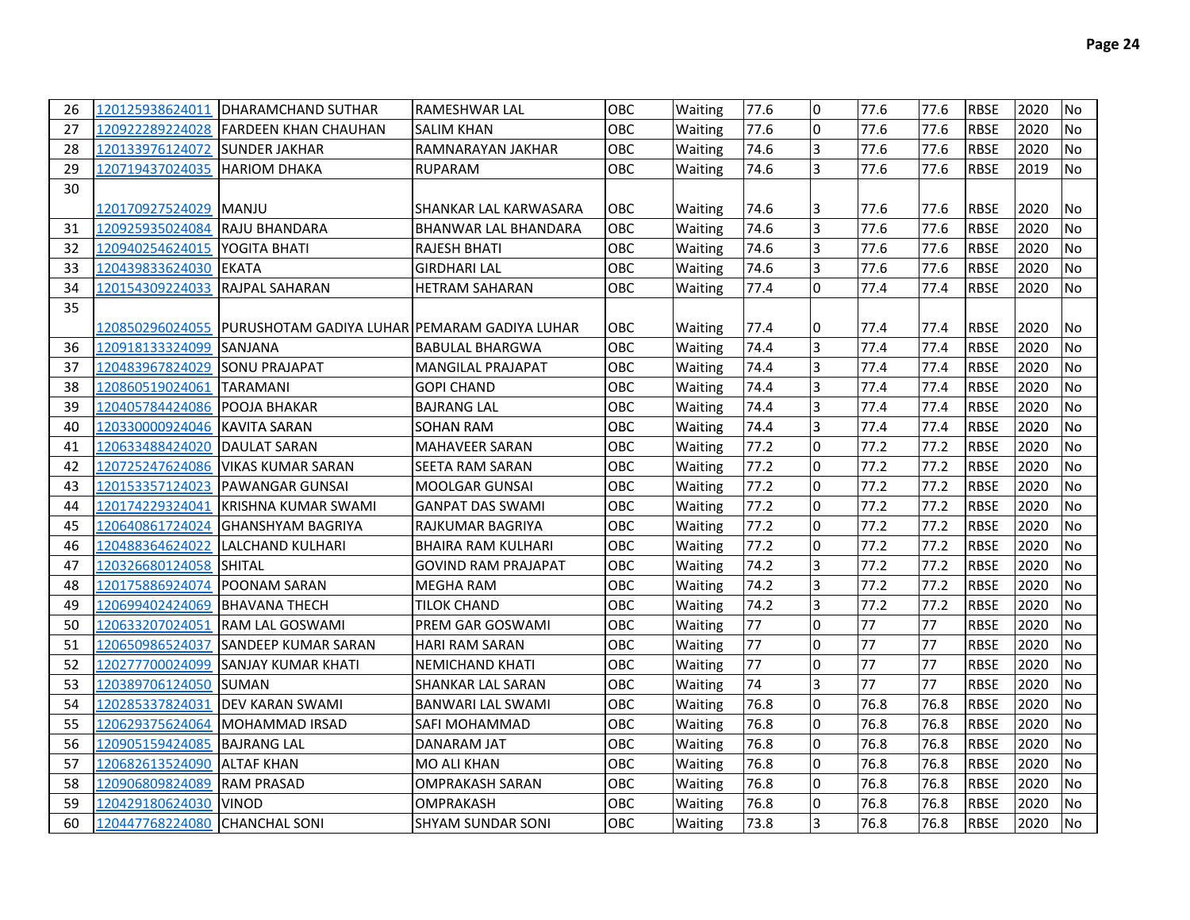| 26 | 120125938624011 | DHARAMCHAND SUTHAR | RAMESHWAR LAL | OBC | Waiting | 77.6 | 0 | 77.6 | 77.6 | RBSE | 2020 | No |
|---|---|---|---|---|---|---|---|---|---|---|---|---|
| 27 | 120922289224028 | FARDEEN KHAN CHAUHAN | SALIM KHAN | OBC | Waiting | 77.6 | 0 | 77.6 | 77.6 | RBSE | 2020 | No |
| 28 | 120133976124072 | SUNDER JAKHAR | RAMNARAYAN JAKHAR | OBC | Waiting | 74.6 | 3 | 77.6 | 77.6 | RBSE | 2020 | No |
| 29 | 120719437024035 | HARIOM DHAKA | RUPARAM | OBC | Waiting | 74.6 | 3 | 77.6 | 77.6 | RBSE | 2019 | No |
| 30 | 120170927524029 | MANJU | SHANKAR LAL KARWASARA | OBC | Waiting | 74.6 | 3 | 77.6 | 77.6 | RBSE | 2020 | No |
| 31 | 120925935024084 | RAJU BHANDARA | BHANWAR LAL BHANDARA | OBC | Waiting | 74.6 | 3 | 77.6 | 77.6 | RBSE | 2020 | No |
| 32 | 120940254624015 | YOGITA BHATI | RAJESH BHATI | OBC | Waiting | 74.6 | 3 | 77.6 | 77.6 | RBSE | 2020 | No |
| 33 | 120439833624030 | EKATA | GIRDHARI LAL | OBC | Waiting | 74.6 | 3 | 77.6 | 77.6 | RBSE | 2020 | No |
| 34 | 120154309224033 | RAJPAL SAHARAN | HETRAM SAHARAN | OBC | Waiting | 77.4 | 0 | 77.4 | 77.4 | RBSE | 2020 | No |
| 35 | 120850296024055 | PURUSHOTAM GADIYA LUHAR | PEMARAM GADIYA LUHAR | OBC | Waiting | 77.4 | 0 | 77.4 | 77.4 | RBSE | 2020 | No |
| 36 | 120918133324099 | SANJANA | BABULAL BHARGWA | OBC | Waiting | 74.4 | 3 | 77.4 | 77.4 | RBSE | 2020 | No |
| 37 | 120483967824029 | SONU PRAJAPAT | MANGILAL PRAJAPAT | OBC | Waiting | 74.4 | 3 | 77.4 | 77.4 | RBSE | 2020 | No |
| 38 | 120860519024061 | TARAMANI | GOPI CHAND | OBC | Waiting | 74.4 | 3 | 77.4 | 77.4 | RBSE | 2020 | No |
| 39 | 120405784424086 | POOJA BHAKAR | BAJRANG LAL | OBC | Waiting | 74.4 | 3 | 77.4 | 77.4 | RBSE | 2020 | No |
| 40 | 120330000924046 | KAVITA SARAN | SOHAN RAM | OBC | Waiting | 74.4 | 3 | 77.4 | 77.4 | RBSE | 2020 | No |
| 41 | 120633488424020 | DAULAT SARAN | MAHAVEER SARAN | OBC | Waiting | 77.2 | 0 | 77.2 | 77.2 | RBSE | 2020 | No |
| 42 | 120725247624086 | VIKAS KUMAR SARAN | SEETA RAM SARAN | OBC | Waiting | 77.2 | 0 | 77.2 | 77.2 | RBSE | 2020 | No |
| 43 | 120153357124023 | PAWANGAR GUNSAI | MOOLGAR GUNSAI | OBC | Waiting | 77.2 | 0 | 77.2 | 77.2 | RBSE | 2020 | No |
| 44 | 120174229324041 | KRISHNA KUMAR SWAMI | GANPAT DAS SWAMI | OBC | Waiting | 77.2 | 0 | 77.2 | 77.2 | RBSE | 2020 | No |
| 45 | 120640861724024 | GHANSHYAM BAGRIYA | RAJKUMAR BAGRIYA | OBC | Waiting | 77.2 | 0 | 77.2 | 77.2 | RBSE | 2020 | No |
| 46 | 120488364624022 | LALCHAND KULHARI | BHAIRA RAM KULHARI | OBC | Waiting | 77.2 | 0 | 77.2 | 77.2 | RBSE | 2020 | No |
| 47 | 120326680124058 | SHITAL | GOVIND RAM PRAJAPAT | OBC | Waiting | 74.2 | 3 | 77.2 | 77.2 | RBSE | 2020 | No |
| 48 | 120175886924074 | POONAM SARAN | MEGHA RAM | OBC | Waiting | 74.2 | 3 | 77.2 | 77.2 | RBSE | 2020 | No |
| 49 | 120699402424069 | BHAVANA THECH | TILOK CHAND | OBC | Waiting | 74.2 | 3 | 77.2 | 77.2 | RBSE | 2020 | No |
| 50 | 120633207024051 | RAM LAL GOSWAMI | PREM GAR GOSWAMI | OBC | Waiting | 77 | 0 | 77 | 77 | RBSE | 2020 | No |
| 51 | 120650986524037 | SANDEEP KUMAR SARAN | HARI RAM SARAN | OBC | Waiting | 77 | 0 | 77 | 77 | RBSE | 2020 | No |
| 52 | 120277700024099 | SANJAY KUMAR KHATI | NEMICHAND KHATI | OBC | Waiting | 77 | 0 | 77 | 77 | RBSE | 2020 | No |
| 53 | 120389706124050 | SUMAN | SHANKAR LAL SARAN | OBC | Waiting | 74 | 3 | 77 | 77 | RBSE | 2020 | No |
| 54 | 120285337824031 | DEV KARAN SWAMI | BANWARI LAL SWAMI | OBC | Waiting | 76.8 | 0 | 76.8 | 76.8 | RBSE | 2020 | No |
| 55 | 120629375624064 | MOHAMMAD IRSAD | SAFI MOHAMMAD | OBC | Waiting | 76.8 | 0 | 76.8 | 76.8 | RBSE | 2020 | No |
| 56 | 120905159424085 | BAJRANG LAL | DANARAM JAT | OBC | Waiting | 76.8 | 0 | 76.8 | 76.8 | RBSE | 2020 | No |
| 57 | 120682613524090 | ALTAF KHAN | MO ALI KHAN | OBC | Waiting | 76.8 | 0 | 76.8 | 76.8 | RBSE | 2020 | No |
| 58 | 120906809824089 | RAM PRASAD | OMPRAKASH SARAN | OBC | Waiting | 76.8 | 0 | 76.8 | 76.8 | RBSE | 2020 | No |
| 59 | 120429180624030 | VINOD | OMPRAKASH | OBC | Waiting | 76.8 | 0 | 76.8 | 76.8 | RBSE | 2020 | No |
| 60 | 120447768224080 | CHANCHAL SONI | SHYAM SUNDAR SONI | OBC | Waiting | 73.8 | 3 | 76.8 | 76.8 | RBSE | 2020 | No |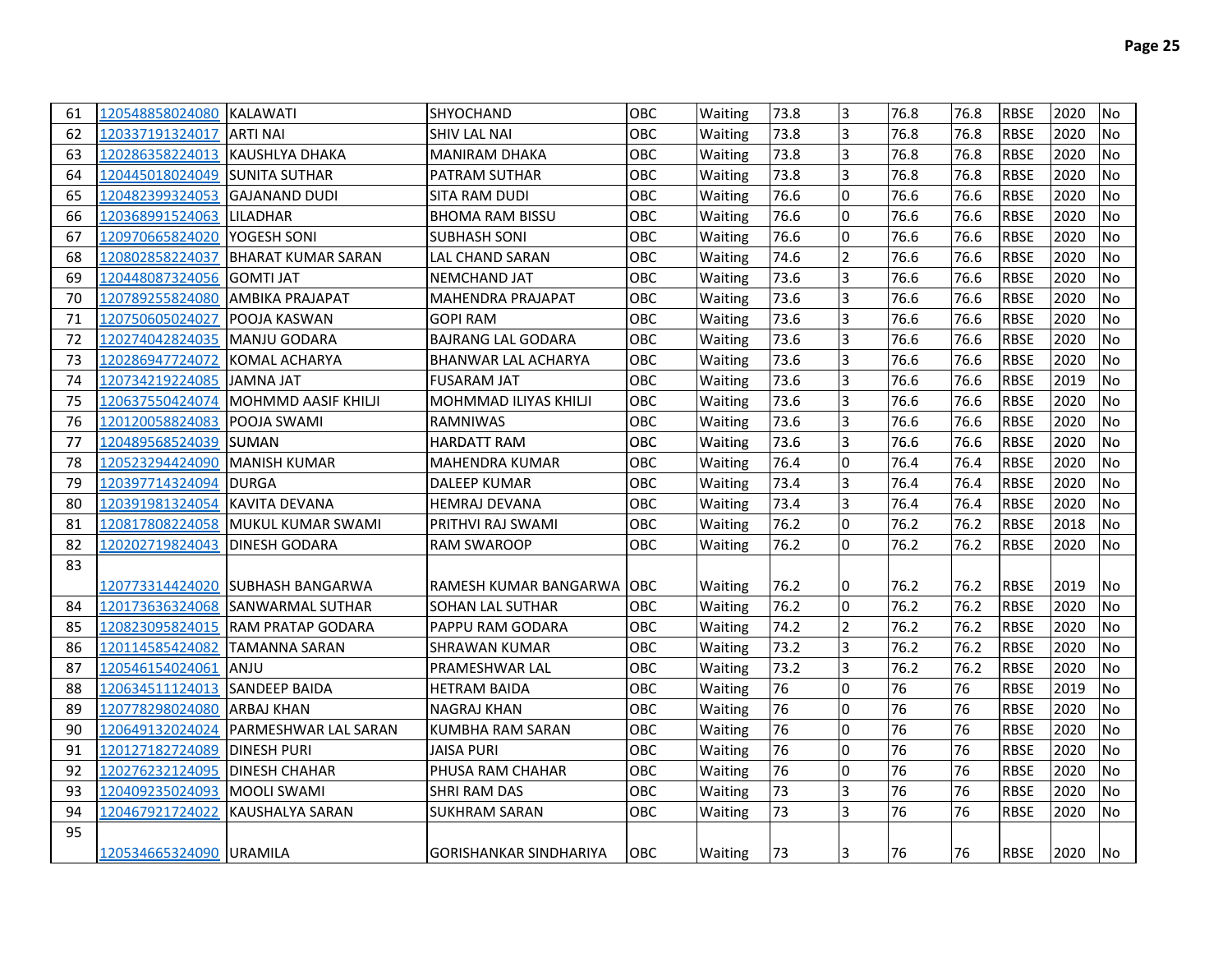| | | | | | | | | | | | | |
|---|---|---|---|---|---|---|---|---|---|---|---|---|
| 61 | 120548858024080 | KALAWATI | SHYOCHAND | OBC | Waiting | 73.8 | 3 | 76.8 | 76.8 | RBSE | 2020 | No |
| 62 | 120337191324017 | ARTI NAI | SHIV LAL NAI | OBC | Waiting | 73.8 | 3 | 76.8 | 76.8 | RBSE | 2020 | No |
| 63 | 120286358224013 | KAUSHLYA DHAKA | MANIRAM DHAKA | OBC | Waiting | 73.8 | 3 | 76.8 | 76.8 | RBSE | 2020 | No |
| 64 | 120445018024049 | SUNITA SUTHAR | PATRAM SUTHAR | OBC | Waiting | 73.8 | 3 | 76.8 | 76.8 | RBSE | 2020 | No |
| 65 | 120482399324053 | GAJANAND DUDI | SITA RAM DUDI | OBC | Waiting | 76.6 | 0 | 76.6 | 76.6 | RBSE | 2020 | No |
| 66 | 120368991524063 | LILADHAR | BHOMA RAM BISSU | OBC | Waiting | 76.6 | 0 | 76.6 | 76.6 | RBSE | 2020 | No |
| 67 | 120970665824020 | YOGESH SONI | SUBHASH SONI | OBC | Waiting | 76.6 | 0 | 76.6 | 76.6 | RBSE | 2020 | No |
| 68 | 120802858224037 | BHARAT KUMAR SARAN | LAL CHAND SARAN | OBC | Waiting | 74.6 | 2 | 76.6 | 76.6 | RBSE | 2020 | No |
| 69 | 120448087324056 | GOMTI JAT | NEMCHAND JAT | OBC | Waiting | 73.6 | 3 | 76.6 | 76.6 | RBSE | 2020 | No |
| 70 | 120789255824080 | AMBIKA PRAJAPAT | MAHENDRA PRAJAPAT | OBC | Waiting | 73.6 | 3 | 76.6 | 76.6 | RBSE | 2020 | No |
| 71 | 120750605024027 | POOJA KASWAN | GOPI RAM | OBC | Waiting | 73.6 | 3 | 76.6 | 76.6 | RBSE | 2020 | No |
| 72 | 120274042824035 | MANJU GODARA | BAJRANG LAL GODARA | OBC | Waiting | 73.6 | 3 | 76.6 | 76.6 | RBSE | 2020 | No |
| 73 | 120286947724072 | KOMAL ACHARYA | BHANWAR LAL ACHARYA | OBC | Waiting | 73.6 | 3 | 76.6 | 76.6 | RBSE | 2020 | No |
| 74 | 120734219224085 | JAMNA JAT | FUSARAM JAT | OBC | Waiting | 73.6 | 3 | 76.6 | 76.6 | RBSE | 2019 | No |
| 75 | 120637550424074 | MOHMMD AASIF KHILJI | MOHMMAD ILIYAS KHILJI | OBC | Waiting | 73.6 | 3 | 76.6 | 76.6 | RBSE | 2020 | No |
| 76 | 120120058824083 | POOJA SWAMI | RAMNIWAS | OBC | Waiting | 73.6 | 3 | 76.6 | 76.6 | RBSE | 2020 | No |
| 77 | 120489568524039 | SUMAN | HARDATT RAM | OBC | Waiting | 73.6 | 3 | 76.6 | 76.6 | RBSE | 2020 | No |
| 78 | 120523294424090 | MANISH KUMAR | MAHENDRA KUMAR | OBC | Waiting | 76.4 | 0 | 76.4 | 76.4 | RBSE | 2020 | No |
| 79 | 120397714324094 | DURGA | DALEEP KUMAR | OBC | Waiting | 73.4 | 3 | 76.4 | 76.4 | RBSE | 2020 | No |
| 80 | 120391981324054 | KAVITA DEVANA | HEMRAJ DEVANA | OBC | Waiting | 73.4 | 3 | 76.4 | 76.4 | RBSE | 2020 | No |
| 81 | 120817808224058 | MUKUL KUMAR SWAMI | PRITHVI RAJ SWAMI | OBC | Waiting | 76.2 | 0 | 76.2 | 76.2 | RBSE | 2018 | No |
| 82 | 120202719824043 | DINESH GODARA | RAM SWAROOP | OBC | Waiting | 76.2 | 0 | 76.2 | 76.2 | RBSE | 2020 | No |
| 83 | 120773314424020 | SUBHASH BANGARWA | RAMESH KUMAR BANGARWA | OBC | Waiting | 76.2 | 0 | 76.2 | 76.2 | RBSE | 2019 | No |
| 84 | 120173636324068 | SANWARMAL SUTHAR | SOHAN LAL SUTHAR | OBC | Waiting | 76.2 | 0 | 76.2 | 76.2 | RBSE | 2020 | No |
| 85 | 120823095824015 | RAM PRATAP GODARA | PAPPU RAM GODARA | OBC | Waiting | 74.2 | 2 | 76.2 | 76.2 | RBSE | 2020 | No |
| 86 | 120114585424082 | TAMANNA SARAN | SHRAWAN KUMAR | OBC | Waiting | 73.2 | 3 | 76.2 | 76.2 | RBSE | 2020 | No |
| 87 | 120546154024061 | ANJU | PRAMESHWAR LAL | OBC | Waiting | 73.2 | 3 | 76.2 | 76.2 | RBSE | 2020 | No |
| 88 | 120634511124013 | SANDEEP BAIDA | HETRAM BAIDA | OBC | Waiting | 76 | 0 | 76 | 76 | RBSE | 2019 | No |
| 89 | 120778298024080 | ARBAJ KHAN | NAGRAJ KHAN | OBC | Waiting | 76 | 0 | 76 | 76 | RBSE | 2020 | No |
| 90 | 120649132024024 | PARMESHWAR LAL SARAN | KUMBHA RAM SARAN | OBC | Waiting | 76 | 0 | 76 | 76 | RBSE | 2020 | No |
| 91 | 120127182724089 | DINESH PURI | JAISA PURI | OBC | Waiting | 76 | 0 | 76 | 76 | RBSE | 2020 | No |
| 92 | 120276232124095 | DINESH CHAHAR | PHUSA RAM CHAHAR | OBC | Waiting | 76 | 0 | 76 | 76 | RBSE | 2020 | No |
| 93 | 120409235024093 | MOOLI SWAMI | SHRI RAM DAS | OBC | Waiting | 73 | 3 | 76 | 76 | RBSE | 2020 | No |
| 94 | 120467921724022 | KAUSHALYA SARAN | SUKHRAM SARAN | OBC | Waiting | 73 | 3 | 76 | 76 | RBSE | 2020 | No |
| 95 | 120534665324090 | URAMILA | GORISHANKAR SINDHARIYA | OBC | Waiting | 73 | 3 | 76 | 76 | RBSE | 2020 | No |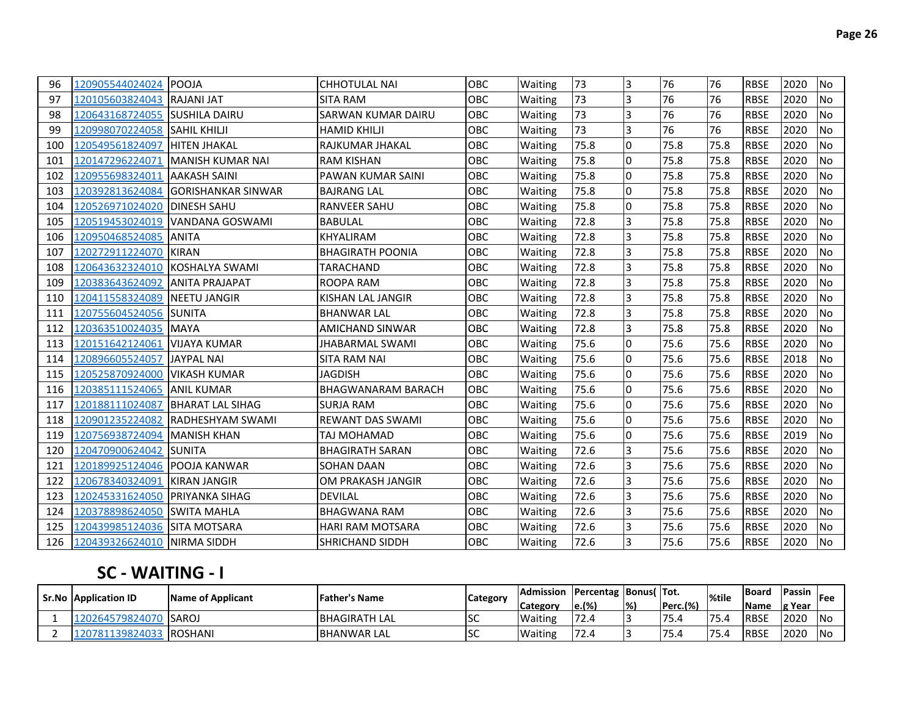| 96 | 120905544024024 | POOJA | CHHOTULAL NAI | OBC | Waiting | 73 | 3 | 76 | 76 | RBSE | 2020 | No |
|---|---|---|---|---|---|---|---|---|---|---|---|---|
| 97 | 120105603824043 | RAJANI JAT | SITA RAM | OBC | Waiting | 73 | 3 | 76 | 76 | RBSE | 2020 | No |
| 98 | 120643168724055 | SUSHILA DAIRU | SARWAN KUMAR DAIRU | OBC | Waiting | 73 | 3 | 76 | 76 | RBSE | 2020 | No |
| 99 | 120998070224058 | SAHIL KHILJI | HAMID KHILJI | OBC | Waiting | 73 | 3 | 76 | 76 | RBSE | 2020 | No |
| 100 | 120549561824097 | HITEN JHAKAL | RAJKUMAR JHAKAL | OBC | Waiting | 75.8 | 0 | 75.8 | 75.8 | RBSE | 2020 | No |
| 101 | 120147296224071 | MANISH KUMAR NAI | RAM KISHAN | OBC | Waiting | 75.8 | 0 | 75.8 | 75.8 | RBSE | 2020 | No |
| 102 | 120955698324011 | AAKASH SAINI | PAWAN KUMAR SAINI | OBC | Waiting | 75.8 | 0 | 75.8 | 75.8 | RBSE | 2020 | No |
| 103 | 120392813624084 | GORISHANKAR SINWAR | BAJRANG LAL | OBC | Waiting | 75.8 | 0 | 75.8 | 75.8 | RBSE | 2020 | No |
| 104 | 120526971024020 | DINESH SAHU | RANVEER SAHU | OBC | Waiting | 75.8 | 0 | 75.8 | 75.8 | RBSE | 2020 | No |
| 105 | 120519453024019 | VANDANA GOSWAMI | BABULAL | OBC | Waiting | 72.8 | 3 | 75.8 | 75.8 | RBSE | 2020 | No |
| 106 | 120950468524085 | ANITA | KHYALIRAM | OBC | Waiting | 72.8 | 3 | 75.8 | 75.8 | RBSE | 2020 | No |
| 107 | 120272911224070 | KIRAN | BHAGIRATH POONIA | OBC | Waiting | 72.8 | 3 | 75.8 | 75.8 | RBSE | 2020 | No |
| 108 | 120643632324010 | KOSHALYA SWAMI | TARACHAND | OBC | Waiting | 72.8 | 3 | 75.8 | 75.8 | RBSE | 2020 | No |
| 109 | 120383643624092 | ANITA PRAJAPAT | ROOPA RAM | OBC | Waiting | 72.8 | 3 | 75.8 | 75.8 | RBSE | 2020 | No |
| 110 | 120411558324089 | NEETU JANGIR | KISHAN LAL JANGIR | OBC | Waiting | 72.8 | 3 | 75.8 | 75.8 | RBSE | 2020 | No |
| 111 | 120755604524056 | SUNITA | BHANWAR LAL | OBC | Waiting | 72.8 | 3 | 75.8 | 75.8 | RBSE | 2020 | No |
| 112 | 120363510024035 | MAYA | AMICHAND SINWAR | OBC | Waiting | 72.8 | 3 | 75.8 | 75.8 | RBSE | 2020 | No |
| 113 | 120151642124061 | VIJAYA KUMAR | JHABARMAL SWAMI | OBC | Waiting | 75.6 | 0 | 75.6 | 75.6 | RBSE | 2020 | No |
| 114 | 120896605524057 | JAYPAL NAI | SITA RAM NAI | OBC | Waiting | 75.6 | 0 | 75.6 | 75.6 | RBSE | 2018 | No |
| 115 | 120525870924000 | VIKASH KUMAR | JAGDISH | OBC | Waiting | 75.6 | 0 | 75.6 | 75.6 | RBSE | 2020 | No |
| 116 | 120385111524065 | ANIL KUMAR | BHAGWANARAM BARACH | OBC | Waiting | 75.6 | 0 | 75.6 | 75.6 | RBSE | 2020 | No |
| 117 | 120188111024087 | BHARAT LAL SIHAG | SURJA RAM | OBC | Waiting | 75.6 | 0 | 75.6 | 75.6 | RBSE | 2020 | No |
| 118 | 120901235224082 | RADHESHYAM SWAMI | REWANT DAS SWAMI | OBC | Waiting | 75.6 | 0 | 75.6 | 75.6 | RBSE | 2020 | No |
| 119 | 120756938724094 | MANISH KHAN | TAJ MOHAMAD | OBC | Waiting | 75.6 | 0 | 75.6 | 75.6 | RBSE | 2019 | No |
| 120 | 120470900624042 | SUNITA | BHAGIRATH SARAN | OBC | Waiting | 72.6 | 3 | 75.6 | 75.6 | RBSE | 2020 | No |
| 121 | 120189925124046 | POOJA KANWAR | SOHAN DAAN | OBC | Waiting | 72.6 | 3 | 75.6 | 75.6 | RBSE | 2020 | No |
| 122 | 120678340324091 | KIRAN JANGIR | OM PRAKASH JANGIR | OBC | Waiting | 72.6 | 3 | 75.6 | 75.6 | RBSE | 2020 | No |
| 123 | 120245331624050 | PRIYANKA SIHAG | DEVILAL | OBC | Waiting | 72.6 | 3 | 75.6 | 75.6 | RBSE | 2020 | No |
| 124 | 120378898624050 | SWITA MAHLA | BHAGWANA RAM | OBC | Waiting | 72.6 | 3 | 75.6 | 75.6 | RBSE | 2020 | No |
| 125 | 120439985124036 | SITA MOTSARA | HARI RAM MOTSARA | OBC | Waiting | 72.6 | 3 | 75.6 | 75.6 | RBSE | 2020 | No |
| 126 | 120439326624010 | NIRMA SIDDH | SHRICHAND SIDDH | OBC | Waiting | 72.6 | 3 | 75.6 | 75.6 | RBSE | 2020 | No |

## SC - WAITING - I

| Sr.No | Application ID | Name of Applicant | Father's Name | Category | Admission Category | Percentage.(%) | Bonus(%) | Tot. Perc.(%) | %tile | Board Name | Passing Year | Fee |
|---|---|---|---|---|---|---|---|---|---|---|---|---|
| 1 | 120264579824070 | SAROJ | BHAGIRATH LAL | SC | Waiting | 72.4 | 3 | 75.4 | 75.4 | RBSE | 2020 | No |
| 2 | 120781139824033 | ROSHANI | BHANWAR LAL | SC | Waiting | 72.4 | 3 | 75.4 | 75.4 | RBSE | 2020 | No |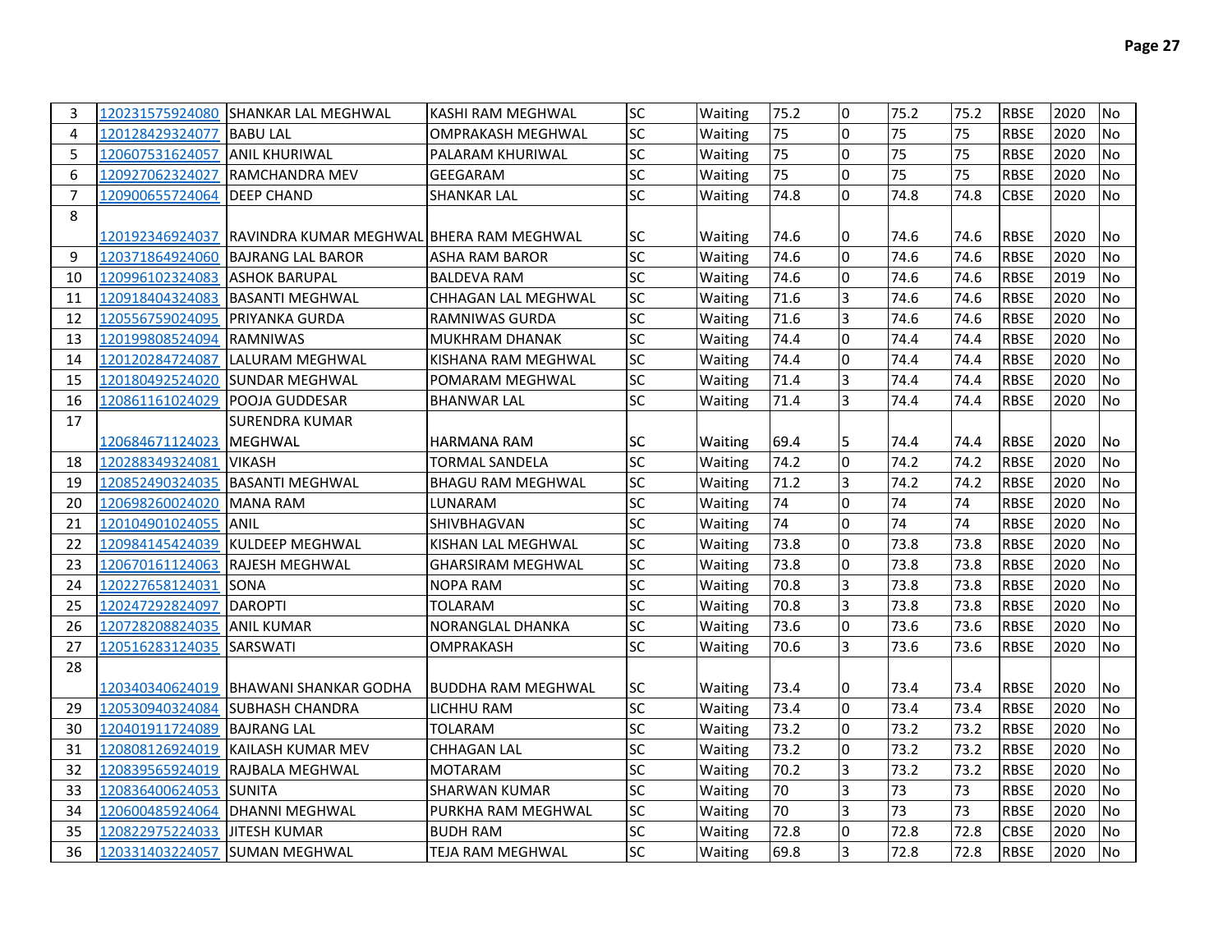| 3 | 120231575924080 | SHANKAR LAL MEGHWAL | KASHI RAM MEGHWAL | SC | Waiting | 75.2 | 0 | 75.2 | 75.2 | RBSE | 2020 | No |
|---|---|---|---|---|---|---|---|---|---|---|---|---|
| 4 | 120128429324077 | BABU LAL | OMPRAKASH MEGHWAL | SC | Waiting | 75 | 0 | 75 | 75 | RBSE | 2020 | No |
| 5 | 120607531624057 | ANIL KHURIWAL | PALARAM KHURIWAL | SC | Waiting | 75 | 0 | 75 | 75 | RBSE | 2020 | No |
| 6 | 120927062324027 | RAMCHANDRA MEV | GEEGARAM | SC | Waiting | 75 | 0 | 75 | 75 | RBSE | 2020 | No |
| 7 | 120900655724064 | DEEP CHAND | SHANKAR LAL | SC | Waiting | 74.8 | 0 | 74.8 | 74.8 | CBSE | 2020 | No |
| 8 | 120192346924037 | RAVINDRA KUMAR MEGHWAL | BHERA RAM MEGHWAL | SC | Waiting | 74.6 | 0 | 74.6 | 74.6 | RBSE | 2020 | No |
| 9 | 120371864924060 | BAJRANG LAL BAROR | ASHA RAM BAROR | SC | Waiting | 74.6 | 0 | 74.6 | 74.6 | RBSE | 2020 | No |
| 10 | 120996102324083 | ASHOK BARUPAL | BALDEVA RAM | SC | Waiting | 74.6 | 0 | 74.6 | 74.6 | RBSE | 2019 | No |
| 11 | 120918404324083 | BASANTI MEGHWAL | CHHAGAN LAL MEGHWAL | SC | Waiting | 71.6 | 3 | 74.6 | 74.6 | RBSE | 2020 | No |
| 12 | 120556759024095 | PRIYANKA GURDA | RAMNIWAS GURDA | SC | Waiting | 71.6 | 3 | 74.6 | 74.6 | RBSE | 2020 | No |
| 13 | 120199808524094 | RAMNIWAS | MUKHRAM DHANAK | SC | Waiting | 74.4 | 0 | 74.4 | 74.4 | RBSE | 2020 | No |
| 14 | 120120284724087 | LALURAM MEGHWAL | KISHANA RAM MEGHWAL | SC | Waiting | 74.4 | 0 | 74.4 | 74.4 | RBSE | 2020 | No |
| 15 | 120180492524020 | SUNDAR MEGHWAL | POMARAM MEGHWAL | SC | Waiting | 71.4 | 3 | 74.4 | 74.4 | RBSE | 2020 | No |
| 16 | 120861161024029 | POOJA GUDDESAR | BHANWAR LAL | SC | Waiting | 71.4 | 3 | 74.4 | 74.4 | RBSE | 2020 | No |
| 17 | 120684671124023 | SURENDRA KUMAR MEGHWAL | HARMANA RAM | SC | Waiting | 69.4 | 5 | 74.4 | 74.4 | RBSE | 2020 | No |
| 18 | 120288349324081 | VIKASH | TORMAL SANDELA | SC | Waiting | 74.2 | 0 | 74.2 | 74.2 | RBSE | 2020 | No |
| 19 | 120852490324035 | BASANTI MEGHWAL | BHAGU RAM MEGHWAL | SC | Waiting | 71.2 | 3 | 74.2 | 74.2 | RBSE | 2020 | No |
| 20 | 120698260024020 | MANA RAM | LUNARAM | SC | Waiting | 74 | 0 | 74 | 74 | RBSE | 2020 | No |
| 21 | 120104901024055 | ANIL | SHIVBHAGVAN | SC | Waiting | 74 | 0 | 74 | 74 | RBSE | 2020 | No |
| 22 | 120984145424039 | KULDEEP MEGHWAL | KISHAN LAL MEGHWAL | SC | Waiting | 73.8 | 0 | 73.8 | 73.8 | RBSE | 2020 | No |
| 23 | 120670161124063 | RAJESH MEGHWAL | GHARSIRAM MEGHWAL | SC | Waiting | 73.8 | 0 | 73.8 | 73.8 | RBSE | 2020 | No |
| 24 | 120227658124031 | SONA | NOPA RAM | SC | Waiting | 70.8 | 3 | 73.8 | 73.8 | RBSE | 2020 | No |
| 25 | 120247292824097 | DAROPTI | TOLARAM | SC | Waiting | 70.8 | 3 | 73.8 | 73.8 | RBSE | 2020 | No |
| 26 | 120728208824035 | ANIL KUMAR | NORANGLAL DHANKA | SC | Waiting | 73.6 | 0 | 73.6 | 73.6 | RBSE | 2020 | No |
| 27 | 120516283124035 | SARSWATI | OMPRAKASH | SC | Waiting | 70.6 | 3 | 73.6 | 73.6 | RBSE | 2020 | No |
| 28 | 120340340624019 | BHAWANI SHANKAR GODHA | BUDDHA RAM MEGHWAL | SC | Waiting | 73.4 | 0 | 73.4 | 73.4 | RBSE | 2020 | No |
| 29 | 120530940324084 | SUBHASH CHANDRA | LICHHU RAM | SC | Waiting | 73.4 | 0 | 73.4 | 73.4 | RBSE | 2020 | No |
| 30 | 120401911724089 | BAJRANG LAL | TOLARAM | SC | Waiting | 73.2 | 0 | 73.2 | 73.2 | RBSE | 2020 | No |
| 31 | 120808126924019 | KAILASH KUMAR MEV | CHHAGAN LAL | SC | Waiting | 73.2 | 0 | 73.2 | 73.2 | RBSE | 2020 | No |
| 32 | 120839565924019 | RAJBALA MEGHWAL | MOTARAM | SC | Waiting | 70.2 | 3 | 73.2 | 73.2 | RBSE | 2020 | No |
| 33 | 120836400624053 | SUNITA | SHARWAN KUMAR | SC | Waiting | 70 | 3 | 73 | 73 | RBSE | 2020 | No |
| 34 | 120600485924064 | DHANNI MEGHWAL | PURKHA RAM MEGHWAL | SC | Waiting | 70 | 3 | 73 | 73 | RBSE | 2020 | No |
| 35 | 120822975224033 | JITESH KUMAR | BUDH RAM | SC | Waiting | 72.8 | 0 | 72.8 | 72.8 | CBSE | 2020 | No |
| 36 | 120331403224057 | SUMAN MEGHWAL | TEJA RAM MEGHWAL | SC | Waiting | 69.8 | 3 | 72.8 | 72.8 | RBSE | 2020 | No |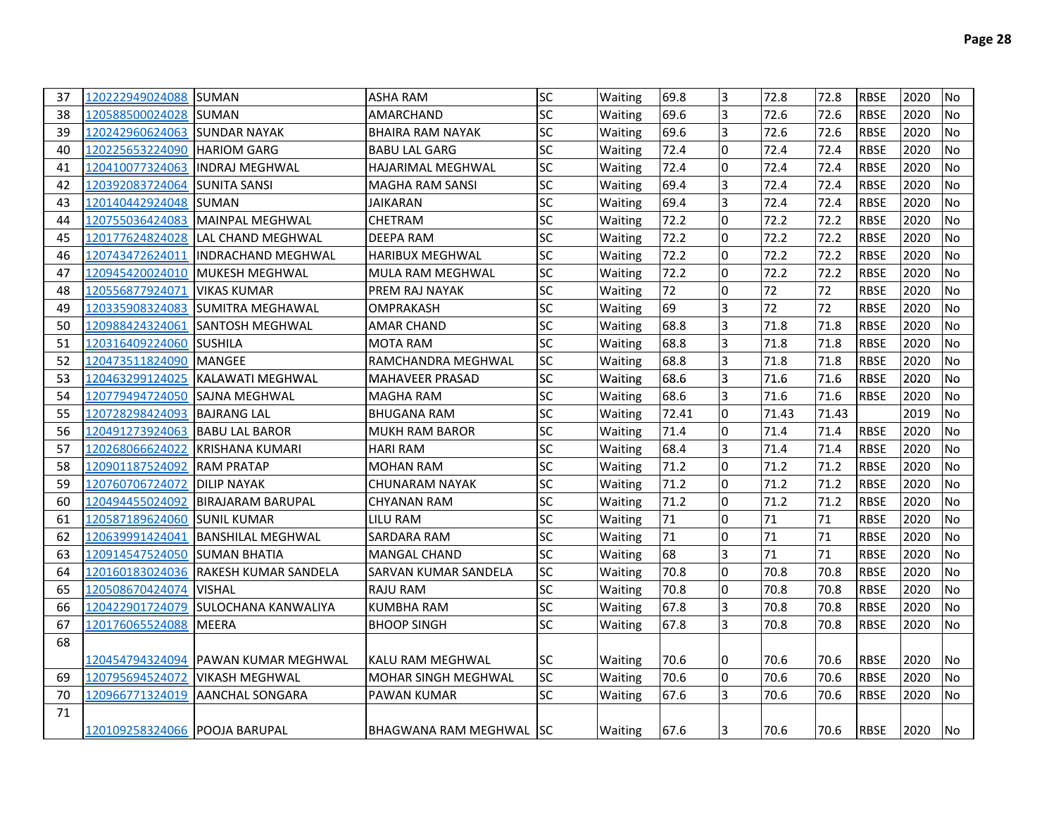| | | | | | | | | | | | | |
|---|---|---|---|---|---|---|---|---|---|---|---|---|
| 37 | 120222949024088 | SUMAN | ASHA RAM | SC | Waiting | 69.8 | 3 | 72.8 | 72.8 | RBSE | 2020 | No |
| 38 | 120588500024028 | SUMAN | AMARCHAND | SC | Waiting | 69.6 | 3 | 72.6 | 72.6 | RBSE | 2020 | No |
| 39 | 120242960624063 | SUNDAR NAYAK | BHAIRA RAM NAYAK | SC | Waiting | 69.6 | 3 | 72.6 | 72.6 | RBSE | 2020 | No |
| 40 | 120225653224090 | HARIOM GARG | BABU LAL GARG | SC | Waiting | 72.4 | 0 | 72.4 | 72.4 | RBSE | 2020 | No |
| 41 | 120410077324063 | INDRAJ MEGHWAL | HAJARIMAL MEGHWAL | SC | Waiting | 72.4 | 0 | 72.4 | 72.4 | RBSE | 2020 | No |
| 42 | 120392083724064 | SUNITA SANSI | MAGHA RAM SANSI | SC | Waiting | 69.4 | 3 | 72.4 | 72.4 | RBSE | 2020 | No |
| 43 | 120140442924048 | SUMAN | JAIKARAN | SC | Waiting | 69.4 | 3 | 72.4 | 72.4 | RBSE | 2020 | No |
| 44 | 120755036424083 | MAINPAL MEGHWAL | CHETRAM | SC | Waiting | 72.2 | 0 | 72.2 | 72.2 | RBSE | 2020 | No |
| 45 | 120177624824028 | LAL CHAND MEGHWAL | DEEPA RAM | SC | Waiting | 72.2 | 0 | 72.2 | 72.2 | RBSE | 2020 | No |
| 46 | 120743472624011 | INDRACHAND MEGHWAL | HARIBUX MEGHWAL | SC | Waiting | 72.2 | 0 | 72.2 | 72.2 | RBSE | 2020 | No |
| 47 | 120945420024010 | MUKESH MEGHWAL | MULA RAM MEGHWAL | SC | Waiting | 72.2 | 0 | 72.2 | 72.2 | RBSE | 2020 | No |
| 48 | 120556877924071 | VIKAS KUMAR | PREM RAJ NAYAK | SC | Waiting | 72 | 0 | 72 | 72 | RBSE | 2020 | No |
| 49 | 120335908324083 | SUMITRA MEGHAWAL | OMPRAKASH | SC | Waiting | 69 | 3 | 72 | 72 | RBSE | 2020 | No |
| 50 | 120988424324061 | SANTOSH MEGHWAL | AMAR CHAND | SC | Waiting | 68.8 | 3 | 71.8 | 71.8 | RBSE | 2020 | No |
| 51 | 120316409224060 | SUSHILA | MOTA RAM | SC | Waiting | 68.8 | 3 | 71.8 | 71.8 | RBSE | 2020 | No |
| 52 | 120473511824090 | MANGEE | RAMCHANDRA MEGHWAL | SC | Waiting | 68.8 | 3 | 71.8 | 71.8 | RBSE | 2020 | No |
| 53 | 120463299124025 | KALAWATI MEGHWAL | MAHAVEER PRASAD | SC | Waiting | 68.6 | 3 | 71.6 | 71.6 | RBSE | 2020 | No |
| 54 | 120779494724050 | SAJNA MEGHWAL | MAGHA RAM | SC | Waiting | 68.6 | 3 | 71.6 | 71.6 | RBSE | 2020 | No |
| 55 | 120728298424093 | BAJRANG LAL | BHUGANA RAM | SC | Waiting | 72.41 | 0 | 71.43 | 71.43 | | 2019 | No |
| 56 | 120491273924063 | BABU LAL BAROR | MUKH RAM BAROR | SC | Waiting | 71.4 | 0 | 71.4 | 71.4 | RBSE | 2020 | No |
| 57 | 120268066624022 | KRISHANA KUMARI | HARI RAM | SC | Waiting | 68.4 | 3 | 71.4 | 71.4 | RBSE | 2020 | No |
| 58 | 120901187524092 | RAM PRATAP | MOHAN RAM | SC | Waiting | 71.2 | 0 | 71.2 | 71.2 | RBSE | 2020 | No |
| 59 | 120760706724072 | DILIP NAYAK | CHUNARAM NAYAK | SC | Waiting | 71.2 | 0 | 71.2 | 71.2 | RBSE | 2020 | No |
| 60 | 120494455024092 | BIRAJARAM BARUPAL | CHYANAN RAM | SC | Waiting | 71.2 | 0 | 71.2 | 71.2 | RBSE | 2020 | No |
| 61 | 120587189624060 | SUNIL KUMAR | LILU RAM | SC | Waiting | 71 | 0 | 71 | 71 | RBSE | 2020 | No |
| 62 | 120639991424041 | BANSHILAL MEGHWAL | SARDARA RAM | SC | Waiting | 71 | 0 | 71 | 71 | RBSE | 2020 | No |
| 63 | 120914547524050 | SUMAN BHATIA | MANGAL CHAND | SC | Waiting | 68 | 3 | 71 | 71 | RBSE | 2020 | No |
| 64 | 120160183024036 | RAKESH KUMAR SANDELA | SARVAN KUMAR SANDELA | SC | Waiting | 70.8 | 0 | 70.8 | 70.8 | RBSE | 2020 | No |
| 65 | 120508670424074 | VISHAL | RAJU RAM | SC | Waiting | 70.8 | 0 | 70.8 | 70.8 | RBSE | 2020 | No |
| 66 | 120422901724079 | SULOCHANA KANWALIYA | KUMBHA RAM | SC | Waiting | 67.8 | 3 | 70.8 | 70.8 | RBSE | 2020 | No |
| 67 | 120176065524088 | MEERA | BHOOP SINGH | SC | Waiting | 67.8 | 3 | 70.8 | 70.8 | RBSE | 2020 | No |
| 68 | 120454794324094 | PAWAN KUMAR MEGHWAL | KALU RAM MEGHWAL | SC | Waiting | 70.6 | 0 | 70.6 | 70.6 | RBSE | 2020 | No |
| 69 | 120795694524072 | VIKASH MEGHWAL | MOHAR SINGH MEGHWAL | SC | Waiting | 70.6 | 0 | 70.6 | 70.6 | RBSE | 2020 | No |
| 70 | 120966771324019 | AANCHAL SONGARA | PAWAN KUMAR | SC | Waiting | 67.6 | 3 | 70.6 | 70.6 | RBSE | 2020 | No |
| 71 | 120109258324066 | POOJA BARUPAL | BHAGWANA RAM MEGHWAL | SC | Waiting | 67.6 | 3 | 70.6 | 70.6 | RBSE | 2020 | No |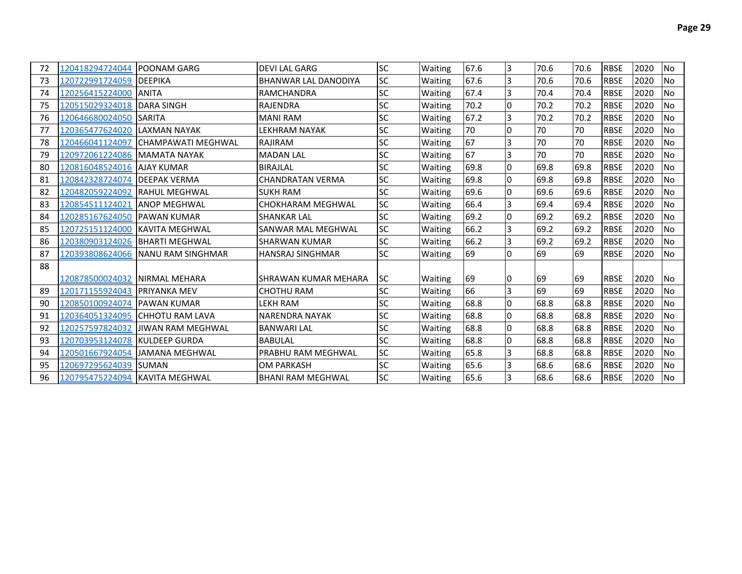| | | | | | | | | | | | | |
|---|---|---|---|---|---|---|---|---|---|---|---|---|
| 72 | 120418294724044 | POONAM GARG | DEVI LAL GARG | SC | Waiting | 67.6 | 3 | 70.6 | 70.6 | RBSE | 2020 | No |
| 73 | 120722991724059 | DEEPIKA | BHANWAR LAL DANODIYA | SC | Waiting | 67.6 | 3 | 70.6 | 70.6 | RBSE | 2020 | No |
| 74 | 120256415224000 | ANITA | RAMCHANDRA | SC | Waiting | 67.4 | 3 | 70.4 | 70.4 | RBSE | 2020 | No |
| 75 | 120515029324018 | DARA SINGH | RAJENDRA | SC | Waiting | 70.2 | 0 | 70.2 | 70.2 | RBSE | 2020 | No |
| 76 | 120646680024050 | SARITA | MANI RAM | SC | Waiting | 67.2 | 3 | 70.2 | 70.2 | RBSE | 2020 | No |
| 77 | 120365477624020 | LAXMAN NAYAK | LEKHRAM NAYAK | SC | Waiting | 70 | 0 | 70 | 70 | RBSE | 2020 | No |
| 78 | 120466041124097 | CHAMPAWATI MEGHWAL | RAJIRAM | SC | Waiting | 67 | 3 | 70 | 70 | RBSE | 2020 | No |
| 79 | 120972061224086 | MAMATA NAYAK | MADAN LAL | SC | Waiting | 67 | 3 | 70 | 70 | RBSE | 2020 | No |
| 80 | 120816048524016 | AJAY KUMAR | BIRAJLAL | SC | Waiting | 69.8 | 0 | 69.8 | 69.8 | RBSE | 2020 | No |
| 81 | 120842328724074 | DEEPAK VERMA | CHANDRATAN VERMA | SC | Waiting | 69.8 | 0 | 69.8 | 69.8 | RBSE | 2020 | No |
| 82 | 120482059224092 | RAHUL MEGHWAL | SUKH RAM | SC | Waiting | 69.6 | 0 | 69.6 | 69.6 | RBSE | 2020 | No |
| 83 | 120854511124021 | ANOP MEGHWAL | CHOKHARAM MEGHWAL | SC | Waiting | 66.4 | 3 | 69.4 | 69.4 | RBSE | 2020 | No |
| 84 | 120285167624050 | PAWAN KUMAR | SHANKAR LAL | SC | Waiting | 69.2 | 0 | 69.2 | 69.2 | RBSE | 2020 | No |
| 85 | 120725151124000 | KAVITA MEGHWAL | SANWAR MAL MEGHWAL | SC | Waiting | 66.2 | 3 | 69.2 | 69.2 | RBSE | 2020 | No |
| 86 | 120380903124026 | BHARTI MEGHWAL | SHARWAN KUMAR | SC | Waiting | 66.2 | 3 | 69.2 | 69.2 | RBSE | 2020 | No |
| 87 | 120393808624066 | NANU RAM SINGHMAR | HANSRAJ SINGHMAR | SC | Waiting | 69 | 0 | 69 | 69 | RBSE | 2020 | No |
| 88 | 120878500024032 | NIRMAL MEHARA | SHRAWAN KUMAR MEHARA | SC | Waiting | 69 | 0 | 69 | 69 | RBSE | 2020 | No |
| 89 | 120171155924043 | PRIYANKA MEV | CHOTHU RAM | SC | Waiting | 66 | 3 | 69 | 69 | RBSE | 2020 | No |
| 90 | 120850100924074 | PAWAN KUMAR | LEKH RAM | SC | Waiting | 68.8 | 0 | 68.8 | 68.8 | RBSE | 2020 | No |
| 91 | 120364051324095 | CHHOTU RAM LAVA | NARENDRA NAYAK | SC | Waiting | 68.8 | 0 | 68.8 | 68.8 | RBSE | 2020 | No |
| 92 | 120257597824032 | JIWAN RAM MEGHWAL | BANWARI LAL | SC | Waiting | 68.8 | 0 | 68.8 | 68.8 | RBSE | 2020 | No |
| 93 | 120703953124078 | KULDEEP GURDA | BABULAL | SC | Waiting | 68.8 | 0 | 68.8 | 68.8 | RBSE | 2020 | No |
| 94 | 120501667924054 | JAMANA MEGHWAL | PRABHU RAM MEGHWAL | SC | Waiting | 65.8 | 3 | 68.8 | 68.8 | RBSE | 2020 | No |
| 95 | 120697295624039 | SUMAN | OM PARKASH | SC | Waiting | 65.6 | 3 | 68.6 | 68.6 | RBSE | 2020 | No |
| 96 | 120795475224094 | KAVITA MEGHWAL | BHANI RAM MEGHWAL | SC | Waiting | 65.6 | 3 | 68.6 | 68.6 | RBSE | 2020 | No |